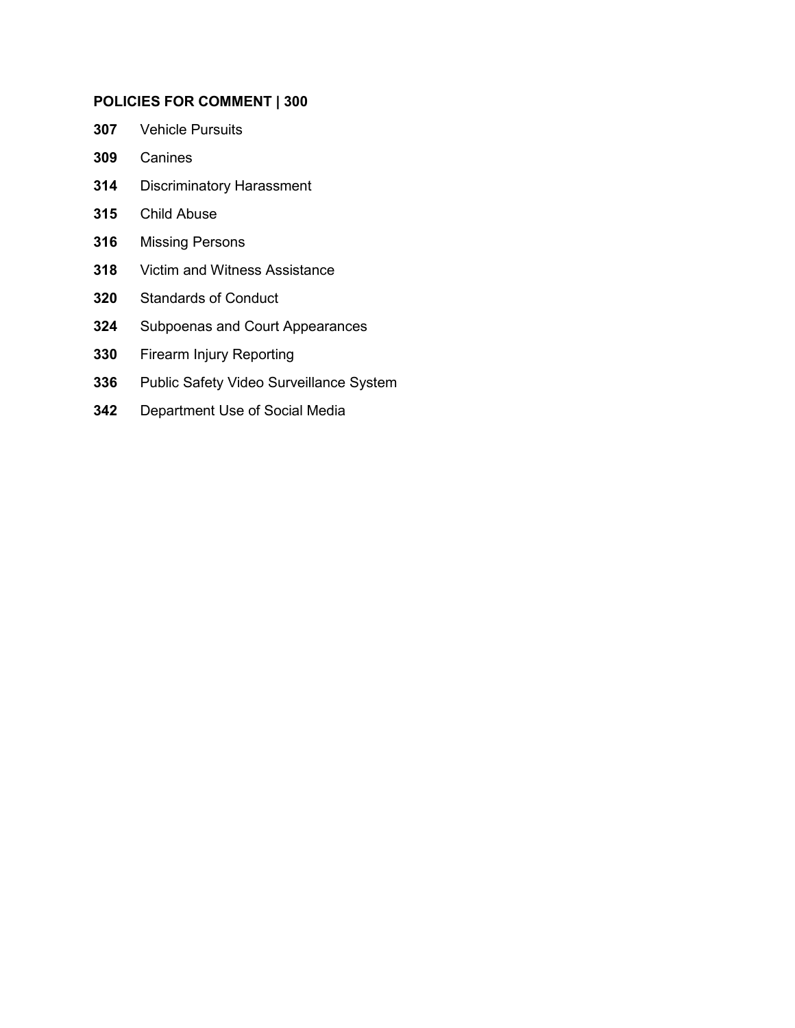**POLICIES FOR COMMENT | 300**

**307** Vehicle Pursuits

**309** Canines

**314** Discriminatory Harassment

**315** Child Abuse

**316** Missing Persons

**318** Victim and Witness Assistance

**320** Standards of Conduct

**324** Subpoenas and Court Appearances

**330** Firearm Injury Reporting

**336** Public Safety Video Surveillance System

**342** Department Use of Social Media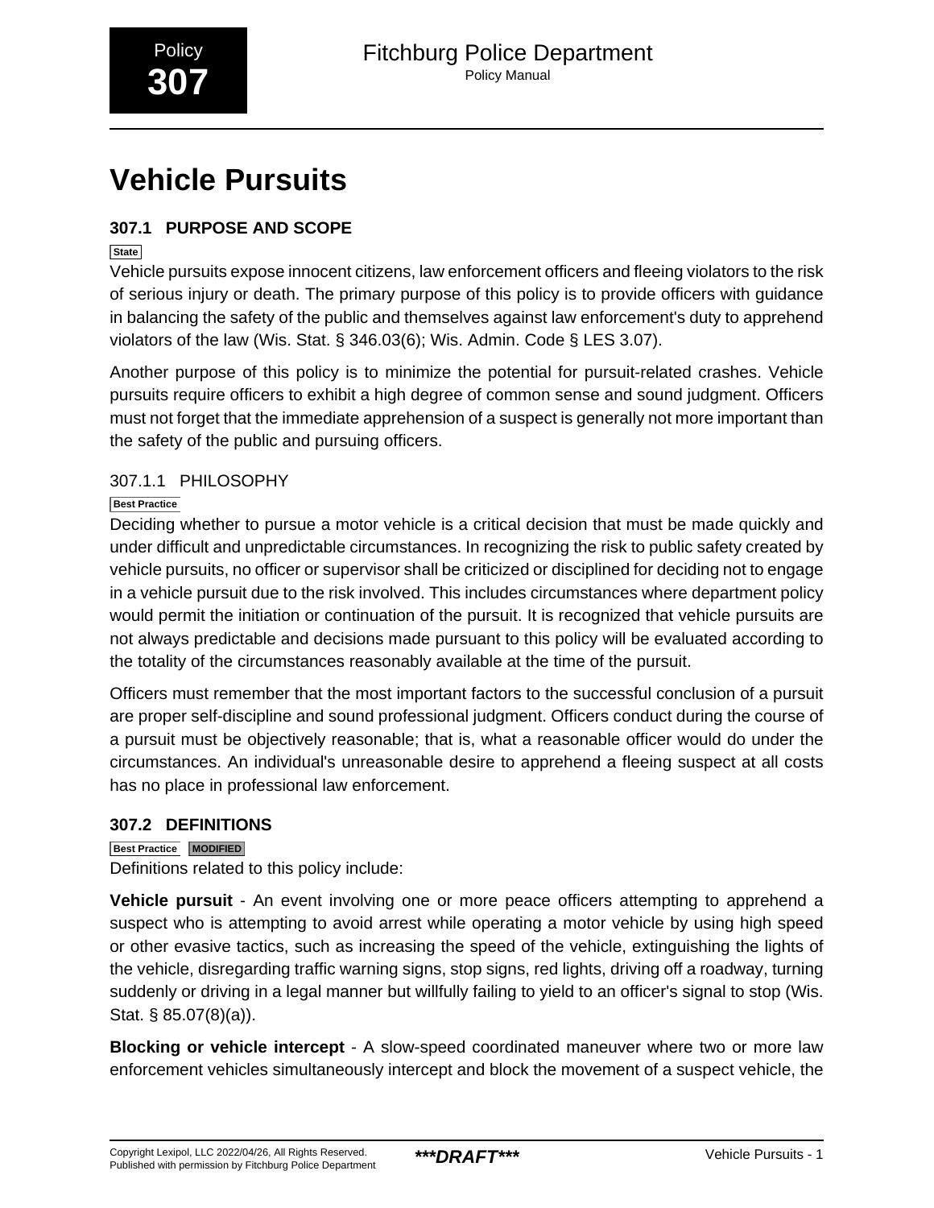# Vehicle Pursuits

## 307.1 PURPOSE AND SCOPE

State

Vehicle pursuits expose innocent citizens, law enforcement officers and fleeing violators to the risk of serious injury or death. The primary purpose of this policy is to provide officers with guidance in balancing the safety of the public and themselves against law enforcement's duty to apprehend violators of the law (Wis. Stat. § 346.03(6); Wis. Admin. Code § LES 3.07).

Another purpose of this policy is to minimize the potential for pursuit-related crashes. Vehicle pursuits require officers to exhibit a high degree of common sense and sound judgment. Officers must not forget that the immediate apprehension of a suspect is generally not more important than the safety of the public and pursuing officers.

### 307.1.1 PHILOSOPHY

Best Practice

Deciding whether to pursue a motor vehicle is a critical decision that must be made quickly and under difficult and unpredictable circumstances. In recognizing the risk to public safety created by vehicle pursuits, no officer or supervisor shall be criticized or disciplined for deciding not to engage in a vehicle pursuit due to the risk involved. This includes circumstances where department policy would permit the initiation or continuation of the pursuit. It is recognized that vehicle pursuits are not always predictable and decisions made pursuant to this policy will be evaluated according to the totality of the circumstances reasonably available at the time of the pursuit.

Officers must remember that the most important factors to the successful conclusion of a pursuit are proper self-discipline and sound professional judgment. Officers conduct during the course of a pursuit must be objectively reasonable; that is, what a reasonable officer would do under the circumstances. An individual's unreasonable desire to apprehend a fleeing suspect at all costs has no place in professional law enforcement.

## 307.2 DEFINITIONS

Best Practice MODIFIED

Definitions related to this policy include:

**Vehicle pursuit** - An event involving one or more peace officers attempting to apprehend a suspect who is attempting to avoid arrest while operating a motor vehicle by using high speed or other evasive tactics, such as increasing the speed of the vehicle, extinguishing the lights of the vehicle, disregarding traffic warning signs, stop signs, red lights, driving off a roadway, turning suddenly or driving in a legal manner but willfully failing to yield to an officer's signal to stop (Wis. Stat. § 85.07(8)(a)).

**Blocking or vehicle intercept** - A slow-speed coordinated maneuver where two or more law enforcement vehicles simultaneously intercept and block the movement of a suspect vehicle, the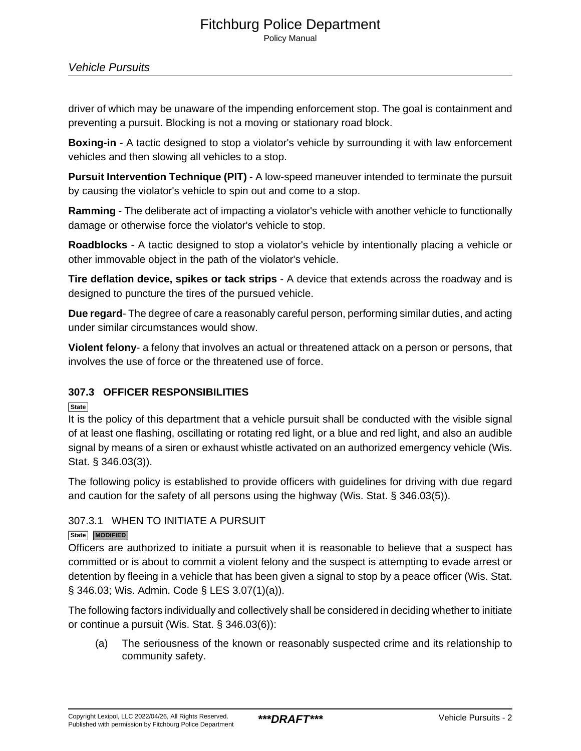driver of which may be unaware of the impending enforcement stop. The goal is containment and preventing a pursuit. Blocking is not a moving or stationary road block.

**Boxing-in** - A tactic designed to stop a violator's vehicle by surrounding it with law enforcement vehicles and then slowing all vehicles to a stop.

**Pursuit Intervention Technique (PIT)** - A low-speed maneuver intended to terminate the pursuit by causing the violator's vehicle to spin out and come to a stop.

**Ramming** - The deliberate act of impacting a violator's vehicle with another vehicle to functionally damage or otherwise force the violator's vehicle to stop.

**Roadblocks** - A tactic designed to stop a violator's vehicle by intentionally placing a vehicle or other immovable object in the path of the violator's vehicle.

**Tire deflation device, spikes or tack strips** - A device that extends across the roadway and is designed to puncture the tires of the pursued vehicle.

**Due regard**- The degree of care a reasonably careful person, performing similar duties, and acting under similar circumstances would show.

**Violent felony**- a felony that involves an actual or threatened attack on a person or persons, that involves the use of force or the threatened use of force.

## 307.3 OFFICER RESPONSIBILITIES

State

It is the policy of this department that a vehicle pursuit shall be conducted with the visible signal of at least one flashing, oscillating or rotating red light, or a blue and red light, and also an audible signal by means of a siren or exhaust whistle activated on an authorized emergency vehicle (Wis. Stat. § 346.03(3)).

The following policy is established to provide officers with guidelines for driving with due regard and caution for the safety of all persons using the highway (Wis. Stat. § 346.03(5)).

### 307.3.1 WHEN TO INITIATE A PURSUIT

State MODIFIED

Officers are authorized to initiate a pursuit when it is reasonable to believe that a suspect has committed or is about to commit a violent felony and the suspect is attempting to evade arrest or detention by fleeing in a vehicle that has been given a signal to stop by a peace officer (Wis. Stat. § 346.03; Wis. Admin. Code § LES 3.07(1)(a)).

The following factors individually and collectively shall be considered in deciding whether to initiate or continue a pursuit (Wis. Stat. § 346.03(6)):

(a) The seriousness of the known or reasonably suspected crime and its relationship to community safety.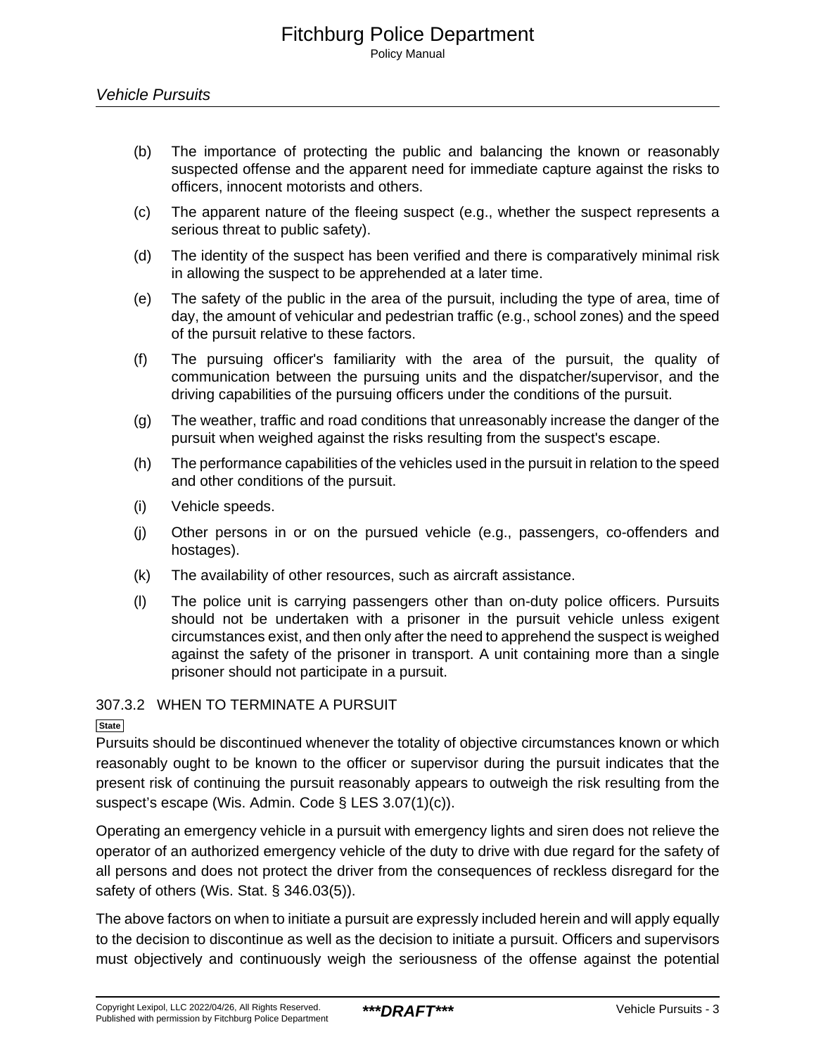(b) The importance of protecting the public and balancing the known or reasonably suspected offense and the apparent need for immediate capture against the risks to officers, innocent motorists and others.

(c) The apparent nature of the fleeing suspect (e.g., whether the suspect represents a serious threat to public safety).

(d) The identity of the suspect has been verified and there is comparatively minimal risk in allowing the suspect to be apprehended at a later time.

(e) The safety of the public in the area of the pursuit, including the type of area, time of day, the amount of vehicular and pedestrian traffic (e.g., school zones) and the speed of the pursuit relative to these factors.

(f) The pursuing officer's familiarity with the area of the pursuit, the quality of communication between the pursuing units and the dispatcher/supervisor, and the driving capabilities of the pursuing officers under the conditions of the pursuit.

(g) The weather, traffic and road conditions that unreasonably increase the danger of the pursuit when weighed against the risks resulting from the suspect's escape.

(h) The performance capabilities of the vehicles used in the pursuit in relation to the speed and other conditions of the pursuit.

(i) Vehicle speeds.

(j) Other persons in or on the pursued vehicle (e.g., passengers, co-offenders and hostages).

(k) The availability of other resources, such as aircraft assistance.

(l) The police unit is carrying passengers other than on-duty police officers. Pursuits should not be undertaken with a prisoner in the pursuit vehicle unless exigent circumstances exist, and then only after the need to apprehend the suspect is weighed against the safety of the prisoner in transport. A unit containing more than a single prisoner should not participate in a pursuit.

### 307.3.2 WHEN TO TERMINATE A PURSUIT

State

Pursuits should be discontinued whenever the totality of objective circumstances known or which reasonably ought to be known to the officer or supervisor during the pursuit indicates that the present risk of continuing the pursuit reasonably appears to outweigh the risk resulting from the suspect's escape (Wis. Admin. Code § LES 3.07(1)(c)).

Operating an emergency vehicle in a pursuit with emergency lights and siren does not relieve the operator of an authorized emergency vehicle of the duty to drive with due regard for the safety of all persons and does not protect the driver from the consequences of reckless disregard for the safety of others (Wis. Stat. § 346.03(5)).

The above factors on when to initiate a pursuit are expressly included herein and will apply equally to the decision to discontinue as well as the decision to initiate a pursuit. Officers and supervisors must objectively and continuously weigh the seriousness of the offense against the potential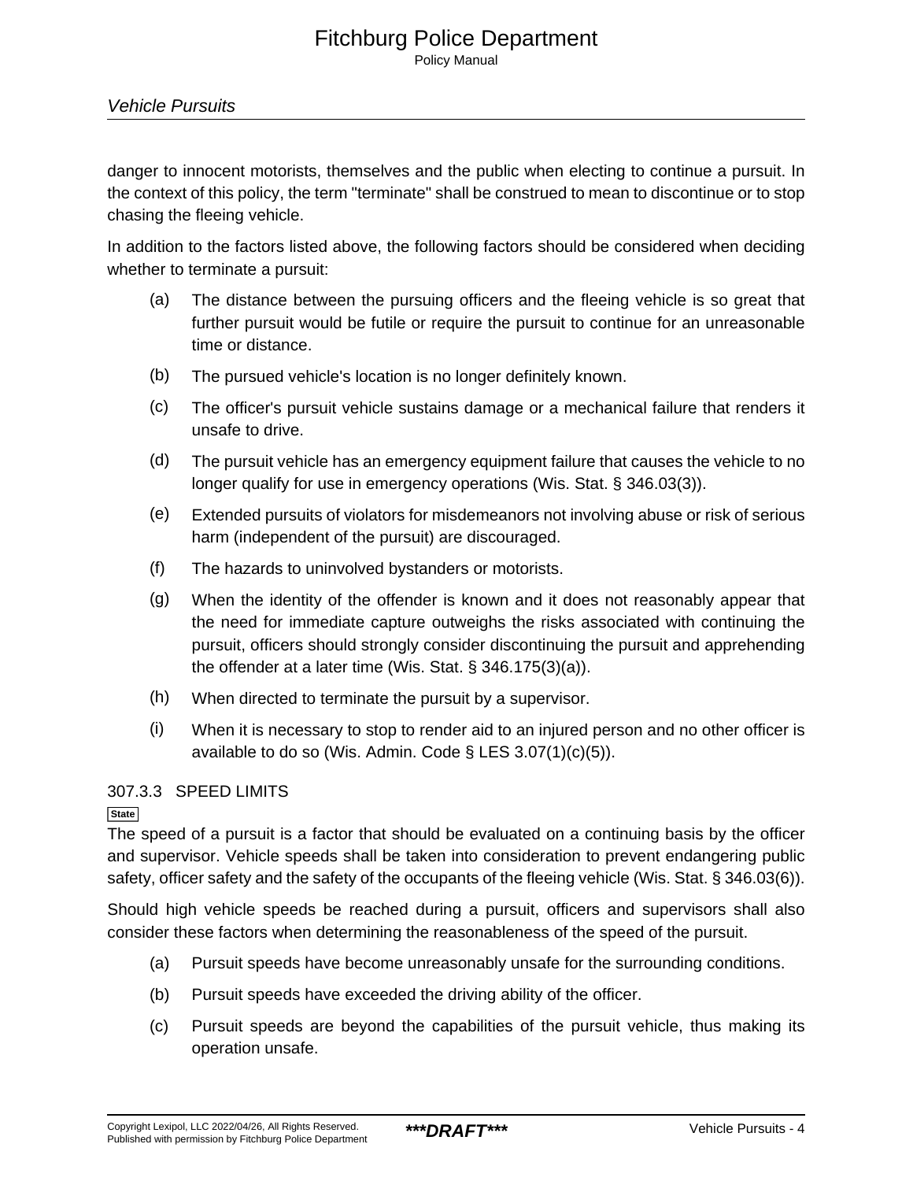danger to innocent motorists, themselves and the public when electing to continue a pursuit. In the context of this policy, the term "terminate" shall be construed to mean to discontinue or to stop chasing the fleeing vehicle.

In addition to the factors listed above, the following factors should be considered when deciding whether to terminate a pursuit:

(a) The distance between the pursuing officers and the fleeing vehicle is so great that further pursuit would be futile or require the pursuit to continue for an unreasonable time or distance.

(b) The pursued vehicle's location is no longer definitely known.

(c) The officer's pursuit vehicle sustains damage or a mechanical failure that renders it unsafe to drive.

(d) The pursuit vehicle has an emergency equipment failure that causes the vehicle to no longer qualify for use in emergency operations (Wis. Stat. § 346.03(3)).

(e) Extended pursuits of violators for misdemeanors not involving abuse or risk of serious harm (independent of the pursuit) are discouraged.

(f) The hazards to uninvolved bystanders or motorists.

(g) When the identity of the offender is known and it does not reasonably appear that the need for immediate capture outweighs the risks associated with continuing the pursuit, officers should strongly consider discontinuing the pursuit and apprehending the offender at a later time (Wis. Stat. § 346.175(3)(a)).

(h) When directed to terminate the pursuit by a supervisor.

(i) When it is necessary to stop to render aid to an injured person and no other officer is available to do so (Wis. Admin. Code § LES 3.07(1)(c)(5)).

### 307.3.3 SPEED LIMITS

State

The speed of a pursuit is a factor that should be evaluated on a continuing basis by the officer and supervisor. Vehicle speeds shall be taken into consideration to prevent endangering public safety, officer safety and the safety of the occupants of the fleeing vehicle (Wis. Stat. § 346.03(6)).

Should high vehicle speeds be reached during a pursuit, officers and supervisors shall also consider these factors when determining the reasonableness of the speed of the pursuit.

(a) Pursuit speeds have become unreasonably unsafe for the surrounding conditions.

(b) Pursuit speeds have exceeded the driving ability of the officer.

(c) Pursuit speeds are beyond the capabilities of the pursuit vehicle, thus making its operation unsafe.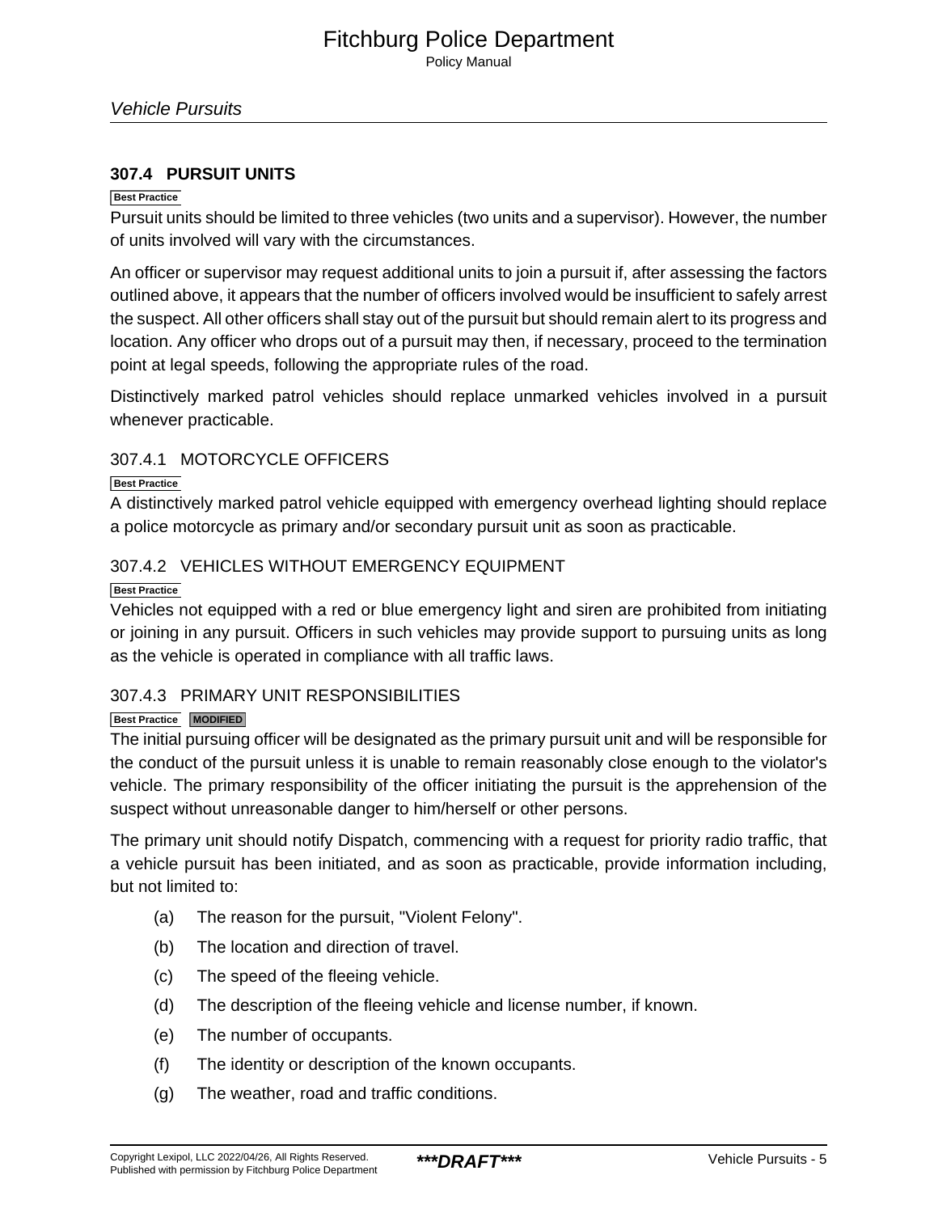### 307.4 PURSUIT UNITS

Best Practice

Pursuit units should be limited to three vehicles (two units and a supervisor). However, the number of units involved will vary with the circumstances.

An officer or supervisor may request additional units to join a pursuit if, after assessing the factors outlined above, it appears that the number of officers involved would be insufficient to safely arrest the suspect. All other officers shall stay out of the pursuit but should remain alert to its progress and location. Any officer who drops out of a pursuit may then, if necessary, proceed to the termination point at legal speeds, following the appropriate rules of the road.

Distinctively marked patrol vehicles should replace unmarked vehicles involved in a pursuit whenever practicable.

#### 307.4.1 MOTORCYCLE OFFICERS

Best Practice

A distinctively marked patrol vehicle equipped with emergency overhead lighting should replace a police motorcycle as primary and/or secondary pursuit unit as soon as practicable.

#### 307.4.2 VEHICLES WITHOUT EMERGENCY EQUIPMENT

Best Practice

Vehicles not equipped with a red or blue emergency light and siren are prohibited from initiating or joining in any pursuit. Officers in such vehicles may provide support to pursuing units as long as the vehicle is operated in compliance with all traffic laws.

#### 307.4.3 PRIMARY UNIT RESPONSIBILITIES

Best Practice MODIFIED

The initial pursuing officer will be designated as the primary pursuit unit and will be responsible for the conduct of the pursuit unless it is unable to remain reasonably close enough to the violator's vehicle. The primary responsibility of the officer initiating the pursuit is the apprehension of the suspect without unreasonable danger to him/herself or other persons.

The primary unit should notify Dispatch, commencing with a request for priority radio traffic, that a vehicle pursuit has been initiated, and as soon as practicable, provide information including, but not limited to:

(a) The reason for the pursuit, "Violent Felony".

(b) The location and direction of travel.

(c) The speed of the fleeing vehicle.

(d) The description of the fleeing vehicle and license number, if known.

(e) The number of occupants.

(f) The identity or description of the known occupants.

(g) The weather, road and traffic conditions.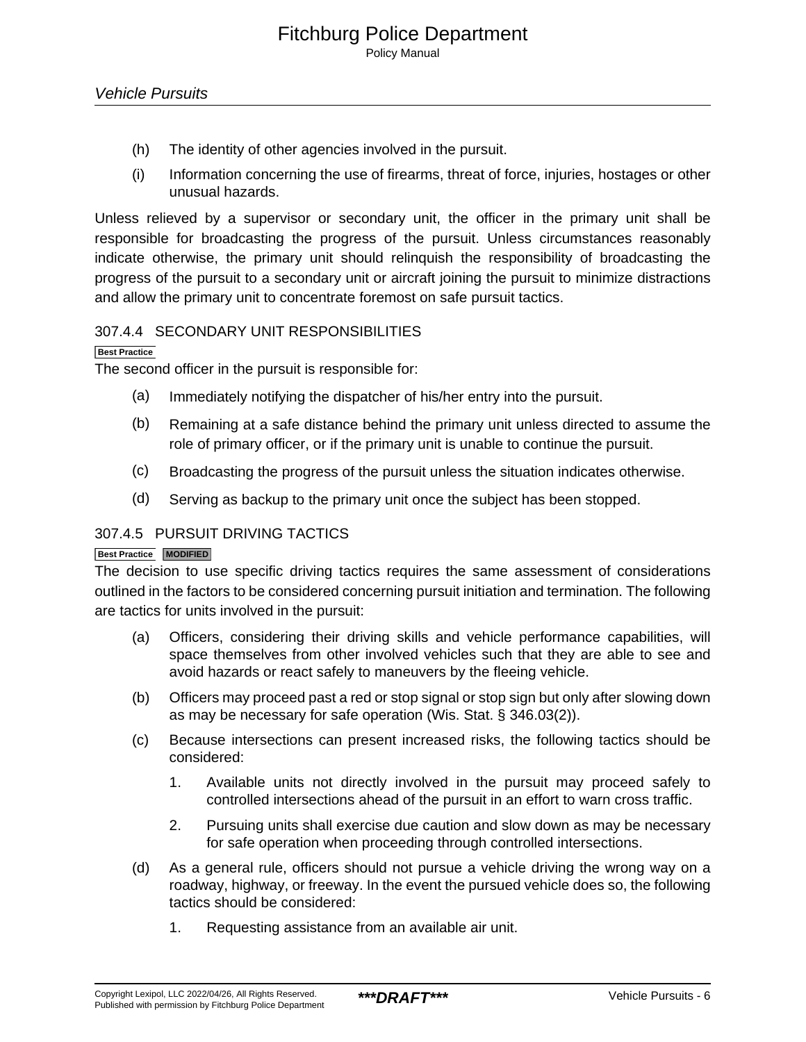(h) The identity of other agencies involved in the pursuit.

(i) Information concerning the use of firearms, threat of force, injuries, hostages or other unusual hazards.

Unless relieved by a supervisor or secondary unit, the officer in the primary unit shall be responsible for broadcasting the progress of the pursuit. Unless circumstances reasonably indicate otherwise, the primary unit should relinquish the responsibility of broadcasting the progress of the pursuit to a secondary unit or aircraft joining the pursuit to minimize distractions and allow the primary unit to concentrate foremost on safe pursuit tactics.

### 307.4.4 SECONDARY UNIT RESPONSIBILITIES

**Best Practice**

The second officer in the pursuit is responsible for:

(a) Immediately notifying the dispatcher of his/her entry into the pursuit.

(b) Remaining at a safe distance behind the primary unit unless directed to assume the role of primary officer, or if the primary unit is unable to continue the pursuit.

(c) Broadcasting the progress of the pursuit unless the situation indicates otherwise.

(d) Serving as backup to the primary unit once the subject has been stopped.

### 307.4.5 PURSUIT DRIVING TACTICS

**Best Practice** **MODIFIED**

The decision to use specific driving tactics requires the same assessment of considerations outlined in the factors to be considered concerning pursuit initiation and termination. The following are tactics for units involved in the pursuit:

(a) Officers, considering their driving skills and vehicle performance capabilities, will space themselves from other involved vehicles such that they are able to see and avoid hazards or react safely to maneuvers by the fleeing vehicle.

(b) Officers may proceed past a red or stop signal or stop sign but only after slowing down as may be necessary for safe operation (Wis. Stat. § 346.03(2)).

(c) Because intersections can present increased risks, the following tactics should be considered:

1. Available units not directly involved in the pursuit may proceed safely to controlled intersections ahead of the pursuit in an effort to warn cross traffic.

2. Pursuing units shall exercise due caution and slow down as may be necessary for safe operation when proceeding through controlled intersections.

(d) As a general rule, officers should not pursue a vehicle driving the wrong way on a roadway, highway, or freeway. In the event the pursued vehicle does so, the following tactics should be considered:

1. Requesting assistance from an available air unit.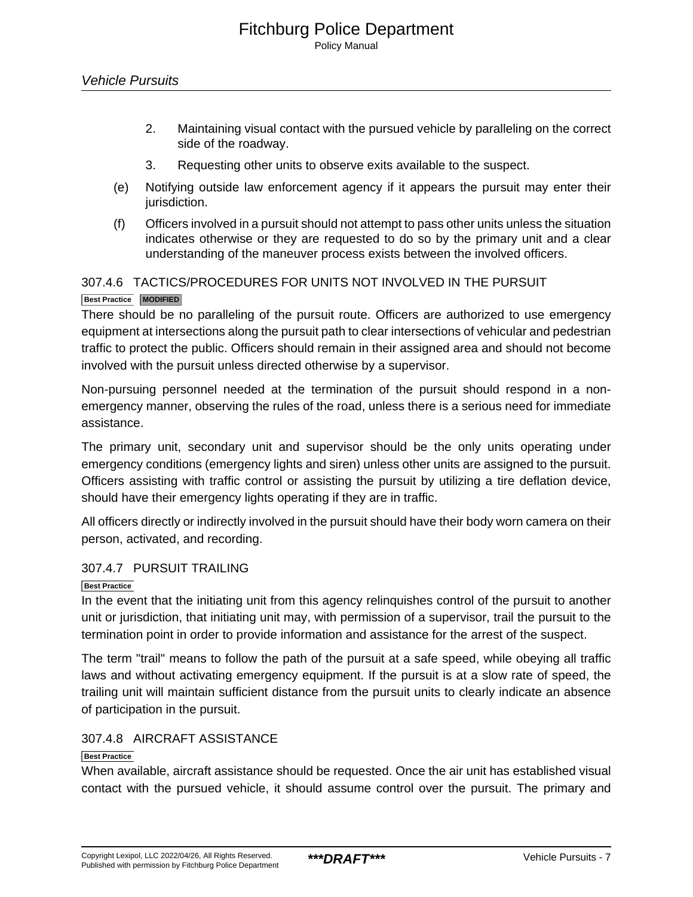2. Maintaining visual contact with the pursued vehicle by paralleling on the correct side of the roadway.

3. Requesting other units to observe exits available to the suspect.

(e) Notifying outside law enforcement agency if it appears the pursuit may enter their jurisdiction.

(f) Officers involved in a pursuit should not attempt to pass other units unless the situation indicates otherwise or they are requested to do so by the primary unit and a clear understanding of the maneuver process exists between the involved officers.

### 307.4.6 TACTICS/PROCEDURES FOR UNITS NOT INVOLVED IN THE PURSUIT

**Best Practice** **MODIFIED**

There should be no paralleling of the pursuit route. Officers are authorized to use emergency equipment at intersections along the pursuit path to clear intersections of vehicular and pedestrian traffic to protect the public. Officers should remain in their assigned area and should not become involved with the pursuit unless directed otherwise by a supervisor.

Non-pursuing personnel needed at the termination of the pursuit should respond in a non-emergency manner, observing the rules of the road, unless there is a serious need for immediate assistance.

The primary unit, secondary unit and supervisor should be the only units operating under emergency conditions (emergency lights and siren) unless other units are assigned to the pursuit. Officers assisting with traffic control or assisting the pursuit by utilizing a tire deflation device, should have their emergency lights operating if they are in traffic.

All officers directly or indirectly involved in the pursuit should have their body worn camera on their person, activated, and recording.

### 307.4.7 PURSUIT TRAILING

**Best Practice**

In the event that the initiating unit from this agency relinquishes control of the pursuit to another unit or jurisdiction, that initiating unit may, with permission of a supervisor, trail the pursuit to the termination point in order to provide information and assistance for the arrest of the suspect.

The term "trail" means to follow the path of the pursuit at a safe speed, while obeying all traffic laws and without activating emergency equipment. If the pursuit is at a slow rate of speed, the trailing unit will maintain sufficient distance from the pursuit units to clearly indicate an absence of participation in the pursuit.

### 307.4.8 AIRCRAFT ASSISTANCE

**Best Practice**

When available, aircraft assistance should be requested. Once the air unit has established visual contact with the pursued vehicle, it should assume control over the pursuit. The primary and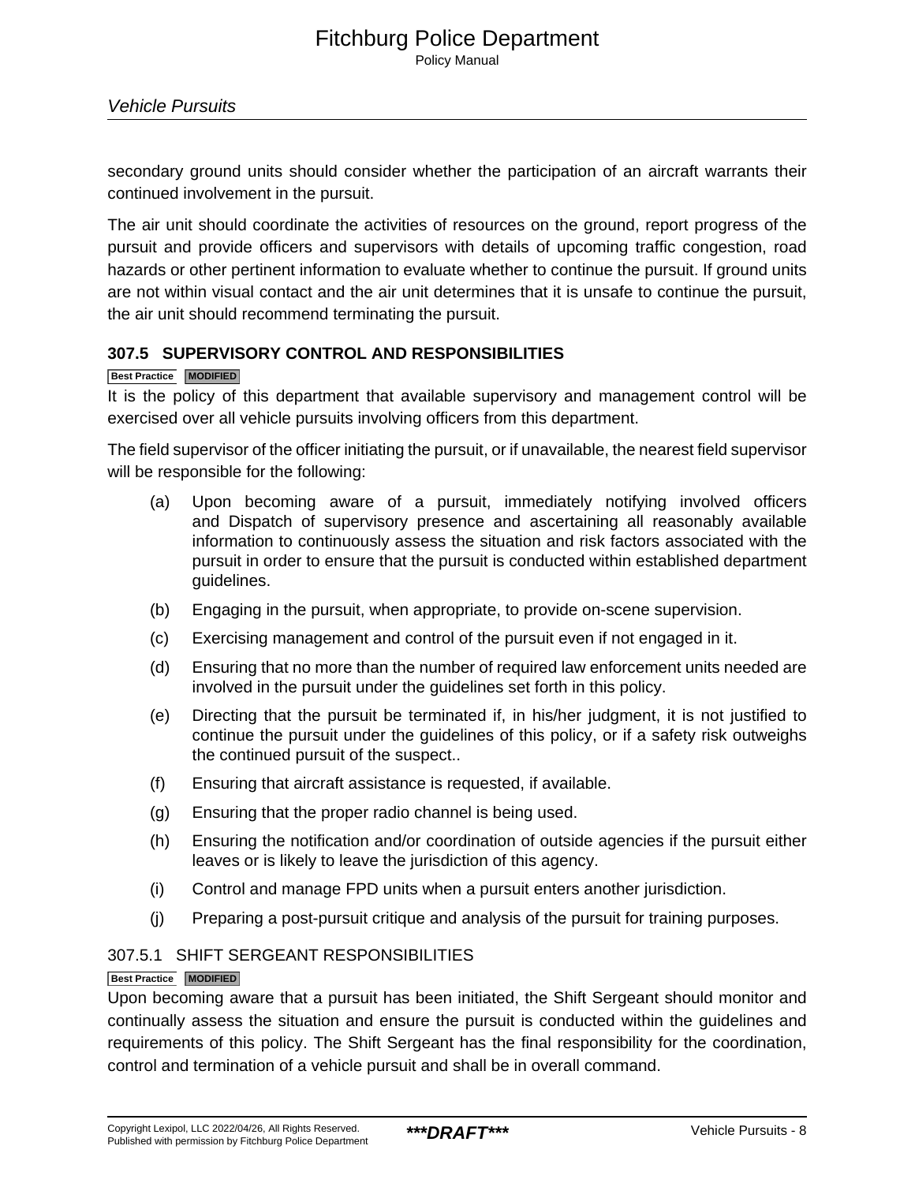secondary ground units should consider whether the participation of an aircraft warrants their continued involvement in the pursuit.

The air unit should coordinate the activities of resources on the ground, report progress of the pursuit and provide officers and supervisors with details of upcoming traffic congestion, road hazards or other pertinent information to evaluate whether to continue the pursuit. If ground units are not within visual contact and the air unit determines that it is unsafe to continue the pursuit, the air unit should recommend terminating the pursuit.

## 307.5 SUPERVISORY CONTROL AND RESPONSIBILITIES

Best Practice MODIFIED

It is the policy of this department that available supervisory and management control will be exercised over all vehicle pursuits involving officers from this department.

The field supervisor of the officer initiating the pursuit, or if unavailable, the nearest field supervisor will be responsible for the following:

(a) Upon becoming aware of a pursuit, immediately notifying involved officers and Dispatch of supervisory presence and ascertaining all reasonably available information to continuously assess the situation and risk factors associated with the pursuit in order to ensure that the pursuit is conducted within established department guidelines.

(b) Engaging in the pursuit, when appropriate, to provide on-scene supervision.

(c) Exercising management and control of the pursuit even if not engaged in it.

(d) Ensuring that no more than the number of required law enforcement units needed are involved in the pursuit under the guidelines set forth in this policy.

(e) Directing that the pursuit be terminated if, in his/her judgment, it is not justified to continue the pursuit under the guidelines of this policy, or if a safety risk outweighs the continued pursuit of the suspect..

(f) Ensuring that aircraft assistance is requested, if available.

(g) Ensuring that the proper radio channel is being used.

(h) Ensuring the notification and/or coordination of outside agencies if the pursuit either leaves or is likely to leave the jurisdiction of this agency.

(i) Control and manage FPD units when a pursuit enters another jurisdiction.

(j) Preparing a post-pursuit critique and analysis of the pursuit for training purposes.

### 307.5.1 SHIFT SERGEANT RESPONSIBILITIES

Best Practice MODIFIED

Upon becoming aware that a pursuit has been initiated, the Shift Sergeant should monitor and continually assess the situation and ensure the pursuit is conducted within the guidelines and requirements of this policy. The Shift Sergeant has the final responsibility for the coordination, control and termination of a vehicle pursuit and shall be in overall command.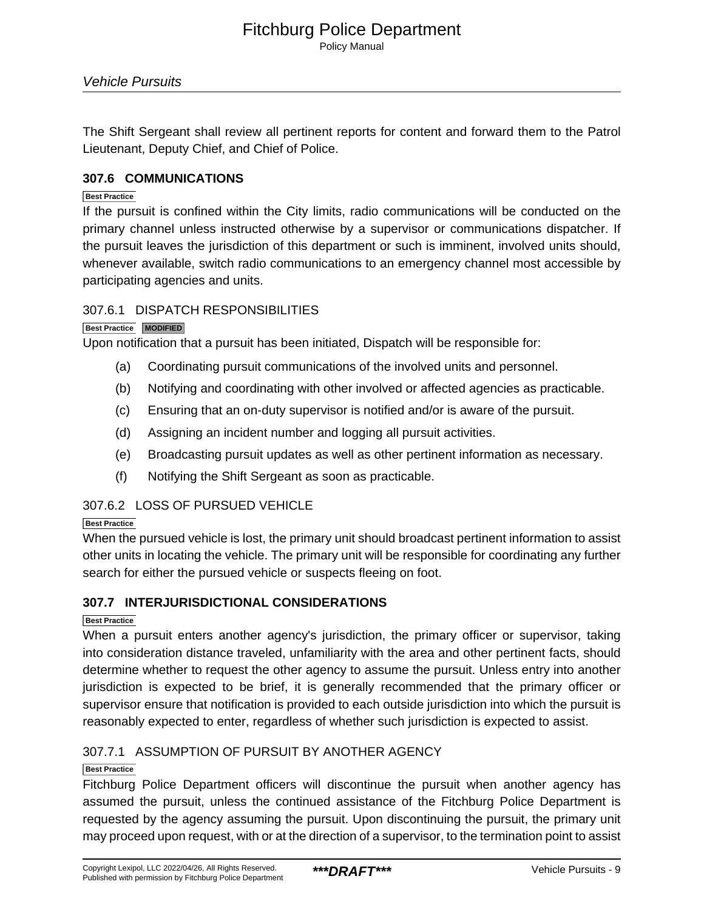The Shift Sergeant shall review all pertinent reports for content and forward them to the Patrol Lieutenant, Deputy Chief, and Chief of Police.

## 307.6 COMMUNICATIONS

Best Practice

If the pursuit is confined within the City limits, radio communications will be conducted on the primary channel unless instructed otherwise by a supervisor or communications dispatcher. If the pursuit leaves the jurisdiction of this department or such is imminent, involved units should, whenever available, switch radio communications to an emergency channel most accessible by participating agencies and units.

### 307.6.1 DISPATCH RESPONSIBILITIES

Best Practice MODIFIED

Upon notification that a pursuit has been initiated, Dispatch will be responsible for:

(a) Coordinating pursuit communications of the involved units and personnel.

(b) Notifying and coordinating with other involved or affected agencies as practicable.

(c) Ensuring that an on-duty supervisor is notified and/or is aware of the pursuit.

(d) Assigning an incident number and logging all pursuit activities.

(e) Broadcasting pursuit updates as well as other pertinent information as necessary.

(f) Notifying the Shift Sergeant as soon as practicable.

### 307.6.2 LOSS OF PURSUED VEHICLE

Best Practice

When the pursued vehicle is lost, the primary unit should broadcast pertinent information to assist other units in locating the vehicle. The primary unit will be responsible for coordinating any further search for either the pursued vehicle or suspects fleeing on foot.

## 307.7 INTERJURISDICTIONAL CONSIDERATIONS

Best Practice

When a pursuit enters another agency's jurisdiction, the primary officer or supervisor, taking into consideration distance traveled, unfamiliarity with the area and other pertinent facts, should determine whether to request the other agency to assume the pursuit. Unless entry into another jurisdiction is expected to be brief, it is generally recommended that the primary officer or supervisor ensure that notification is provided to each outside jurisdiction into which the pursuit is reasonably expected to enter, regardless of whether such jurisdiction is expected to assist.

### 307.7.1 ASSUMPTION OF PURSUIT BY ANOTHER AGENCY

Best Practice

Fitchburg Police Department officers will discontinue the pursuit when another agency has assumed the pursuit, unless the continued assistance of the Fitchburg Police Department is requested by the agency assuming the pursuit. Upon discontinuing the pursuit, the primary unit may proceed upon request, with or at the direction of a supervisor, to the termination point to assist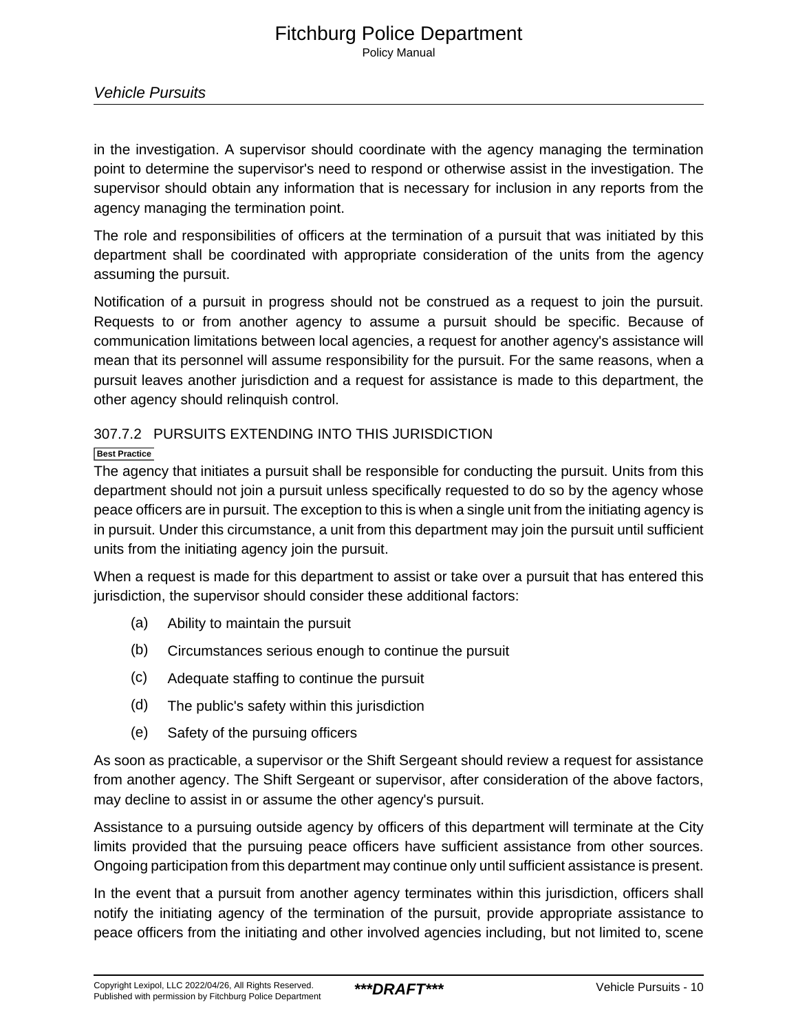in the investigation. A supervisor should coordinate with the agency managing the termination point to determine the supervisor's need to respond or otherwise assist in the investigation. The supervisor should obtain any information that is necessary for inclusion in any reports from the agency managing the termination point.

The role and responsibilities of officers at the termination of a pursuit that was initiated by this department shall be coordinated with appropriate consideration of the units from the agency assuming the pursuit.

Notification of a pursuit in progress should not be construed as a request to join the pursuit. Requests to or from another agency to assume a pursuit should be specific. Because of communication limitations between local agencies, a request for another agency's assistance will mean that its personnel will assume responsibility for the pursuit. For the same reasons, when a pursuit leaves another jurisdiction and a request for assistance is made to this department, the other agency should relinquish control.

### 307.7.2 PURSUITS EXTENDING INTO THIS JURISDICTION

**Best Practice**

The agency that initiates a pursuit shall be responsible for conducting the pursuit. Units from this department should not join a pursuit unless specifically requested to do so by the agency whose peace officers are in pursuit. The exception to this is when a single unit from the initiating agency is in pursuit. Under this circumstance, a unit from this department may join the pursuit until sufficient units from the initiating agency join the pursuit.

When a request is made for this department to assist or take over a pursuit that has entered this jurisdiction, the supervisor should consider these additional factors:

(a) Ability to maintain the pursuit

(b) Circumstances serious enough to continue the pursuit

(c) Adequate staffing to continue the pursuit

(d) The public's safety within this jurisdiction

(e) Safety of the pursuing officers

As soon as practicable, a supervisor or the Shift Sergeant should review a request for assistance from another agency. The Shift Sergeant or supervisor, after consideration of the above factors, may decline to assist in or assume the other agency's pursuit.

Assistance to a pursuing outside agency by officers of this department will terminate at the City limits provided that the pursuing peace officers have sufficient assistance from other sources. Ongoing participation from this department may continue only until sufficient assistance is present.

In the event that a pursuit from another agency terminates within this jurisdiction, officers shall notify the initiating agency of the termination of the pursuit, provide appropriate assistance to peace officers from the initiating and other involved agencies including, but not limited to, scene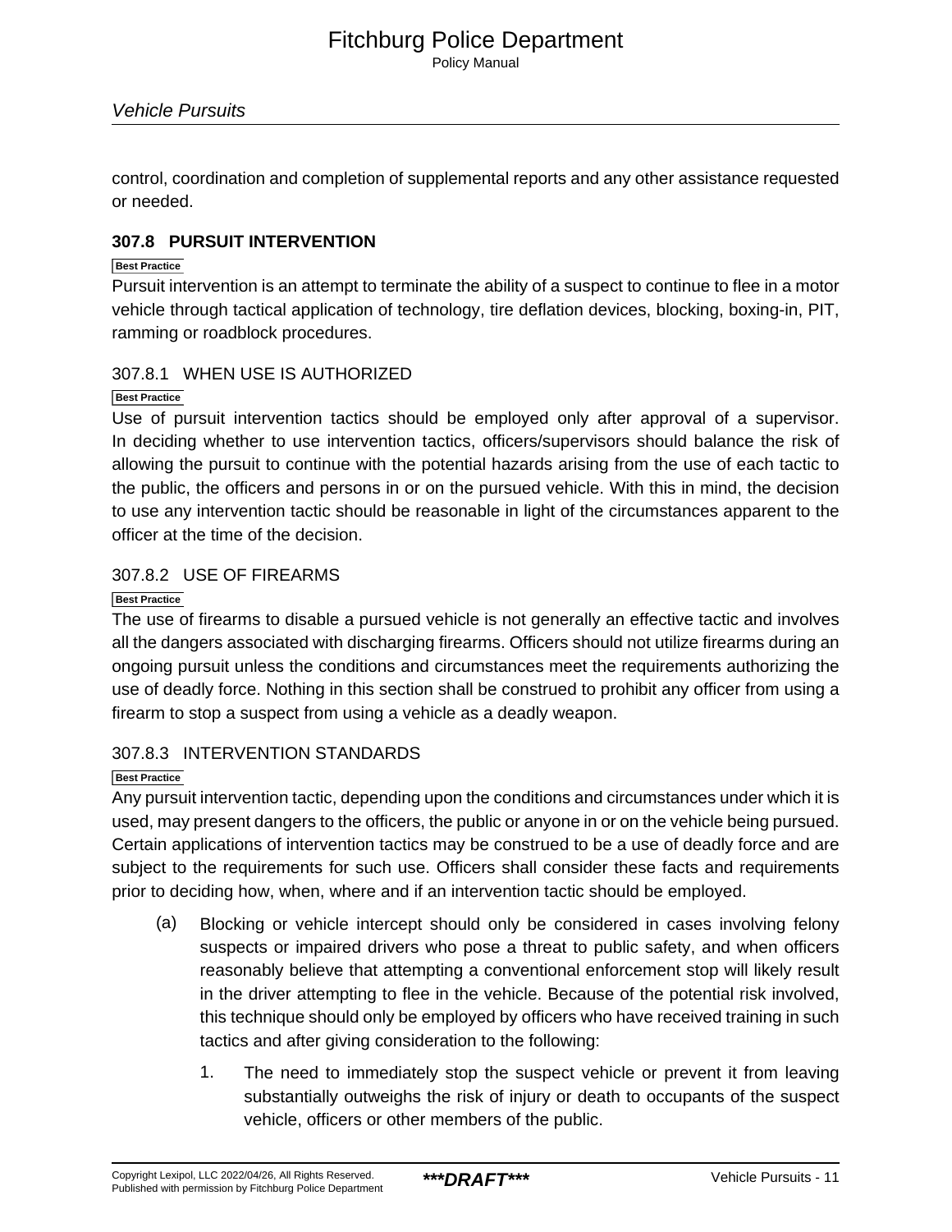control, coordination and completion of supplemental reports and any other assistance requested or needed.

## 307.8 PURSUIT INTERVENTION

Best Practice

Pursuit intervention is an attempt to terminate the ability of a suspect to continue to flee in a motor vehicle through tactical application of technology, tire deflation devices, blocking, boxing-in, PIT, ramming or roadblock procedures.

### 307.8.1 WHEN USE IS AUTHORIZED

Best Practice

Use of pursuit intervention tactics should be employed only after approval of a supervisor. In deciding whether to use intervention tactics, officers/supervisors should balance the risk of allowing the pursuit to continue with the potential hazards arising from the use of each tactic to the public, the officers and persons in or on the pursued vehicle. With this in mind, the decision to use any intervention tactic should be reasonable in light of the circumstances apparent to the officer at the time of the decision.

### 307.8.2 USE OF FIREARMS

Best Practice

The use of firearms to disable a pursued vehicle is not generally an effective tactic and involves all the dangers associated with discharging firearms. Officers should not utilize firearms during an ongoing pursuit unless the conditions and circumstances meet the requirements authorizing the use of deadly force. Nothing in this section shall be construed to prohibit any officer from using a firearm to stop a suspect from using a vehicle as a deadly weapon.

### 307.8.3 INTERVENTION STANDARDS

Best Practice

Any pursuit intervention tactic, depending upon the conditions and circumstances under which it is used, may present dangers to the officers, the public or anyone in or on the vehicle being pursued. Certain applications of intervention tactics may be construed to be a use of deadly force and are subject to the requirements for such use. Officers shall consider these facts and requirements prior to deciding how, when, where and if an intervention tactic should be employed.

(a) Blocking or vehicle intercept should only be considered in cases involving felony suspects or impaired drivers who pose a threat to public safety, and when officers reasonably believe that attempting a conventional enforcement stop will likely result in the driver attempting to flee in the vehicle. Because of the potential risk involved, this technique should only be employed by officers who have received training in such tactics and after giving consideration to the following:

1. The need to immediately stop the suspect vehicle or prevent it from leaving substantially outweighs the risk of injury or death to occupants of the suspect vehicle, officers or other members of the public.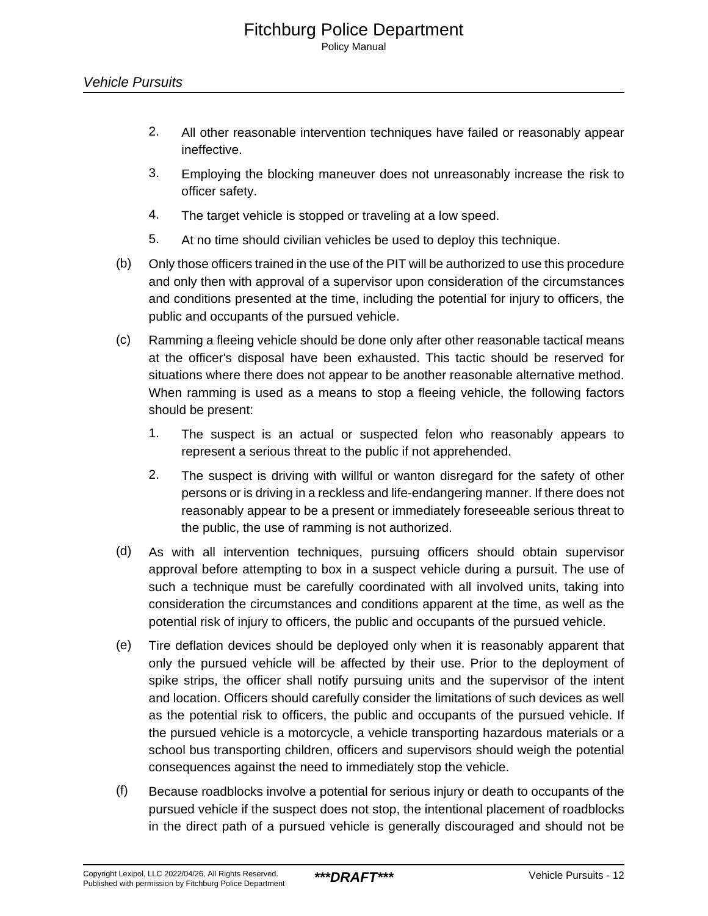2. All other reasonable intervention techniques have failed or reasonably appear ineffective.

3. Employing the blocking maneuver does not unreasonably increase the risk to officer safety.

4. The target vehicle is stopped or traveling at a low speed.

5. At no time should civilian vehicles be used to deploy this technique.

(b) Only those officers trained in the use of the PIT will be authorized to use this procedure and only then with approval of a supervisor upon consideration of the circumstances and conditions presented at the time, including the potential for injury to officers, the public and occupants of the pursued vehicle.

(c) Ramming a fleeing vehicle should be done only after other reasonable tactical means at the officer's disposal have been exhausted. This tactic should be reserved for situations where there does not appear to be another reasonable alternative method. When ramming is used as a means to stop a fleeing vehicle, the following factors should be present:

1. The suspect is an actual or suspected felon who reasonably appears to represent a serious threat to the public if not apprehended.

2. The suspect is driving with willful or wanton disregard for the safety of other persons or is driving in a reckless and life-endangering manner. If there does not reasonably appear to be a present or immediately foreseeable serious threat to the public, the use of ramming is not authorized.

(d) As with all intervention techniques, pursuing officers should obtain supervisor approval before attempting to box in a suspect vehicle during a pursuit. The use of such a technique must be carefully coordinated with all involved units, taking into consideration the circumstances and conditions apparent at the time, as well as the potential risk of injury to officers, the public and occupants of the pursued vehicle.

(e) Tire deflation devices should be deployed only when it is reasonably apparent that only the pursued vehicle will be affected by their use. Prior to the deployment of spike strips, the officer shall notify pursuing units and the supervisor of the intent and location. Officers should carefully consider the limitations of such devices as well as the potential risk to officers, the public and occupants of the pursued vehicle. If the pursued vehicle is a motorcycle, a vehicle transporting hazardous materials or a school bus transporting children, officers and supervisors should weigh the potential consequences against the need to immediately stop the vehicle.

(f) Because roadblocks involve a potential for serious injury or death to occupants of the pursued vehicle if the suspect does not stop, the intentional placement of roadblocks in the direct path of a pursued vehicle is generally discouraged and should not be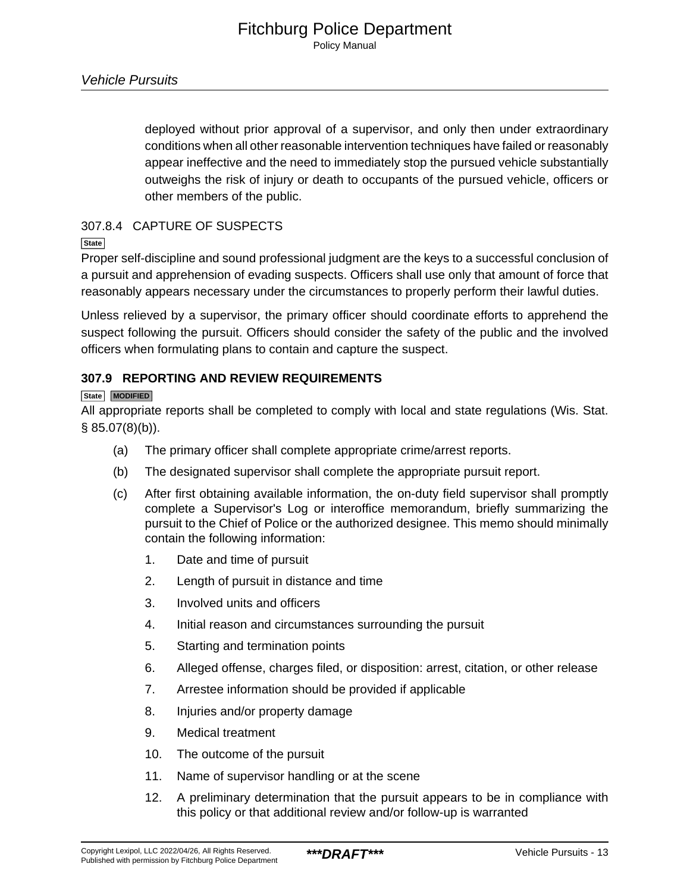deployed without prior approval of a supervisor, and only then under extraordinary conditions when all other reasonable intervention techniques have failed or reasonably appear ineffective and the need to immediately stop the pursued vehicle substantially outweighs the risk of injury or death to occupants of the pursued vehicle, officers or other members of the public.

### 307.8.4 CAPTURE OF SUSPECTS

State

Proper self-discipline and sound professional judgment are the keys to a successful conclusion of a pursuit and apprehension of evading suspects. Officers shall use only that amount of force that reasonably appears necessary under the circumstances to properly perform their lawful duties.

Unless relieved by a supervisor, the primary officer should coordinate efforts to apprehend the suspect following the pursuit. Officers should consider the safety of the public and the involved officers when formulating plans to contain and capture the suspect.

## 307.9 REPORTING AND REVIEW REQUIREMENTS

State MODIFIED

All appropriate reports shall be completed to comply with local and state regulations (Wis. Stat. § 85.07(8)(b)).

(a) The primary officer shall complete appropriate crime/arrest reports.

(b) The designated supervisor shall complete the appropriate pursuit report.

(c) After first obtaining available information, the on-duty field supervisor shall promptly complete a Supervisor's Log or interoffice memorandum, briefly summarizing the pursuit to the Chief of Police or the authorized designee. This memo should minimally contain the following information:

1. Date and time of pursuit
2. Length of pursuit in distance and time
3. Involved units and officers
4. Initial reason and circumstances surrounding the pursuit
5. Starting and termination points
6. Alleged offense, charges filed, or disposition: arrest, citation, or other release
7. Arrestee information should be provided if applicable
8. Injuries and/or property damage
9. Medical treatment
10. The outcome of the pursuit
11. Name of supervisor handling or at the scene
12. A preliminary determination that the pursuit appears to be in compliance with this policy or that additional review and/or follow-up is warranted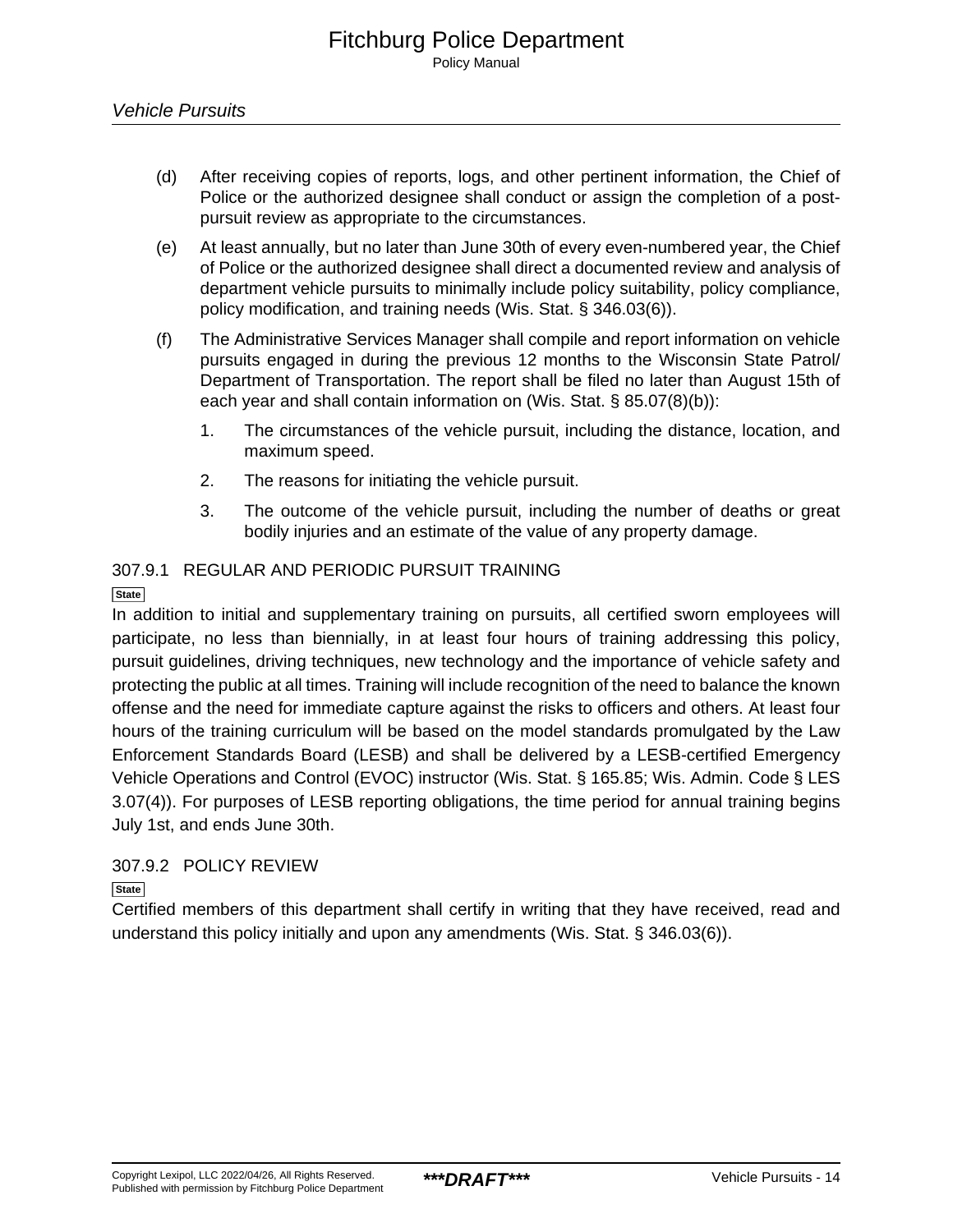(d) After receiving copies of reports, logs, and other pertinent information, the Chief of Police or the authorized designee shall conduct or assign the completion of a post-pursuit review as appropriate to the circumstances.

(e) At least annually, but no later than June 30th of every even-numbered year, the Chief of Police or the authorized designee shall direct a documented review and analysis of department vehicle pursuits to minimally include policy suitability, policy compliance, policy modification, and training needs (Wis. Stat. § 346.03(6)).

(f) The Administrative Services Manager shall compile and report information on vehicle pursuits engaged in during the previous 12 months to the Wisconsin State Patrol/ Department of Transportation. The report shall be filed no later than August 15th of each year and shall contain information on (Wis. Stat. § 85.07(8)(b)):

1. The circumstances of the vehicle pursuit, including the distance, location, and maximum speed.
2. The reasons for initiating the vehicle pursuit.
3. The outcome of the vehicle pursuit, including the number of deaths or great bodily injuries and an estimate of the value of any property damage.

### 307.9.1 REGULAR AND PERIODIC PURSUIT TRAINING

State

In addition to initial and supplementary training on pursuits, all certified sworn employees will participate, no less than biennially, in at least four hours of training addressing this policy, pursuit guidelines, driving techniques, new technology and the importance of vehicle safety and protecting the public at all times. Training will include recognition of the need to balance the known offense and the need for immediate capture against the risks to officers and others. At least four hours of the training curriculum will be based on the model standards promulgated by the Law Enforcement Standards Board (LESB) and shall be delivered by a LESB-certified Emergency Vehicle Operations and Control (EVOC) instructor (Wis. Stat. § 165.85; Wis. Admin. Code § LES 3.07(4)). For purposes of LESB reporting obligations, the time period for annual training begins July 1st, and ends June 30th.

### 307.9.2 POLICY REVIEW

State

Certified members of this department shall certify in writing that they have received, read and understand this policy initially and upon any amendments (Wis. Stat. § 346.03(6)).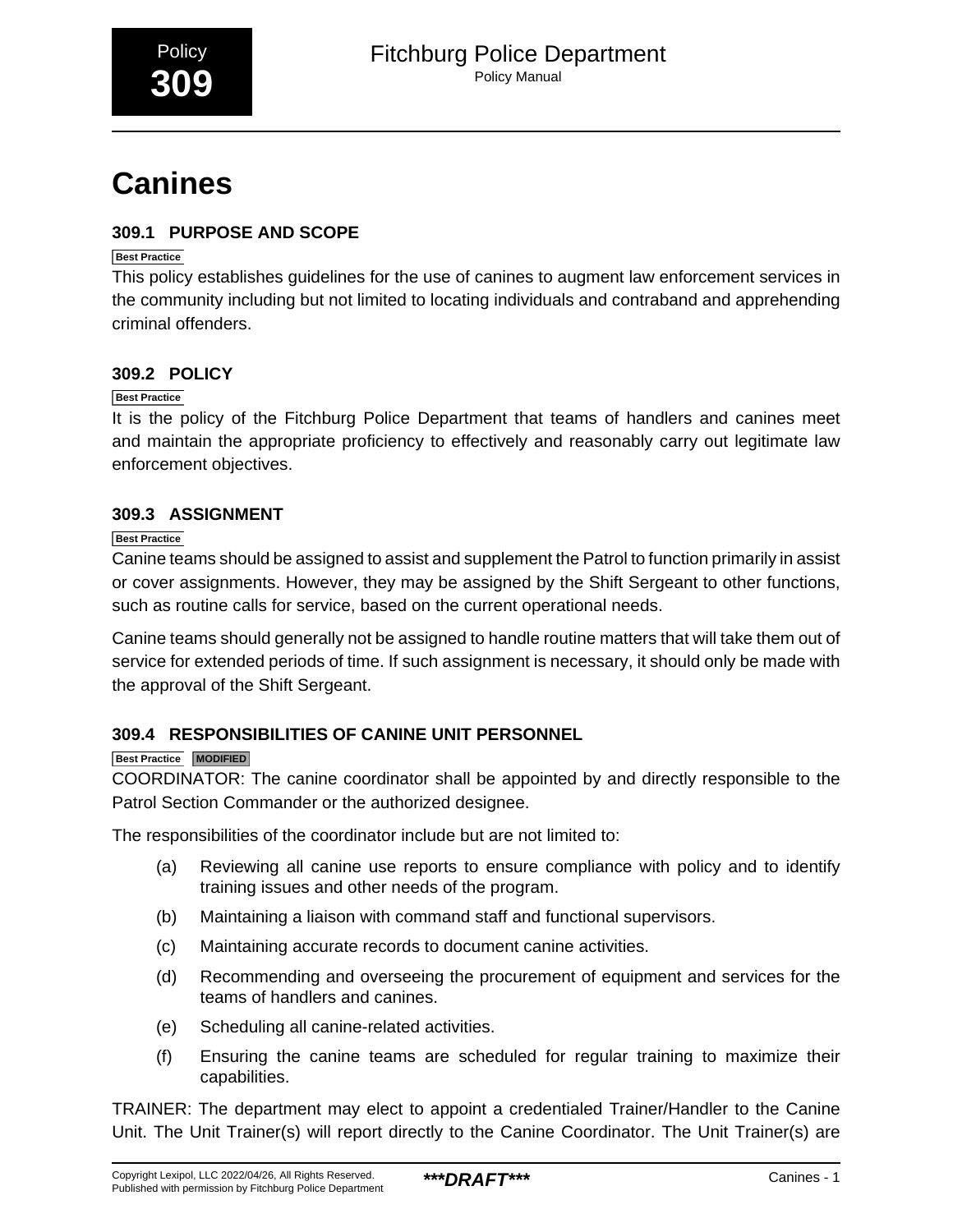Policy **309**

# Canines

## 309.1 PURPOSE AND SCOPE

Best Practice

This policy establishes guidelines for the use of canines to augment law enforcement services in the community including but not limited to locating individuals and contraband and apprehending criminal offenders.

## 309.2 POLICY

Best Practice

It is the policy of the Fitchburg Police Department that teams of handlers and canines meet and maintain the appropriate proficiency to effectively and reasonably carry out legitimate law enforcement objectives.

## 309.3 ASSIGNMENT

Best Practice

Canine teams should be assigned to assist and supplement the Patrol to function primarily in assist or cover assignments. However, they may be assigned by the Shift Sergeant to other functions, such as routine calls for service, based on the current operational needs.

Canine teams should generally not be assigned to handle routine matters that will take them out of service for extended periods of time. If such assignment is necessary, it should only be made with the approval of the Shift Sergeant.

## 309.4 RESPONSIBILITIES OF CANINE UNIT PERSONNEL

Best Practice MODIFIED

COORDINATOR: The canine coordinator shall be appointed by and directly responsible to the Patrol Section Commander or the authorized designee.

The responsibilities of the coordinator include but are not limited to:

(a) Reviewing all canine use reports to ensure compliance with policy and to identify training issues and other needs of the program.

(b) Maintaining a liaison with command staff and functional supervisors.

(c) Maintaining accurate records to document canine activities.

(d) Recommending and overseeing the procurement of equipment and services for the teams of handlers and canines.

(e) Scheduling all canine-related activities.

(f) Ensuring the canine teams are scheduled for regular training to maximize their capabilities.

TRAINER: The department may elect to appoint a credentialed Trainer/Handler to the Canine Unit. The Unit Trainer(s) will report directly to the Canine Coordinator. The Unit Trainer(s) are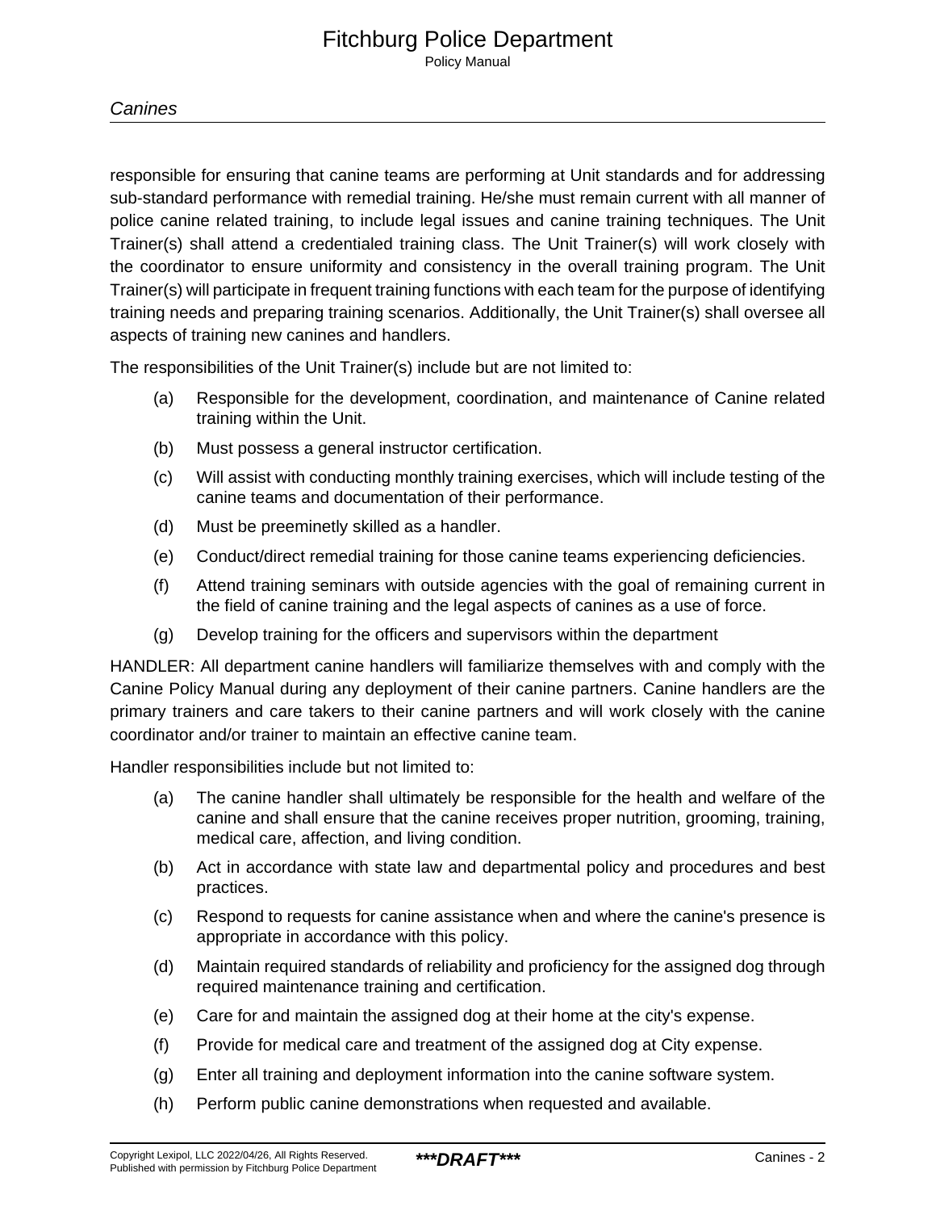responsible for ensuring that canine teams are performing at Unit standards and for addressing sub-standard performance with remedial training. He/she must remain current with all manner of police canine related training, to include legal issues and canine training techniques. The Unit Trainer(s) shall attend a credentialed training class. The Unit Trainer(s) will work closely with the coordinator to ensure uniformity and consistency in the overall training program. The Unit Trainer(s) will participate in frequent training functions with each team for the purpose of identifying training needs and preparing training scenarios. Additionally, the Unit Trainer(s) shall oversee all aspects of training new canines and handlers.

The responsibilities of the Unit Trainer(s) include but are not limited to:

(a) Responsible for the development, coordination, and maintenance of Canine related training within the Unit.

(b) Must possess a general instructor certification.

(c) Will assist with conducting monthly training exercises, which will include testing of the canine teams and documentation of their performance.

(d) Must be preeminetly skilled as a handler.

(e) Conduct/direct remedial training for those canine teams experiencing deficiencies.

(f) Attend training seminars with outside agencies with the goal of remaining current in the field of canine training and the legal aspects of canines as a use of force.

(g) Develop training for the officers and supervisors within the department

HANDLER: All department canine handlers will familiarize themselves with and comply with the Canine Policy Manual during any deployment of their canine partners. Canine handlers are the primary trainers and care takers to their canine partners and will work closely with the canine coordinator and/or trainer to maintain an effective canine team.

Handler responsibilities include but not limited to:

(a) The canine handler shall ultimately be responsible for the health and welfare of the canine and shall ensure that the canine receives proper nutrition, grooming, training, medical care, affection, and living condition.

(b) Act in accordance with state law and departmental policy and procedures and best practices.

(c) Respond to requests for canine assistance when and where the canine's presence is appropriate in accordance with this policy.

(d) Maintain required standards of reliability and proficiency for the assigned dog through required maintenance training and certification.

(e) Care for and maintain the assigned dog at their home at the city's expense.

(f) Provide for medical care and treatment of the assigned dog at City expense.

(g) Enter all training and deployment information into the canine software system.

(h) Perform public canine demonstrations when requested and available.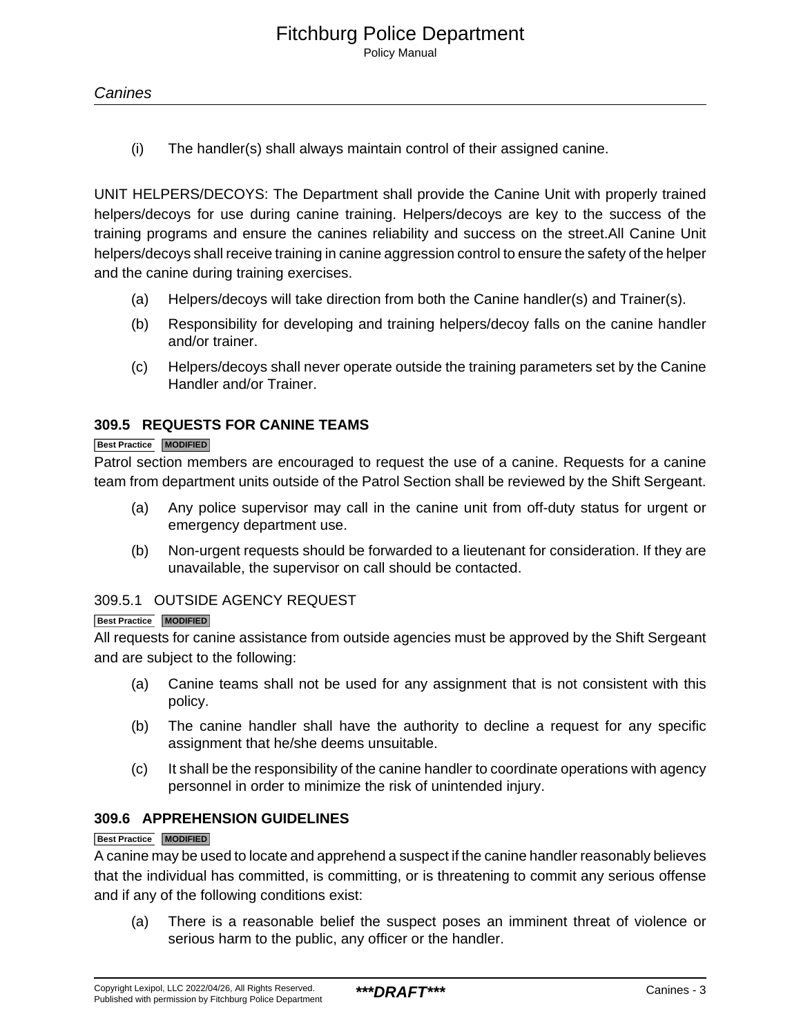(i) The handler(s) shall always maintain control of their assigned canine.

UNIT HELPERS/DECOYS: The Department shall provide the Canine Unit with properly trained helpers/decoys for use during canine training. Helpers/decoys are key to the success of the training programs and ensure the canines reliability and success on the street.All Canine Unit helpers/decoys shall receive training in canine aggression control to ensure the safety of the helper and the canine during training exercises.

(a) Helpers/decoys will take direction from both the Canine handler(s) and Trainer(s).

(b) Responsibility for developing and training helpers/decoy falls on the canine handler and/or trainer.

(c) Helpers/decoys shall never operate outside the training parameters set by the Canine Handler and/or Trainer.

### 309.5 REQUESTS FOR CANINE TEAMS

Best Practice MODIFIED

Patrol section members are encouraged to request the use of a canine. Requests for a canine team from department units outside of the Patrol Section shall be reviewed by the Shift Sergeant.

(a) Any police supervisor may call in the canine unit from off-duty status for urgent or emergency department use.

(b) Non-urgent requests should be forwarded to a lieutenant for consideration. If they are unavailable, the supervisor on call should be contacted.

#### 309.5.1 OUTSIDE AGENCY REQUEST

Best Practice MODIFIED

All requests for canine assistance from outside agencies must be approved by the Shift Sergeant and are subject to the following:

(a) Canine teams shall not be used for any assignment that is not consistent with this policy.

(b) The canine handler shall have the authority to decline a request for any specific assignment that he/she deems unsuitable.

(c) It shall be the responsibility of the canine handler to coordinate operations with agency personnel in order to minimize the risk of unintended injury.

### 309.6 APPREHENSION GUIDELINES

Best Practice MODIFIED

A canine may be used to locate and apprehend a suspect if the canine handler reasonably believes that the individual has committed, is committing, or is threatening to commit any serious offense and if any of the following conditions exist:

(a) There is a reasonable belief the suspect poses an imminent threat of violence or serious harm to the public, any officer or the handler.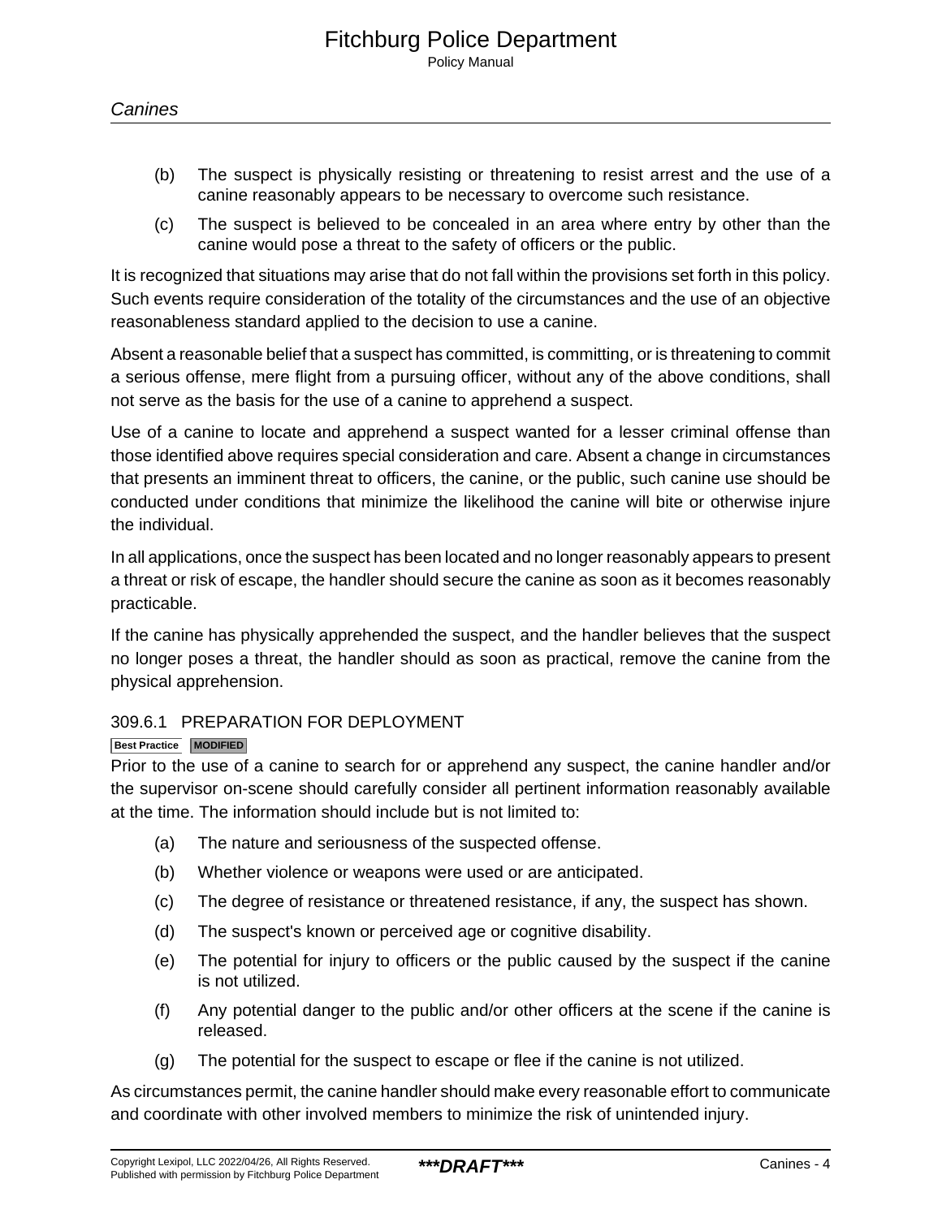(b) The suspect is physically resisting or threatening to resist arrest and the use of a canine reasonably appears to be necessary to overcome such resistance.

(c) The suspect is believed to be concealed in an area where entry by other than the canine would pose a threat to the safety of officers or the public.

It is recognized that situations may arise that do not fall within the provisions set forth in this policy. Such events require consideration of the totality of the circumstances and the use of an objective reasonableness standard applied to the decision to use a canine.

Absent a reasonable belief that a suspect has committed, is committing, or is threatening to commit a serious offense, mere flight from a pursuing officer, without any of the above conditions, shall not serve as the basis for the use of a canine to apprehend a suspect.

Use of a canine to locate and apprehend a suspect wanted for a lesser criminal offense than those identified above requires special consideration and care. Absent a change in circumstances that presents an imminent threat to officers, the canine, or the public, such canine use should be conducted under conditions that minimize the likelihood the canine will bite or otherwise injure the individual.

In all applications, once the suspect has been located and no longer reasonably appears to present a threat or risk of escape, the handler should secure the canine as soon as it becomes reasonably practicable.

If the canine has physically apprehended the suspect, and the handler believes that the suspect no longer poses a threat, the handler should as soon as practical, remove the canine from the physical apprehension.

### 309.6.1 PREPARATION FOR DEPLOYMENT

**Best Practice** **MODIFIED**

Prior to the use of a canine to search for or apprehend any suspect, the canine handler and/or the supervisor on-scene should carefully consider all pertinent information reasonably available at the time. The information should include but is not limited to:

(a) The nature and seriousness of the suspected offense.

(b) Whether violence or weapons were used or are anticipated.

(c) The degree of resistance or threatened resistance, if any, the suspect has shown.

(d) The suspect's known or perceived age or cognitive disability.

(e) The potential for injury to officers or the public caused by the suspect if the canine is not utilized.

(f) Any potential danger to the public and/or other officers at the scene if the canine is released.

(g) The potential for the suspect to escape or flee if the canine is not utilized.

As circumstances permit, the canine handler should make every reasonable effort to communicate and coordinate with other involved members to minimize the risk of unintended injury.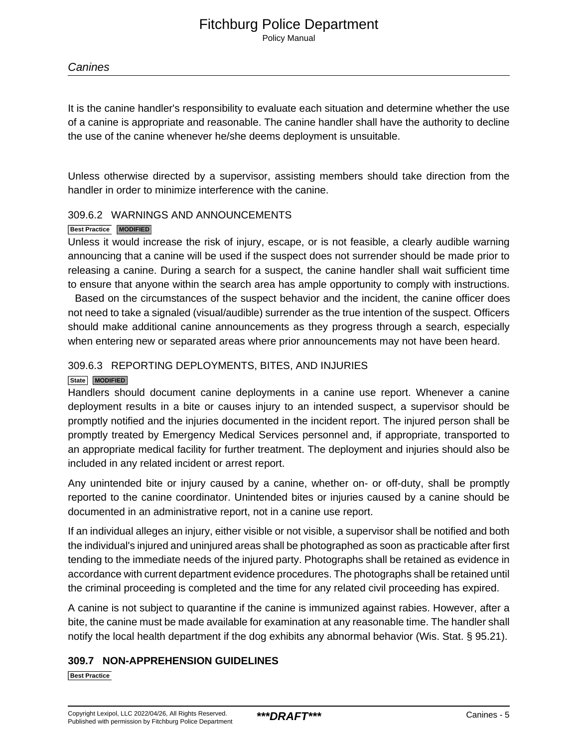It is the canine handler's responsibility to evaluate each situation and determine whether the use of a canine is appropriate and reasonable. The canine handler shall have the authority to decline the use of the canine whenever he/she deems deployment is unsuitable.

Unless otherwise directed by a supervisor, assisting members should take direction from the handler in order to minimize interference with the canine.

### 309.6.2 WARNINGS AND ANNOUNCEMENTS

Best Practice MODIFIED

Unless it would increase the risk of injury, escape, or is not feasible, a clearly audible warning announcing that a canine will be used if the suspect does not surrender should be made prior to releasing a canine. During a search for a suspect, the canine handler shall wait sufficient time to ensure that anyone within the search area has ample opportunity to comply with instructions. Based on the circumstances of the suspect behavior and the incident, the canine officer does not need to take a signaled (visual/audible) surrender as the true intention of the suspect. Officers should make additional canine announcements as they progress through a search, especially when entering new or separated areas where prior announcements may not have been heard.

### 309.6.3 REPORTING DEPLOYMENTS, BITES, AND INJURIES

State MODIFIED

Handlers should document canine deployments in a canine use report. Whenever a canine deployment results in a bite or causes injury to an intended suspect, a supervisor should be promptly notified and the injuries documented in the incident report. The injured person shall be promptly treated by Emergency Medical Services personnel and, if appropriate, transported to an appropriate medical facility for further treatment. The deployment and injuries should also be included in any related incident or arrest report.

Any unintended bite or injury caused by a canine, whether on- or off-duty, shall be promptly reported to the canine coordinator. Unintended bites or injuries caused by a canine should be documented in an administrative report, not in a canine use report.

If an individual alleges an injury, either visible or not visible, a supervisor shall be notified and both the individual's injured and uninjured areas shall be photographed as soon as practicable after first tending to the immediate needs of the injured party. Photographs shall be retained as evidence in accordance with current department evidence procedures. The photographs shall be retained until the criminal proceeding is completed and the time for any related civil proceeding has expired.

A canine is not subject to quarantine if the canine is immunized against rabies. However, after a bite, the canine must be made available for examination at any reasonable time. The handler shall notify the local health department if the dog exhibits any abnormal behavior (Wis. Stat. § 95.21).

## 309.7 NON-APPREHENSION GUIDELINES

Best Practice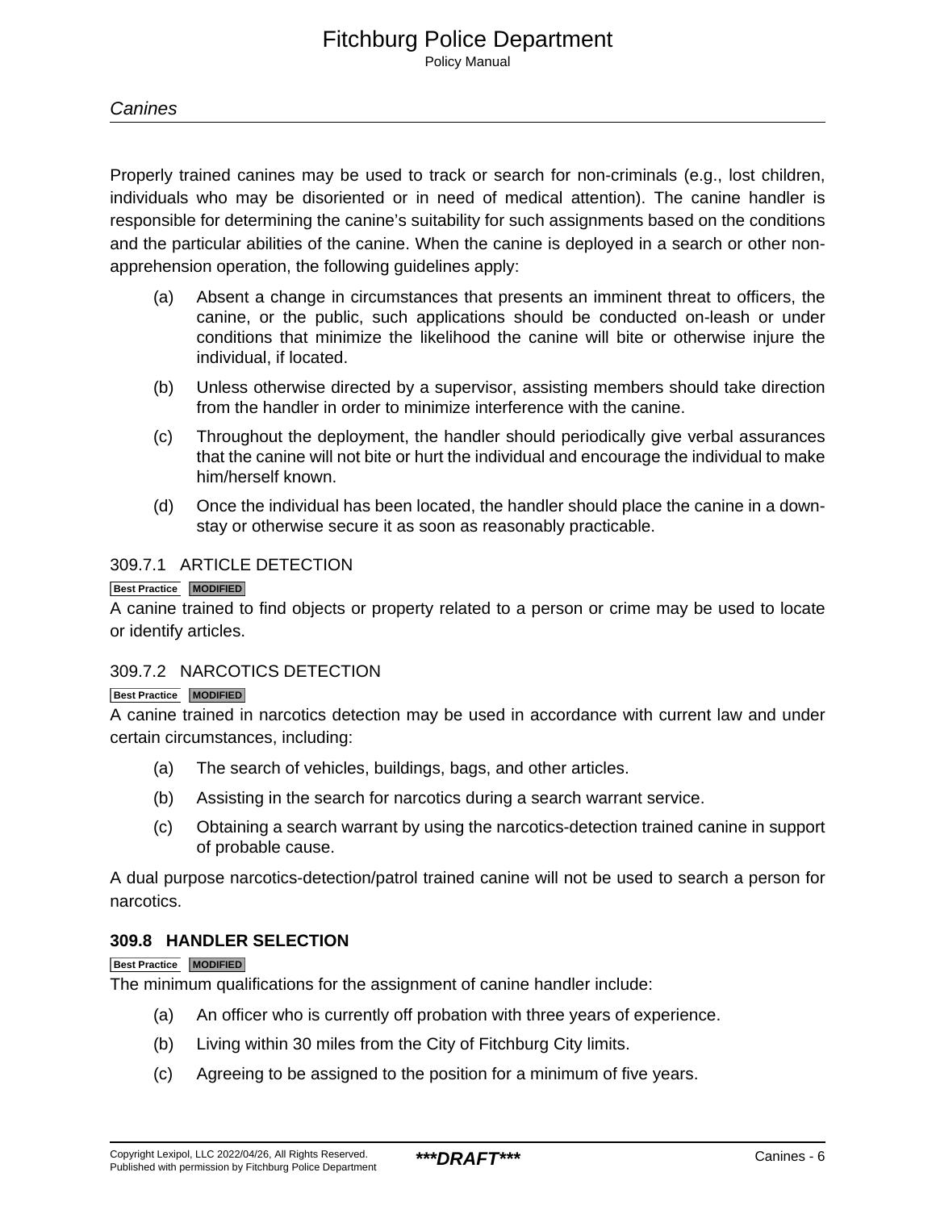Properly trained canines may be used to track or search for non-criminals (e.g., lost children, individuals who may be disoriented or in need of medical attention). The canine handler is responsible for determining the canine's suitability for such assignments based on the conditions and the particular abilities of the canine. When the canine is deployed in a search or other non-apprehension operation, the following guidelines apply:

(a) Absent a change in circumstances that presents an imminent threat to officers, the canine, or the public, such applications should be conducted on-leash or under conditions that minimize the likelihood the canine will bite or otherwise injure the individual, if located.

(b) Unless otherwise directed by a supervisor, assisting members should take direction from the handler in order to minimize interference with the canine.

(c) Throughout the deployment, the handler should periodically give verbal assurances that the canine will not bite or hurt the individual and encourage the individual to make him/herself known.

(d) Once the individual has been located, the handler should place the canine in a down-stay or otherwise secure it as soon as reasonably practicable.

### 309.7.1 ARTICLE DETECTION

Best Practice MODIFIED

A canine trained to find objects or property related to a person or crime may be used to locate or identify articles.

### 309.7.2 NARCOTICS DETECTION

Best Practice MODIFIED

A canine trained in narcotics detection may be used in accordance with current law and under certain circumstances, including:

(a) The search of vehicles, buildings, bags, and other articles.

(b) Assisting in the search for narcotics during a search warrant service.

(c) Obtaining a search warrant by using the narcotics-detection trained canine in support of probable cause.

A dual purpose narcotics-detection/patrol trained canine will not be used to search a person for narcotics.

## 309.8 HANDLER SELECTION

Best Practice MODIFIED

The minimum qualifications for the assignment of canine handler include:

(a) An officer who is currently off probation with three years of experience.

(b) Living within 30 miles from the City of Fitchburg City limits.

(c) Agreeing to be assigned to the position for a minimum of five years.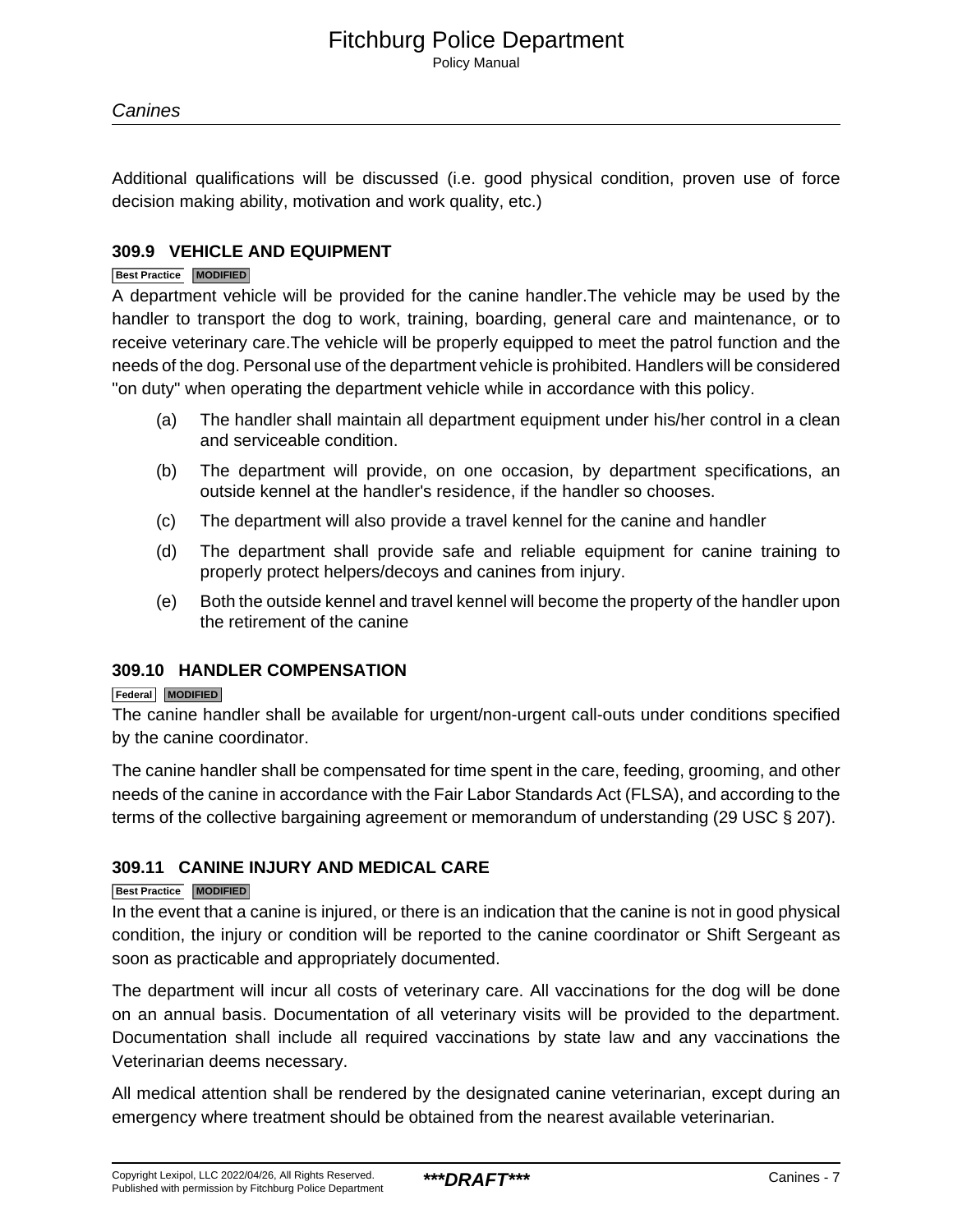Additional qualifications will be discussed (i.e. good physical condition, proven use of force decision making ability, motivation and work quality, etc.)

### 309.9 VEHICLE AND EQUIPMENT

Best Practice MODIFIED

A department vehicle will be provided for the canine handler.The vehicle may be used by the handler to transport the dog to work, training, boarding, general care and maintenance, or to receive veterinary care.The vehicle will be properly equipped to meet the patrol function and the needs of the dog. Personal use of the department vehicle is prohibited. Handlers will be considered "on duty" when operating the department vehicle while in accordance with this policy.

(a) The handler shall maintain all department equipment under his/her control in a clean and serviceable condition.

(b) The department will provide, on one occasion, by department specifications, an outside kennel at the handler's residence, if the handler so chooses.

(c) The department will also provide a travel kennel for the canine and handler

(d) The department shall provide safe and reliable equipment for canine training to properly protect helpers/decoys and canines from injury.

(e) Both the outside kennel and travel kennel will become the property of the handler upon the retirement of the canine

### 309.10 HANDLER COMPENSATION

Federal MODIFIED

The canine handler shall be available for urgent/non-urgent call-outs under conditions specified by the canine coordinator.

The canine handler shall be compensated for time spent in the care, feeding, grooming, and other needs of the canine in accordance with the Fair Labor Standards Act (FLSA), and according to the terms of the collective bargaining agreement or memorandum of understanding (29 USC § 207).

### 309.11 CANINE INJURY AND MEDICAL CARE

Best Practice MODIFIED

In the event that a canine is injured, or there is an indication that the canine is not in good physical condition, the injury or condition will be reported to the canine coordinator or Shift Sergeant as soon as practicable and appropriately documented.

The department will incur all costs of veterinary care. All vaccinations for the dog will be done on an annual basis. Documentation of all veterinary visits will be provided to the department. Documentation shall include all required vaccinations by state law and any vaccinations the Veterinarian deems necessary.

All medical attention shall be rendered by the designated canine veterinarian, except during an emergency where treatment should be obtained from the nearest available veterinarian.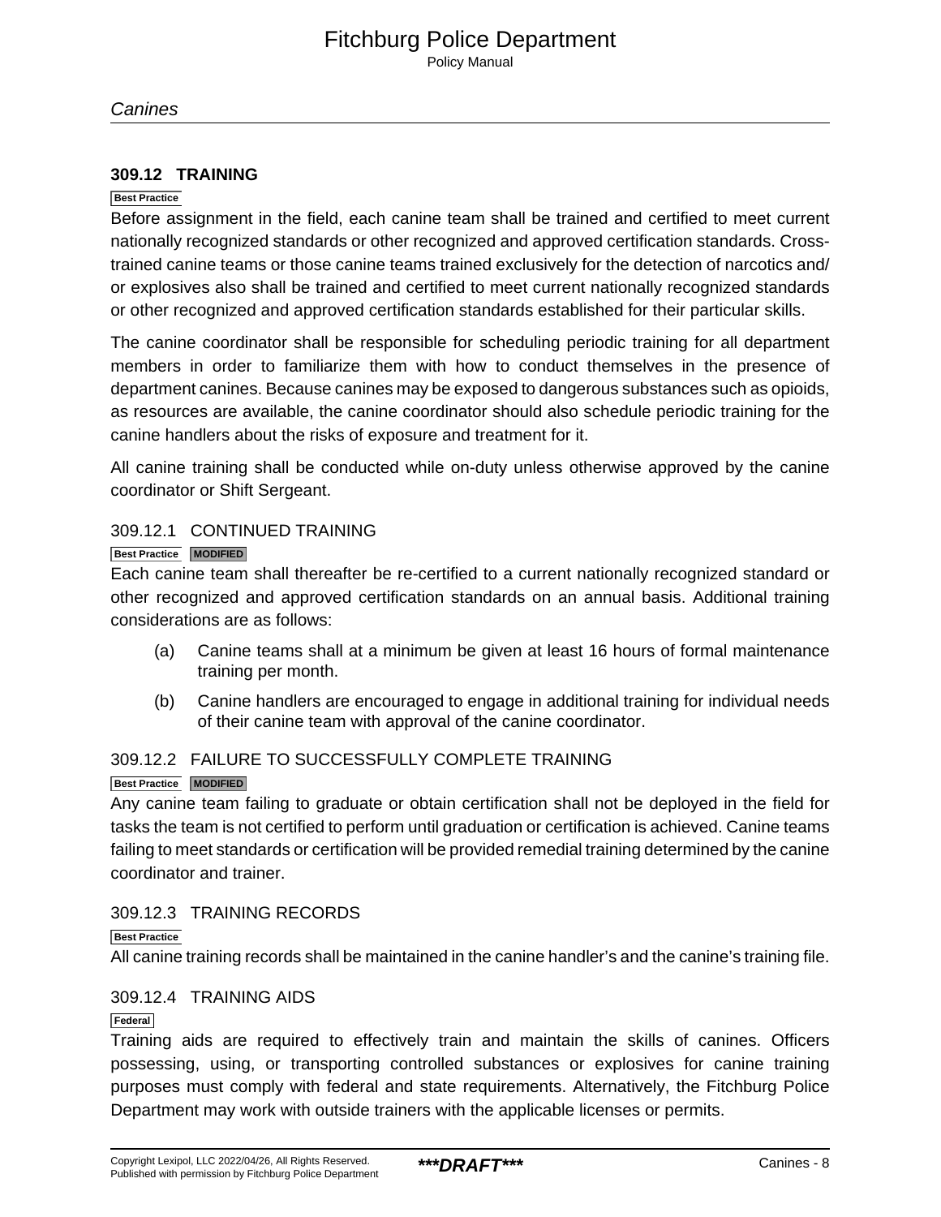## 309.12 TRAINING

Best Practice

Before assignment in the field, each canine team shall be trained and certified to meet current nationally recognized standards or other recognized and approved certification standards. Cross-trained canine teams or those canine teams trained exclusively for the detection of narcotics and/or explosives also shall be trained and certified to meet current nationally recognized standards or other recognized and approved certification standards established for their particular skills.

The canine coordinator shall be responsible for scheduling periodic training for all department members in order to familiarize them with how to conduct themselves in the presence of department canines. Because canines may be exposed to dangerous substances such as opioids, as resources are available, the canine coordinator should also schedule periodic training for the canine handlers about the risks of exposure and treatment for it.

All canine training shall be conducted while on-duty unless otherwise approved by the canine coordinator or Shift Sergeant.

### 309.12.1 CONTINUED TRAINING

Best Practice MODIFIED

Each canine team shall thereafter be re-certified to a current nationally recognized standard or other recognized and approved certification standards on an annual basis. Additional training considerations are as follows:

(a) Canine teams shall at a minimum be given at least 16 hours of formal maintenance training per month.

(b) Canine handlers are encouraged to engage in additional training for individual needs of their canine team with approval of the canine coordinator.

### 309.12.2 FAILURE TO SUCCESSFULLY COMPLETE TRAINING

Best Practice MODIFIED

Any canine team failing to graduate or obtain certification shall not be deployed in the field for tasks the team is not certified to perform until graduation or certification is achieved. Canine teams failing to meet standards or certification will be provided remedial training determined by the canine coordinator and trainer.

### 309.12.3 TRAINING RECORDS

Best Practice

All canine training records shall be maintained in the canine handler's and the canine's training file.

### 309.12.4 TRAINING AIDS

Federal

Training aids are required to effectively train and maintain the skills of canines. Officers possessing, using, or transporting controlled substances or explosives for canine training purposes must comply with federal and state requirements. Alternatively, the Fitchburg Police Department may work with outside trainers with the applicable licenses or permits.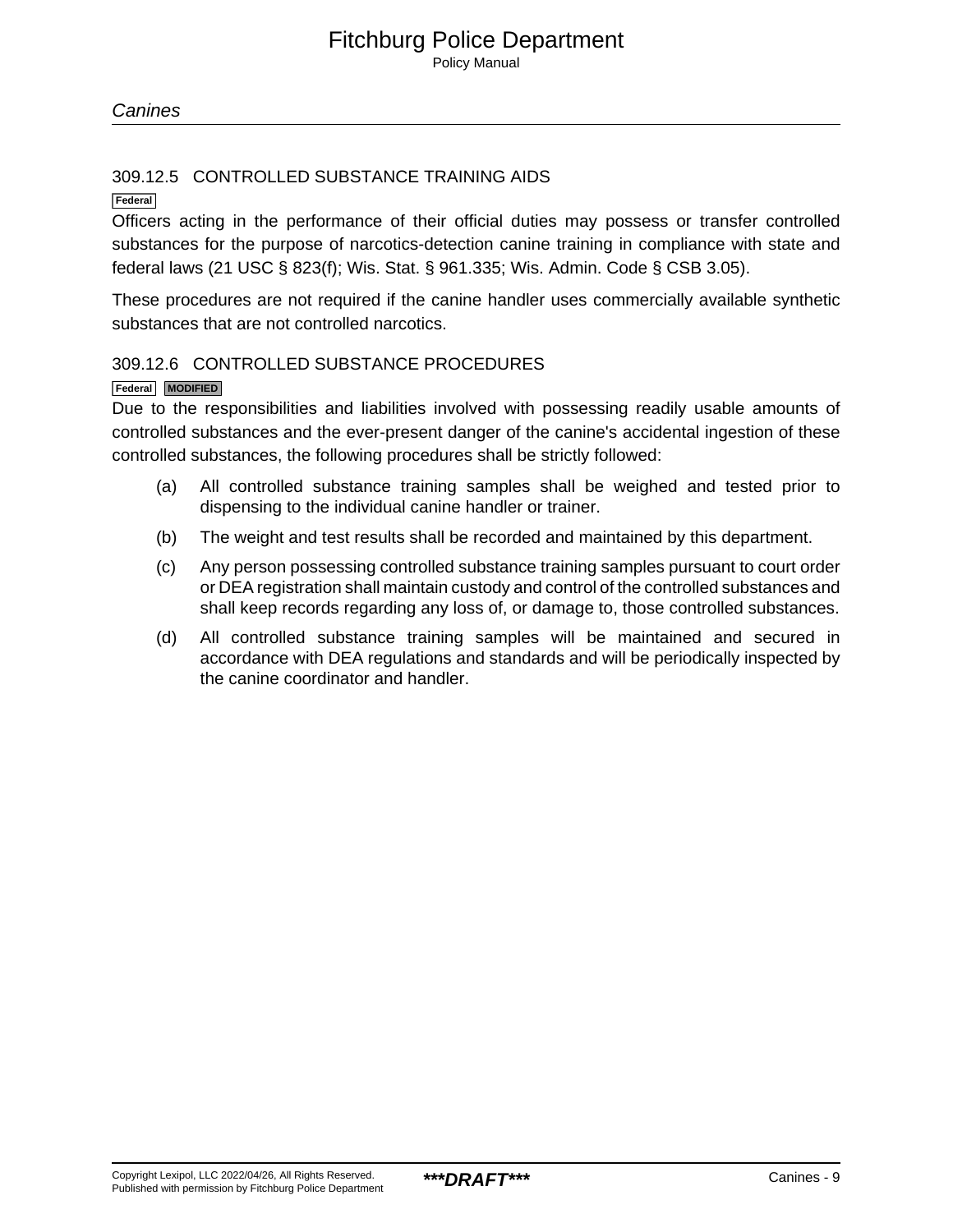### 309.12.5 CONTROLLED SUBSTANCE TRAINING AIDS

Federal

Officers acting in the performance of their official duties may possess or transfer controlled substances for the purpose of narcotics-detection canine training in compliance with state and federal laws (21 USC § 823(f); Wis. Stat. § 961.335; Wis. Admin. Code § CSB 3.05).

These procedures are not required if the canine handler uses commercially available synthetic substances that are not controlled narcotics.

### 309.12.6 CONTROLLED SUBSTANCE PROCEDURES

Federal MODIFIED

Due to the responsibilities and liabilities involved with possessing readily usable amounts of controlled substances and the ever-present danger of the canine's accidental ingestion of these controlled substances, the following procedures shall be strictly followed:

(a) All controlled substance training samples shall be weighed and tested prior to dispensing to the individual canine handler or trainer.

(b) The weight and test results shall be recorded and maintained by this department.

(c) Any person possessing controlled substance training samples pursuant to court order or DEA registration shall maintain custody and control of the controlled substances and shall keep records regarding any loss of, or damage to, those controlled substances.

(d) All controlled substance training samples will be maintained and secured in accordance with DEA regulations and standards and will be periodically inspected by the canine coordinator and handler.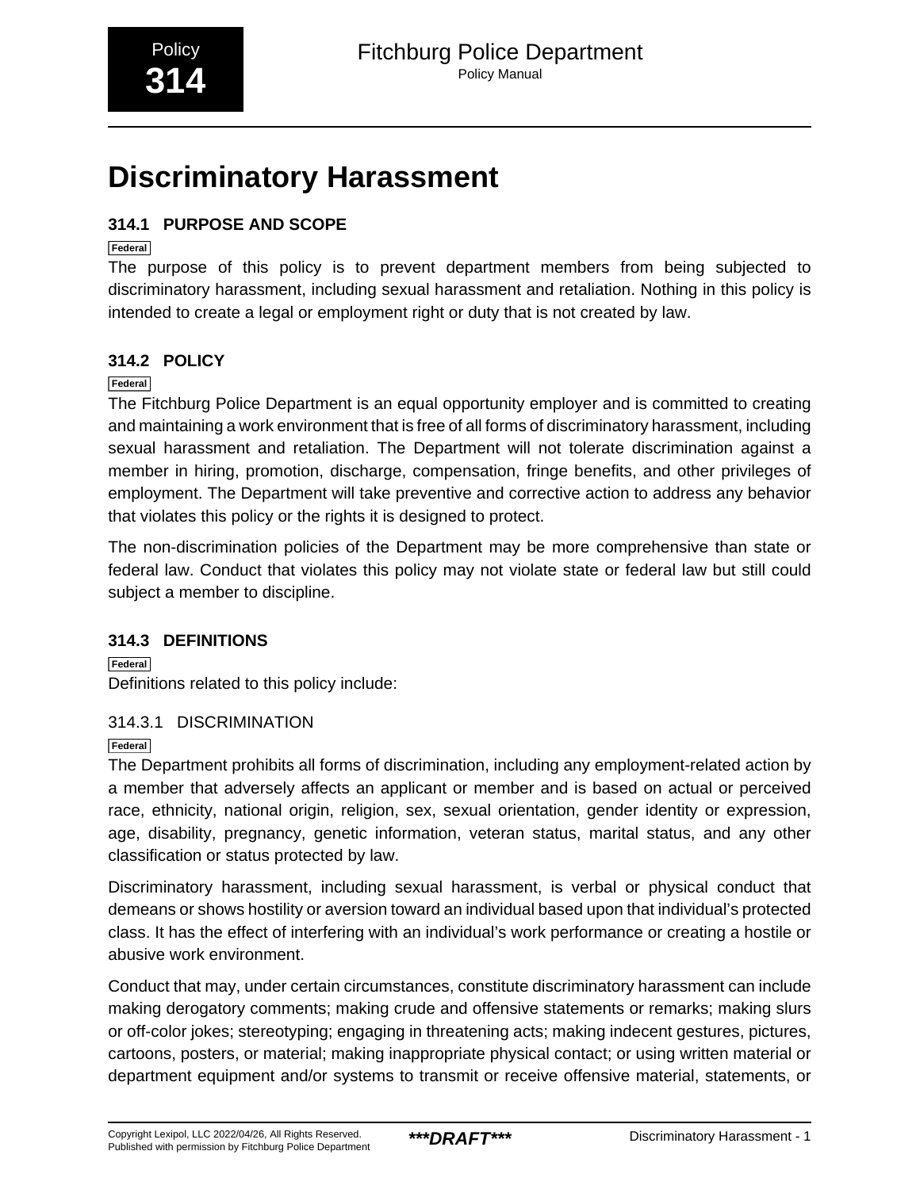# Discriminatory Harassment

## 314.1 PURPOSE AND SCOPE

Federal

The purpose of this policy is to prevent department members from being subjected to discriminatory harassment, including sexual harassment and retaliation. Nothing in this policy is intended to create a legal or employment right or duty that is not created by law.

## 314.2 POLICY

Federal

The Fitchburg Police Department is an equal opportunity employer and is committed to creating and maintaining a work environment that is free of all forms of discriminatory harassment, including sexual harassment and retaliation. The Department will not tolerate discrimination against a member in hiring, promotion, discharge, compensation, fringe benefits, and other privileges of employment. The Department will take preventive and corrective action to address any behavior that violates this policy or the rights it is designed to protect.

The non-discrimination policies of the Department may be more comprehensive than state or federal law. Conduct that violates this policy may not violate state or federal law but still could subject a member to discipline.

## 314.3 DEFINITIONS

Federal

Definitions related to this policy include:

### 314.3.1 DISCRIMINATION

Federal

The Department prohibits all forms of discrimination, including any employment-related action by a member that adversely affects an applicant or member and is based on actual or perceived race, ethnicity, national origin, religion, sex, sexual orientation, gender identity or expression, age, disability, pregnancy, genetic information, veteran status, marital status, and any other classification or status protected by law.

Discriminatory harassment, including sexual harassment, is verbal or physical conduct that demeans or shows hostility or aversion toward an individual based upon that individual's protected class. It has the effect of interfering with an individual's work performance or creating a hostile or abusive work environment.

Conduct that may, under certain circumstances, constitute discriminatory harassment can include making derogatory comments; making crude and offensive statements or remarks; making slurs or off-color jokes; stereotyping; engaging in threatening acts; making indecent gestures, pictures, cartoons, posters, or material; making inappropriate physical contact; or using written material or department equipment and/or systems to transmit or receive offensive material, statements, or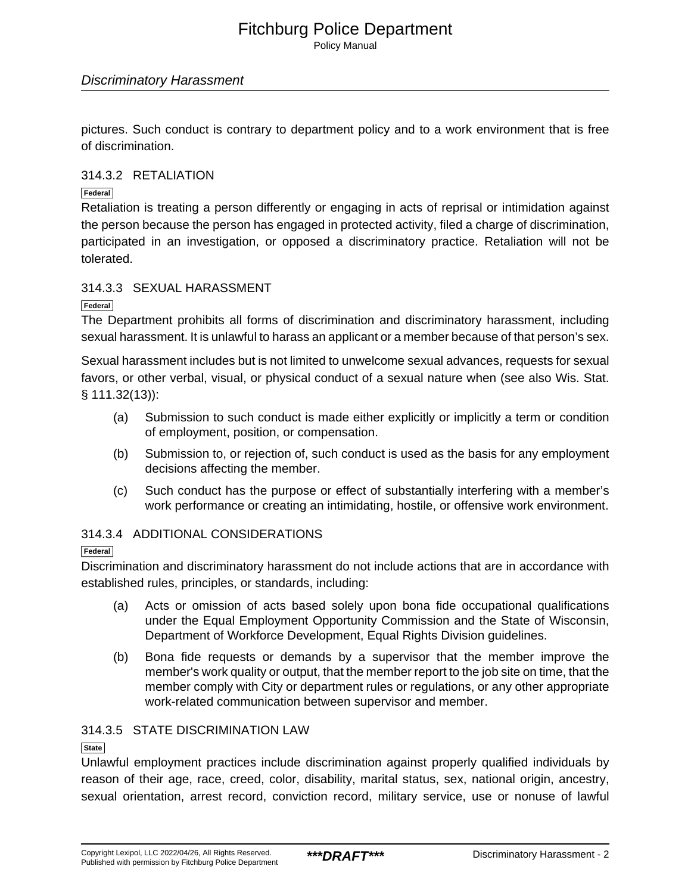pictures. Such conduct is contrary to department policy and to a work environment that is free of discrimination.

### 314.3.2 RETALIATION

Federal

Retaliation is treating a person differently or engaging in acts of reprisal or intimidation against the person because the person has engaged in protected activity, filed a charge of discrimination, participated in an investigation, or opposed a discriminatory practice. Retaliation will not be tolerated.

### 314.3.3 SEXUAL HARASSMENT

Federal

The Department prohibits all forms of discrimination and discriminatory harassment, including sexual harassment. It is unlawful to harass an applicant or a member because of that person's sex.

Sexual harassment includes but is not limited to unwelcome sexual advances, requests for sexual favors, or other verbal, visual, or physical conduct of a sexual nature when (see also Wis. Stat. § 111.32(13)):

(a) Submission to such conduct is made either explicitly or implicitly a term or condition of employment, position, or compensation.

(b) Submission to, or rejection of, such conduct is used as the basis for any employment decisions affecting the member.

(c) Such conduct has the purpose or effect of substantially interfering with a member's work performance or creating an intimidating, hostile, or offensive work environment.

### 314.3.4 ADDITIONAL CONSIDERATIONS

Federal

Discrimination and discriminatory harassment do not include actions that are in accordance with established rules, principles, or standards, including:

(a) Acts or omission of acts based solely upon bona fide occupational qualifications under the Equal Employment Opportunity Commission and the State of Wisconsin, Department of Workforce Development, Equal Rights Division guidelines.

(b) Bona fide requests or demands by a supervisor that the member improve the member's work quality or output, that the member report to the job site on time, that the member comply with City or department rules or regulations, or any other appropriate work-related communication between supervisor and member.

### 314.3.5 STATE DISCRIMINATION LAW

State

Unlawful employment practices include discrimination against properly qualified individuals by reason of their age, race, creed, color, disability, marital status, sex, national origin, ancestry, sexual orientation, arrest record, conviction record, military service, use or nonuse of lawful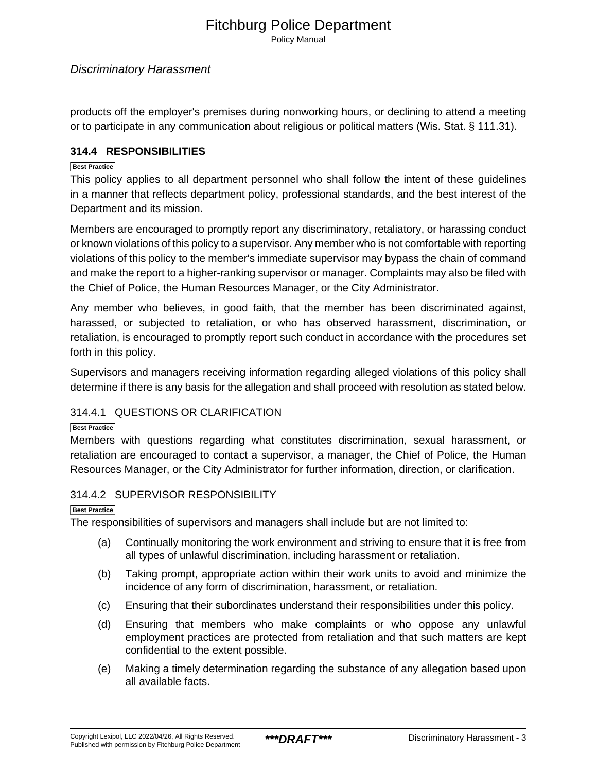products off the employer's premises during nonworking hours, or declining to attend a meeting or to participate in any communication about religious or political matters (Wis. Stat. § 111.31).

## 314.4 RESPONSIBILITIES

Best Practice

This policy applies to all department personnel who shall follow the intent of these guidelines in a manner that reflects department policy, professional standards, and the best interest of the Department and its mission.

Members are encouraged to promptly report any discriminatory, retaliatory, or harassing conduct or known violations of this policy to a supervisor. Any member who is not comfortable with reporting violations of this policy to the member's immediate supervisor may bypass the chain of command and make the report to a higher-ranking supervisor or manager. Complaints may also be filed with the Chief of Police, the Human Resources Manager, or the City Administrator.

Any member who believes, in good faith, that the member has been discriminated against, harassed, or subjected to retaliation, or who has observed harassment, discrimination, or retaliation, is encouraged to promptly report such conduct in accordance with the procedures set forth in this policy.

Supervisors and managers receiving information regarding alleged violations of this policy shall determine if there is any basis for the allegation and shall proceed with resolution as stated below.

### 314.4.1 QUESTIONS OR CLARIFICATION

Best Practice

Members with questions regarding what constitutes discrimination, sexual harassment, or retaliation are encouraged to contact a supervisor, a manager, the Chief of Police, the Human Resources Manager, or the City Administrator for further information, direction, or clarification.

### 314.4.2 SUPERVISOR RESPONSIBILITY

Best Practice

The responsibilities of supervisors and managers shall include but are not limited to:

(a) Continually monitoring the work environment and striving to ensure that it is free from all types of unlawful discrimination, including harassment or retaliation.

(b) Taking prompt, appropriate action within their work units to avoid and minimize the incidence of any form of discrimination, harassment, or retaliation.

(c) Ensuring that their subordinates understand their responsibilities under this policy.

(d) Ensuring that members who make complaints or who oppose any unlawful employment practices are protected from retaliation and that such matters are kept confidential to the extent possible.

(e) Making a timely determination regarding the substance of any allegation based upon all available facts.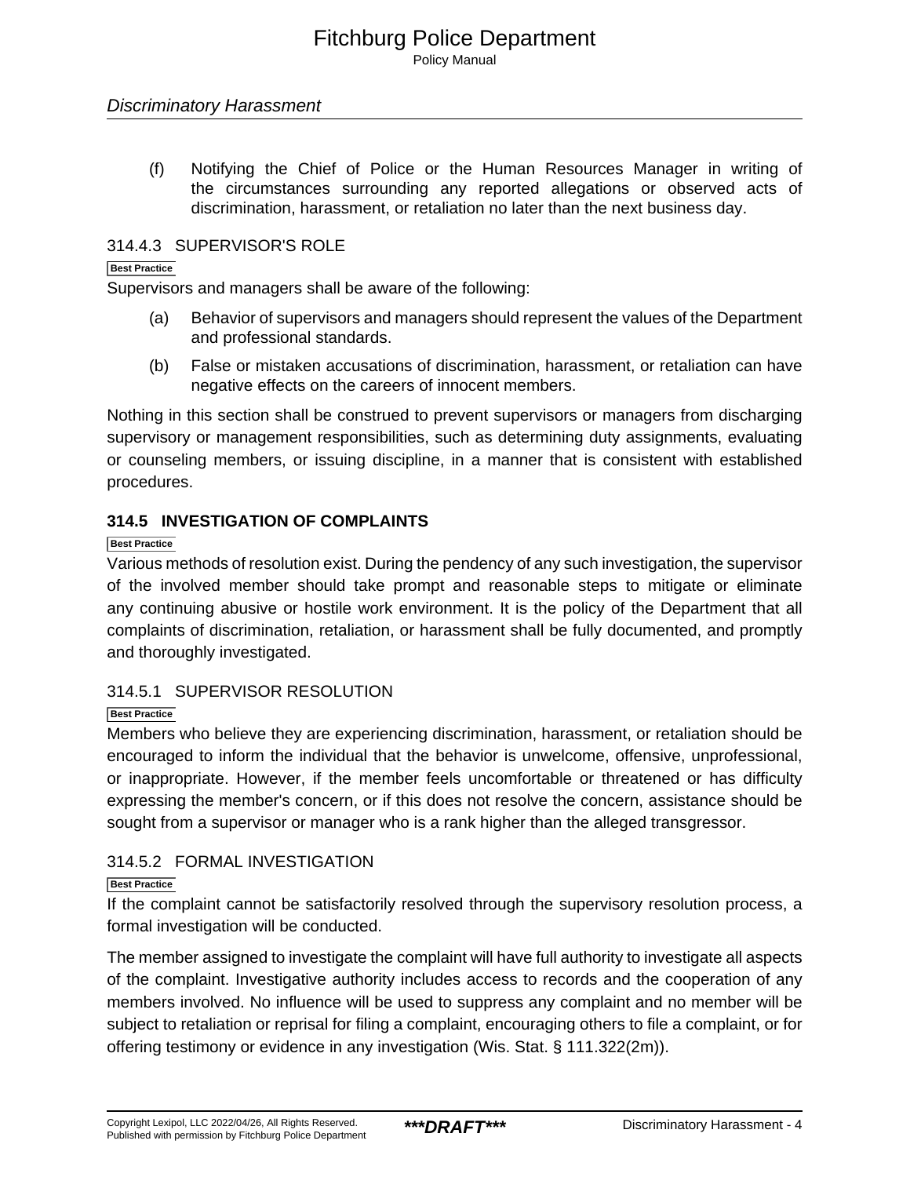(f) Notifying the Chief of Police or the Human Resources Manager in writing of the circumstances surrounding any reported allegations or observed acts of discrimination, harassment, or retaliation no later than the next business day.

### 314.4.3 SUPERVISOR'S ROLE

Best Practice

Supervisors and managers shall be aware of the following:

(a) Behavior of supervisors and managers should represent the values of the Department and professional standards.

(b) False or mistaken accusations of discrimination, harassment, or retaliation can have negative effects on the careers of innocent members.

Nothing in this section shall be construed to prevent supervisors or managers from discharging supervisory or management responsibilities, such as determining duty assignments, evaluating or counseling members, or issuing discipline, in a manner that is consistent with established procedures.

## 314.5 INVESTIGATION OF COMPLAINTS

Best Practice

Various methods of resolution exist. During the pendency of any such investigation, the supervisor of the involved member should take prompt and reasonable steps to mitigate or eliminate any continuing abusive or hostile work environment. It is the policy of the Department that all complaints of discrimination, retaliation, or harassment shall be fully documented, and promptly and thoroughly investigated.

### 314.5.1 SUPERVISOR RESOLUTION

Best Practice

Members who believe they are experiencing discrimination, harassment, or retaliation should be encouraged to inform the individual that the behavior is unwelcome, offensive, unprofessional, or inappropriate. However, if the member feels uncomfortable or threatened or has difficulty expressing the member's concern, or if this does not resolve the concern, assistance should be sought from a supervisor or manager who is a rank higher than the alleged transgressor.

### 314.5.2 FORMAL INVESTIGATION

Best Practice

If the complaint cannot be satisfactorily resolved through the supervisory resolution process, a formal investigation will be conducted.

The member assigned to investigate the complaint will have full authority to investigate all aspects of the complaint. Investigative authority includes access to records and the cooperation of any members involved. No influence will be used to suppress any complaint and no member will be subject to retaliation or reprisal for filing a complaint, encouraging others to file a complaint, or for offering testimony or evidence in any investigation (Wis. Stat. § 111.322(2m)).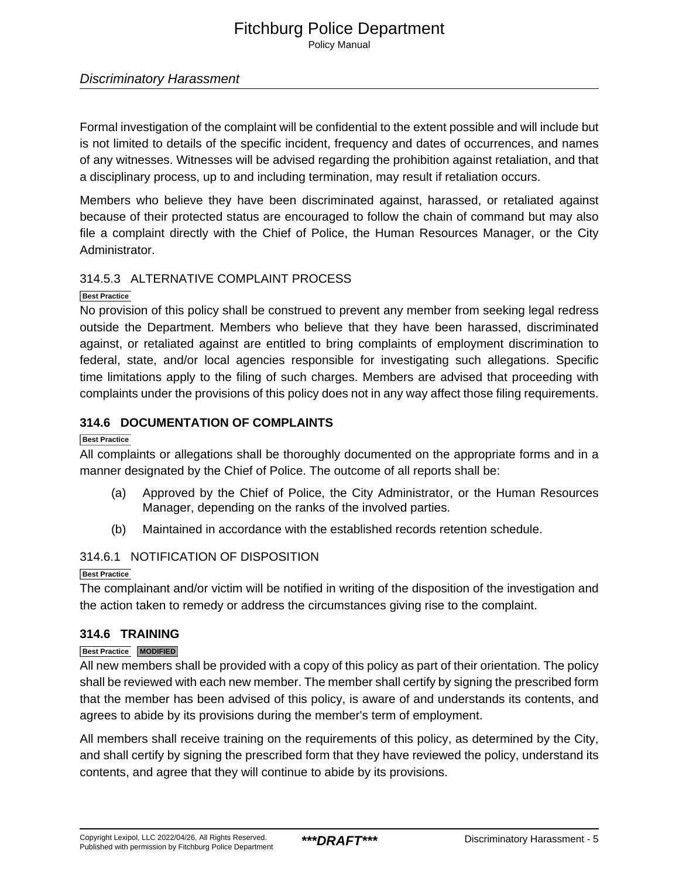Formal investigation of the complaint will be confidential to the extent possible and will include but is not limited to details of the specific incident, frequency and dates of occurrences, and names of any witnesses. Witnesses will be advised regarding the prohibition against retaliation, and that a disciplinary process, up to and including termination, may result if retaliation occurs.

Members who believe they have been discriminated against, harassed, or retaliated against because of their protected status are encouraged to follow the chain of command but may also file a complaint directly with the Chief of Police, the Human Resources Manager, or the City Administrator.

### 314.5.3 ALTERNATIVE COMPLAINT PROCESS

Best Practice

No provision of this policy shall be construed to prevent any member from seeking legal redress outside the Department. Members who believe that they have been harassed, discriminated against, or retaliated against are entitled to bring complaints of employment discrimination to federal, state, and/or local agencies responsible for investigating such allegations. Specific time limitations apply to the filing of such charges. Members are advised that proceeding with complaints under the provisions of this policy does not in any way affect those filing requirements.

## 314.6 DOCUMENTATION OF COMPLAINTS

Best Practice

All complaints or allegations shall be thoroughly documented on the appropriate forms and in a manner designated by the Chief of Police. The outcome of all reports shall be:

(a) Approved by the Chief of Police, the City Administrator, or the Human Resources Manager, depending on the ranks of the involved parties.

(b) Maintained in accordance with the established records retention schedule.

### 314.6.1 NOTIFICATION OF DISPOSITION

Best Practice

The complainant and/or victim will be notified in writing of the disposition of the investigation and the action taken to remedy or address the circumstances giving rise to the complaint.

## 314.6 TRAINING

Best Practice MODIFIED

All new members shall be provided with a copy of this policy as part of their orientation. The policy shall be reviewed with each new member. The member shall certify by signing the prescribed form that the member has been advised of this policy, is aware of and understands its contents, and agrees to abide by its provisions during the member's term of employment.

All members shall receive training on the requirements of this policy, as determined by the City, and shall certify by signing the prescribed form that they have reviewed the policy, understand its contents, and agree that they will continue to abide by its provisions.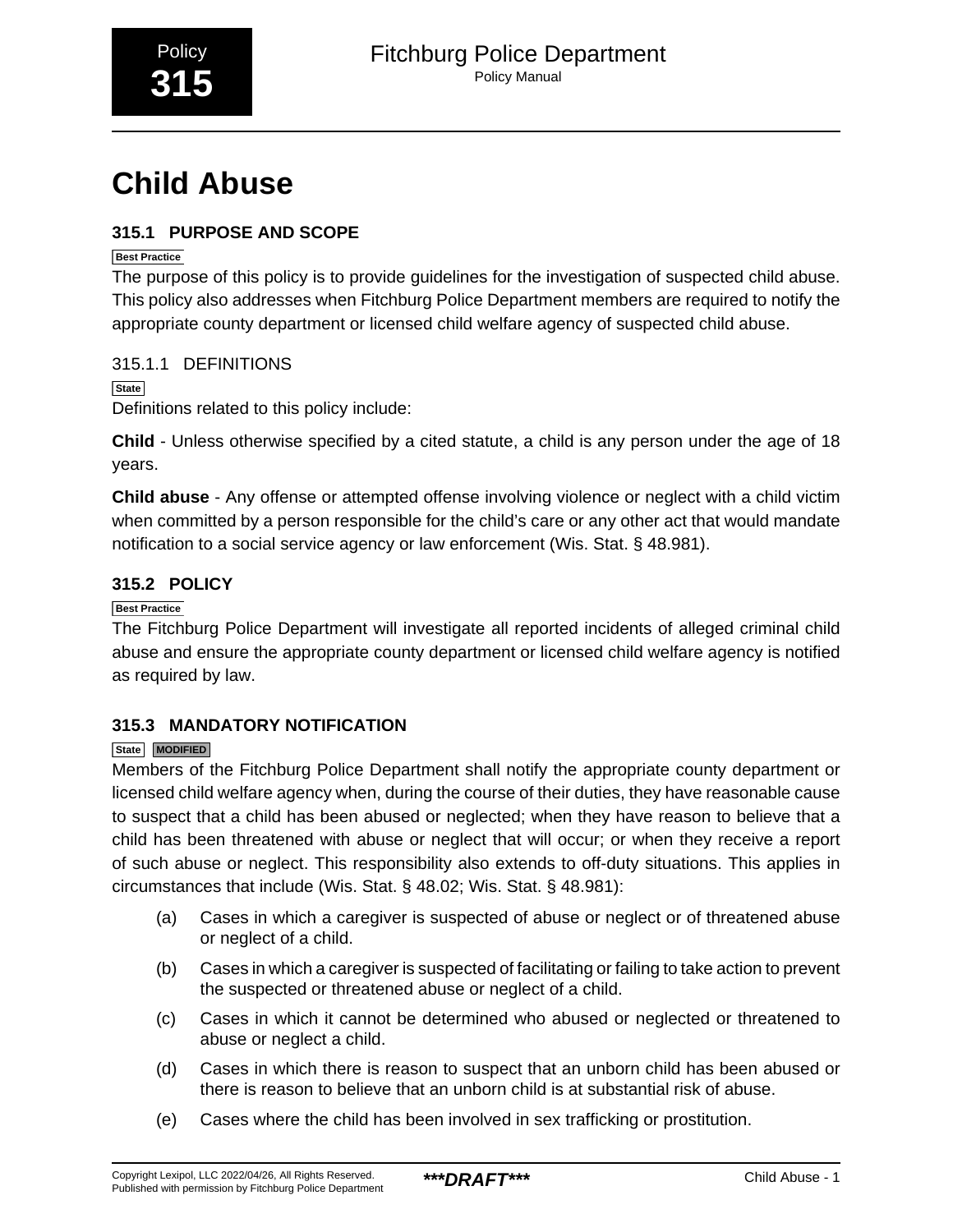# Child Abuse

## 315.1 PURPOSE AND SCOPE

Best Practice

The purpose of this policy is to provide guidelines for the investigation of suspected child abuse. This policy also addresses when Fitchburg Police Department members are required to notify the appropriate county department or licensed child welfare agency of suspected child abuse.

### 315.1.1 DEFINITIONS

State

Definitions related to this policy include:

**Child** - Unless otherwise specified by a cited statute, a child is any person under the age of 18 years.

**Child abuse** - Any offense or attempted offense involving violence or neglect with a child victim when committed by a person responsible for the child's care or any other act that would mandate notification to a social service agency or law enforcement (Wis. Stat. § 48.981).

## 315.2 POLICY

Best Practice

The Fitchburg Police Department will investigate all reported incidents of alleged criminal child abuse and ensure the appropriate county department or licensed child welfare agency is notified as required by law.

## 315.3 MANDATORY NOTIFICATION

State MODIFIED

Members of the Fitchburg Police Department shall notify the appropriate county department or licensed child welfare agency when, during the course of their duties, they have reasonable cause to suspect that a child has been abused or neglected; when they have reason to believe that a child has been threatened with abuse or neglect that will occur; or when they receive a report of such abuse or neglect. This responsibility also extends to off-duty situations. This applies in circumstances that include (Wis. Stat. § 48.02; Wis. Stat. § 48.981):

(a) Cases in which a caregiver is suspected of abuse or neglect or of threatened abuse or neglect of a child.

(b) Cases in which a caregiver is suspected of facilitating or failing to take action to prevent the suspected or threatened abuse or neglect of a child.

(c) Cases in which it cannot be determined who abused or neglected or threatened to abuse or neglect a child.

(d) Cases in which there is reason to suspect that an unborn child has been abused or there is reason to believe that an unborn child is at substantial risk of abuse.

(e) Cases where the child has been involved in sex trafficking or prostitution.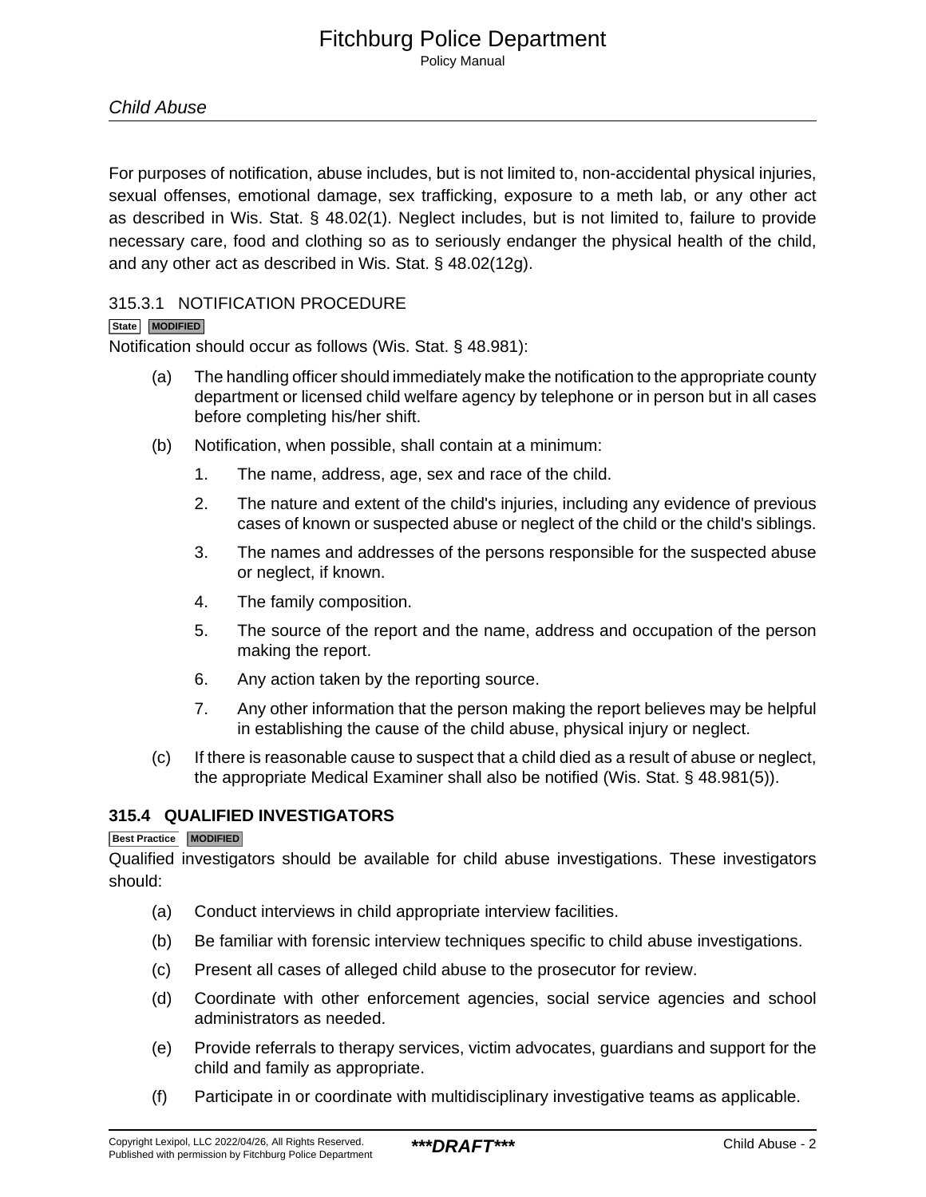For purposes of notification, abuse includes, but is not limited to, non-accidental physical injuries, sexual offenses, emotional damage, sex trafficking, exposure to a meth lab, or any other act as described in Wis. Stat. § 48.02(1). Neglect includes, but is not limited to, failure to provide necessary care, food and clothing so as to seriously endanger the physical health of the child, and any other act as described in Wis. Stat. § 48.02(12g).

### 315.3.1 NOTIFICATION PROCEDURE

State MODIFIED

Notification should occur as follows (Wis. Stat. § 48.981):

(a) The handling officer should immediately make the notification to the appropriate county department or licensed child welfare agency by telephone or in person but in all cases before completing his/her shift.

(b) Notification, when possible, shall contain at a minimum:

1. The name, address, age, sex and race of the child.
2. The nature and extent of the child's injuries, including any evidence of previous cases of known or suspected abuse or neglect of the child or the child's siblings.
3. The names and addresses of the persons responsible for the suspected abuse or neglect, if known.
4. The family composition.
5. The source of the report and the name, address and occupation of the person making the report.
6. Any action taken by the reporting source.
7. Any other information that the person making the report believes may be helpful in establishing the cause of the child abuse, physical injury or neglect.

(c) If there is reasonable cause to suspect that a child died as a result of abuse or neglect, the appropriate Medical Examiner shall also be notified (Wis. Stat. § 48.981(5)).

## 315.4 QUALIFIED INVESTIGATORS

Best Practice MODIFIED

Qualified investigators should be available for child abuse investigations. These investigators should:

(a) Conduct interviews in child appropriate interview facilities.

(b) Be familiar with forensic interview techniques specific to child abuse investigations.

(c) Present all cases of alleged child abuse to the prosecutor for review.

(d) Coordinate with other enforcement agencies, social service agencies and school administrators as needed.

(e) Provide referrals to therapy services, victim advocates, guardians and support for the child and family as appropriate.

(f) Participate in or coordinate with multidisciplinary investigative teams as applicable.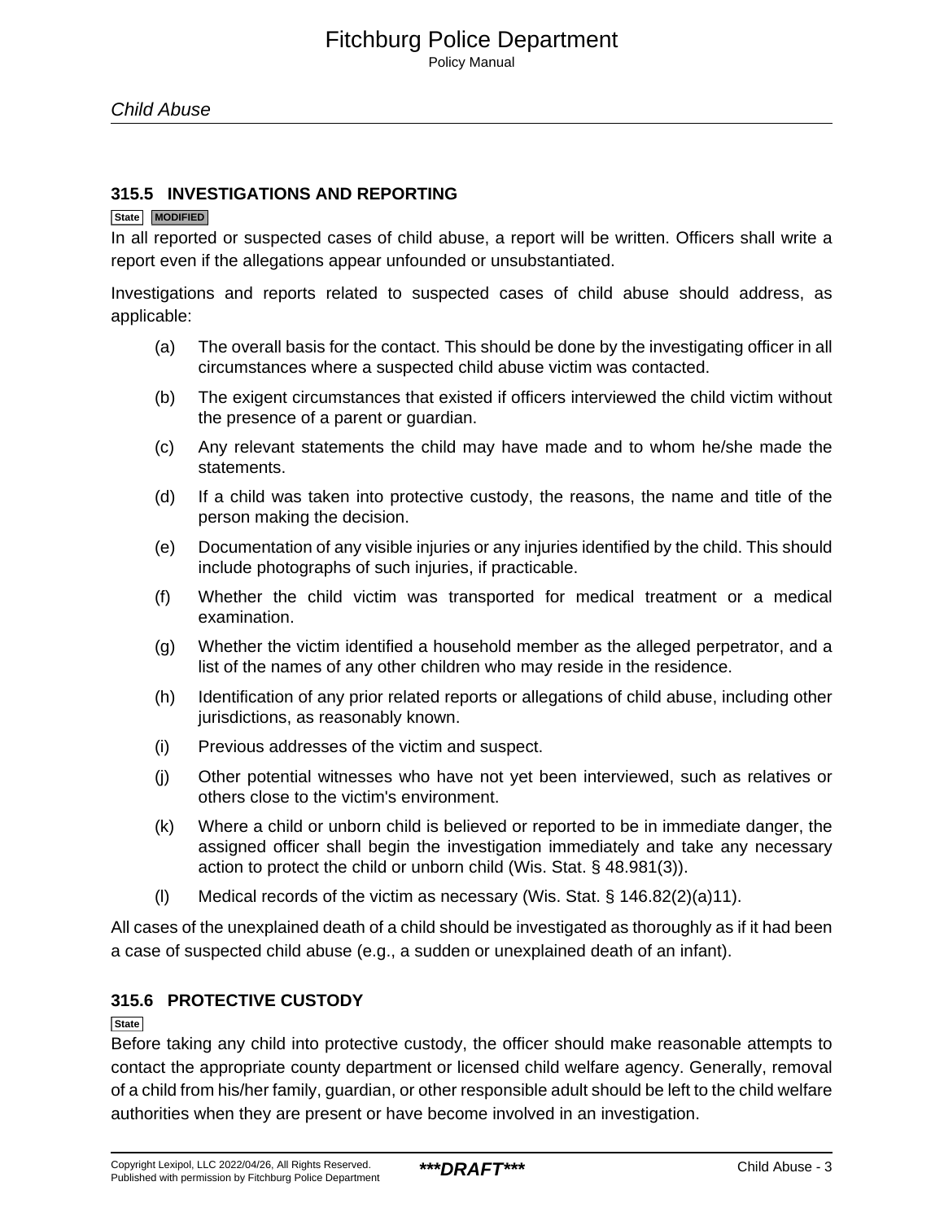### 315.5 INVESTIGATIONS AND REPORTING

State MODIFIED

In all reported or suspected cases of child abuse, a report will be written. Officers shall write a report even if the allegations appear unfounded or unsubstantiated.

Investigations and reports related to suspected cases of child abuse should address, as applicable:

(a) The overall basis for the contact. This should be done by the investigating officer in all circumstances where a suspected child abuse victim was contacted.

(b) The exigent circumstances that existed if officers interviewed the child victim without the presence of a parent or guardian.

(c) Any relevant statements the child may have made and to whom he/she made the statements.

(d) If a child was taken into protective custody, the reasons, the name and title of the person making the decision.

(e) Documentation of any visible injuries or any injuries identified by the child. This should include photographs of such injuries, if practicable.

(f) Whether the child victim was transported for medical treatment or a medical examination.

(g) Whether the victim identified a household member as the alleged perpetrator, and a list of the names of any other children who may reside in the residence.

(h) Identification of any prior related reports or allegations of child abuse, including other jurisdictions, as reasonably known.

(i) Previous addresses of the victim and suspect.

(j) Other potential witnesses who have not yet been interviewed, such as relatives or others close to the victim's environment.

(k) Where a child or unborn child is believed or reported to be in immediate danger, the assigned officer shall begin the investigation immediately and take any necessary action to protect the child or unborn child (Wis. Stat. § 48.981(3)).

(l) Medical records of the victim as necessary (Wis. Stat. § 146.82(2)(a)11).

All cases of the unexplained death of a child should be investigated as thoroughly as if it had been a case of suspected child abuse (e.g., a sudden or unexplained death of an infant).

### 315.6 PROTECTIVE CUSTODY

State

Before taking any child into protective custody, the officer should make reasonable attempts to contact the appropriate county department or licensed child welfare agency. Generally, removal of a child from his/her family, guardian, or other responsible adult should be left to the child welfare authorities when they are present or have become involved in an investigation.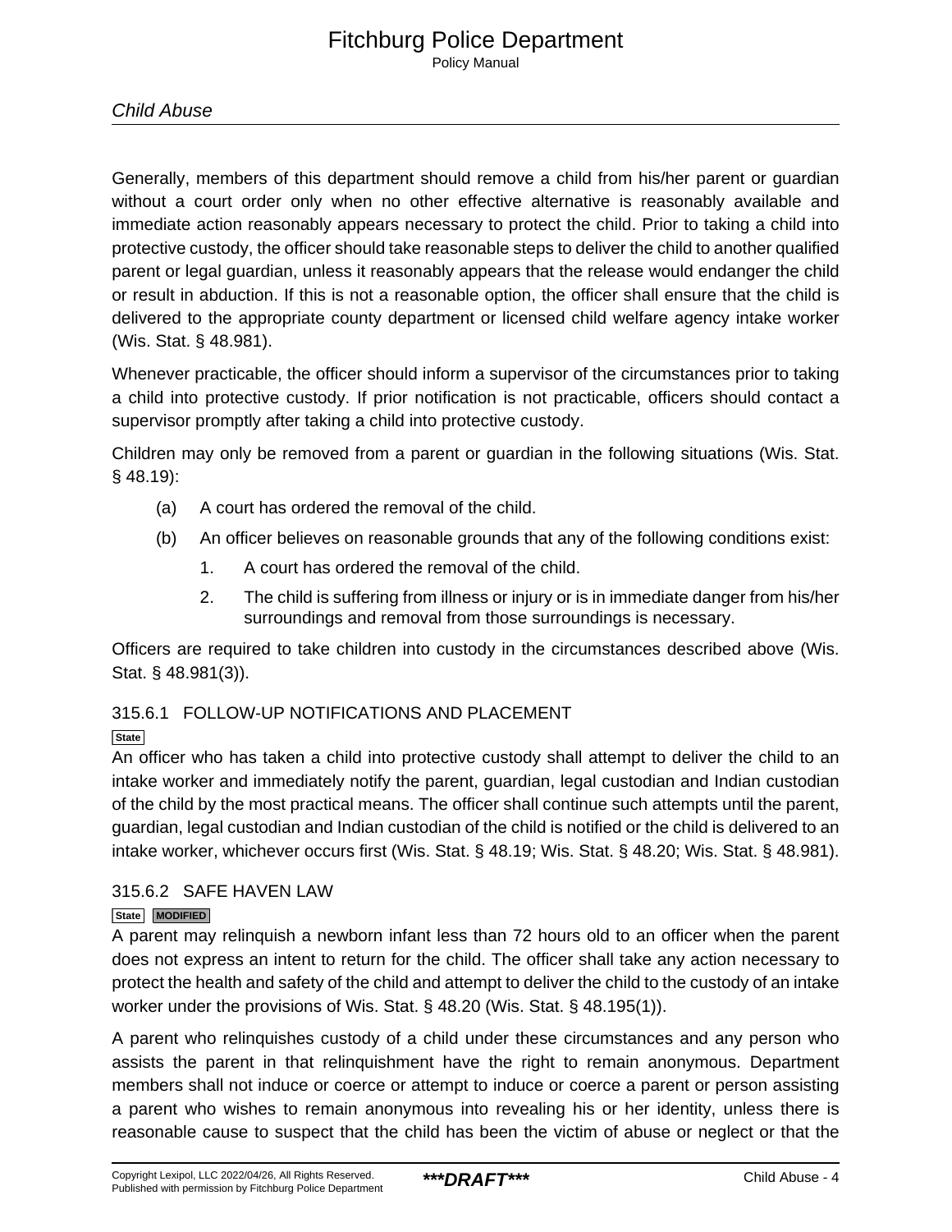Generally, members of this department should remove a child from his/her parent or guardian without a court order only when no other effective alternative is reasonably available and immediate action reasonably appears necessary to protect the child. Prior to taking a child into protective custody, the officer should take reasonable steps to deliver the child to another qualified parent or legal guardian, unless it reasonably appears that the release would endanger the child or result in abduction. If this is not a reasonable option, the officer shall ensure that the child is delivered to the appropriate county department or licensed child welfare agency intake worker (Wis. Stat. § 48.981).

Whenever practicable, the officer should inform a supervisor of the circumstances prior to taking a child into protective custody. If prior notification is not practicable, officers should contact a supervisor promptly after taking a child into protective custody.

Children may only be removed from a parent or guardian in the following situations (Wis. Stat. § 48.19):

(a) A court has ordered the removal of the child.

(b) An officer believes on reasonable grounds that any of the following conditions exist:

1. A court has ordered the removal of the child.
2. The child is suffering from illness or injury or is in immediate danger from his/her surroundings and removal from those surroundings is necessary.

Officers are required to take children into custody in the circumstances described above (Wis. Stat. § 48.981(3)).

### 315.6.1 FOLLOW-UP NOTIFICATIONS AND PLACEMENT

State

An officer who has taken a child into protective custody shall attempt to deliver the child to an intake worker and immediately notify the parent, guardian, legal custodian and Indian custodian of the child by the most practical means. The officer shall continue such attempts until the parent, guardian, legal custodian and Indian custodian of the child is notified or the child is delivered to an intake worker, whichever occurs first (Wis. Stat. § 48.19; Wis. Stat. § 48.20; Wis. Stat. § 48.981).

### 315.6.2 SAFE HAVEN LAW

State MODIFIED

A parent may relinquish a newborn infant less than 72 hours old to an officer when the parent does not express an intent to return for the child. The officer shall take any action necessary to protect the health and safety of the child and attempt to deliver the child to the custody of an intake worker under the provisions of Wis. Stat. § 48.20 (Wis. Stat. § 48.195(1)).

A parent who relinquishes custody of a child under these circumstances and any person who assists the parent in that relinquishment have the right to remain anonymous. Department members shall not induce or coerce or attempt to induce or coerce a parent or person assisting a parent who wishes to remain anonymous into revealing his or her identity, unless there is reasonable cause to suspect that the child has been the victim of abuse or neglect or that the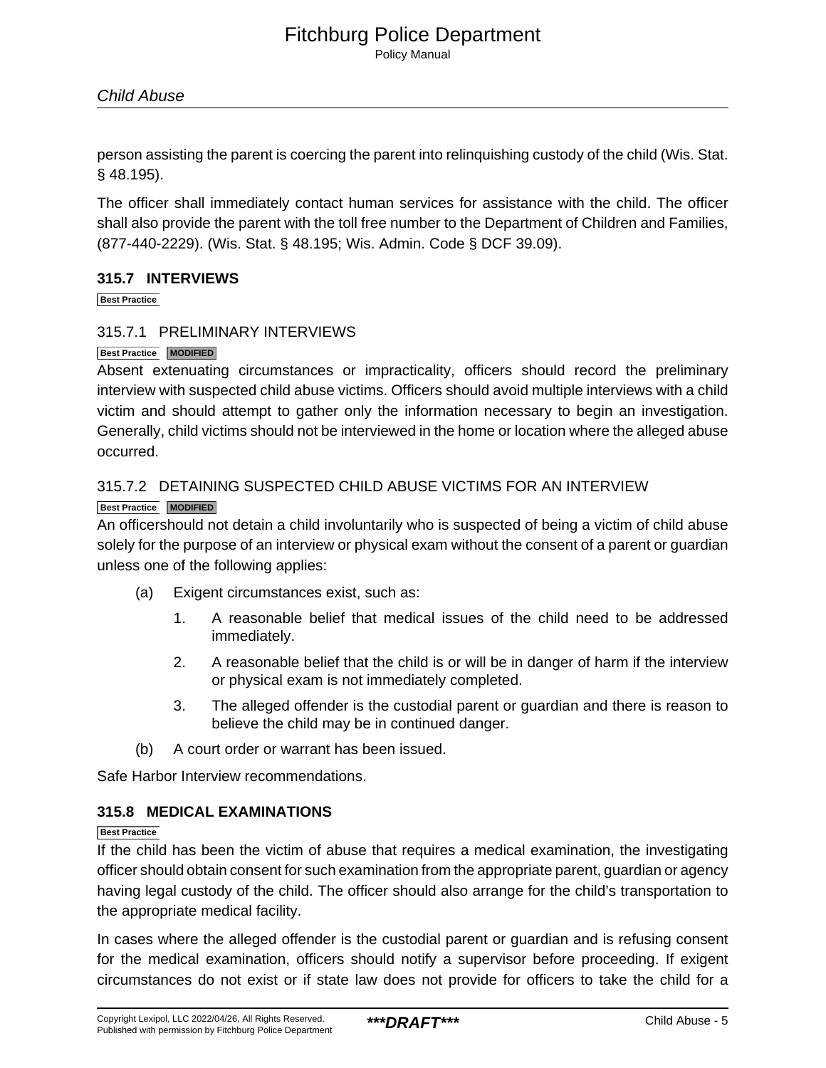person assisting the parent is coercing the parent into relinquishing custody of the child (Wis. Stat. § 48.195).

The officer shall immediately contact human services for assistance with the child. The officer shall also provide the parent with the toll free number to the Department of Children and Families, (877-440-2229). (Wis. Stat. § 48.195; Wis. Admin. Code § DCF 39.09).

### 315.7 INTERVIEWS

Best Practice

#### 315.7.1 PRELIMINARY INTERVIEWS

Best Practice MODIFIED

Absent extenuating circumstances or impracticality, officers should record the preliminary interview with suspected child abuse victims. Officers should avoid multiple interviews with a child victim and should attempt to gather only the information necessary to begin an investigation. Generally, child victims should not be interviewed in the home or location where the alleged abuse occurred.

#### 315.7.2 DETAINING SUSPECTED CHILD ABUSE VICTIMS FOR AN INTERVIEW

Best Practice MODIFIED

An officershould not detain a child involuntarily who is suspected of being a victim of child abuse solely for the purpose of an interview or physical exam without the consent of a parent or guardian unless one of the following applies:

(a) Exigent circumstances exist, such as:

1. A reasonable belief that medical issues of the child need to be addressed immediately.
2. A reasonable belief that the child is or will be in danger of harm if the interview or physical exam is not immediately completed.
3. The alleged offender is the custodial parent or guardian and there is reason to believe the child may be in continued danger.

(b) A court order or warrant has been issued.

Safe Harbor Interview recommendations.

### 315.8 MEDICAL EXAMINATIONS

Best Practice

If the child has been the victim of abuse that requires a medical examination, the investigating officer should obtain consent for such examination from the appropriate parent, guardian or agency having legal custody of the child. The officer should also arrange for the child's transportation to the appropriate medical facility.

In cases where the alleged offender is the custodial parent or guardian and is refusing consent for the medical examination, officers should notify a supervisor before proceeding. If exigent circumstances do not exist or if state law does not provide for officers to take the child for a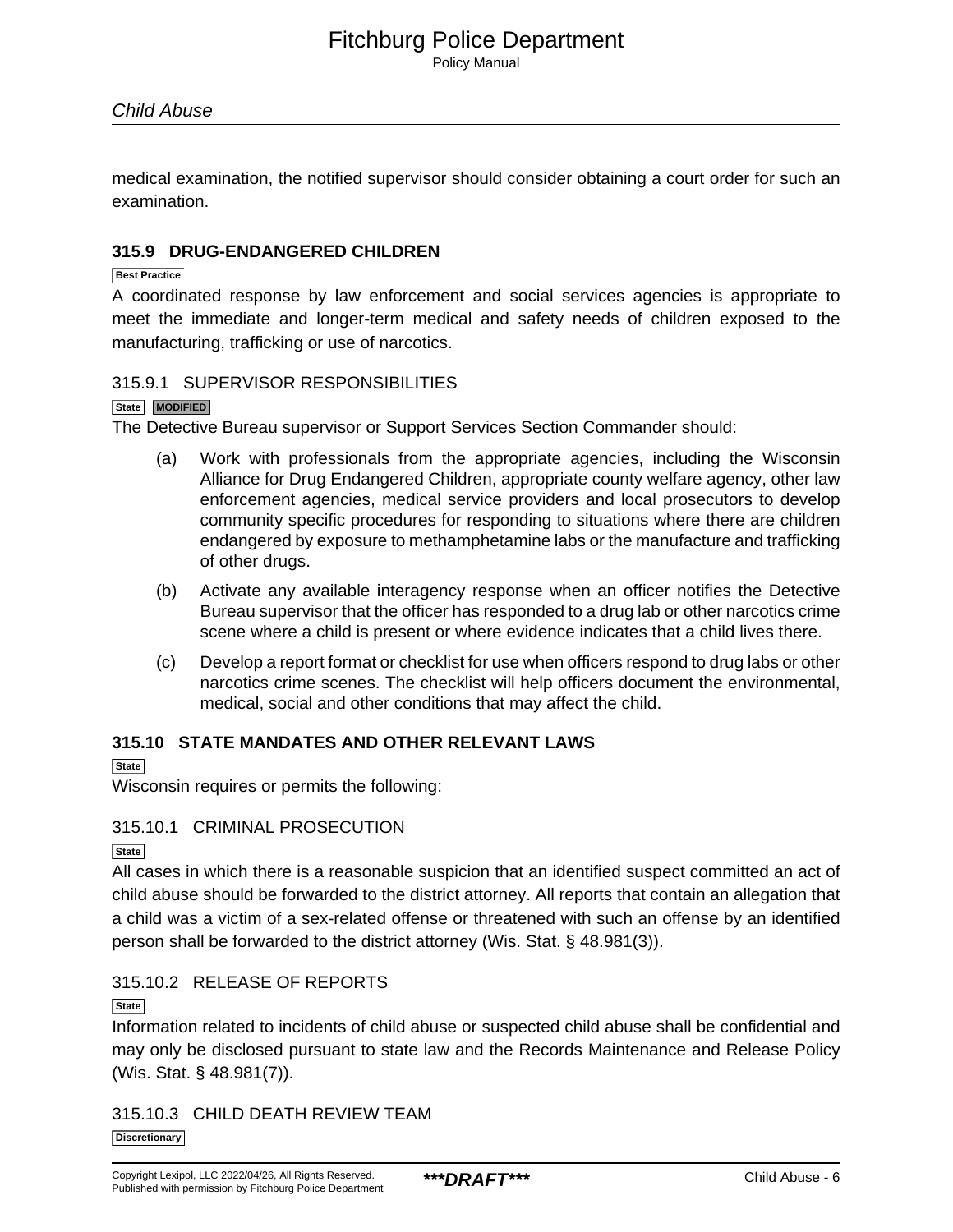medical examination, the notified supervisor should consider obtaining a court order for such an examination.

## 315.9 DRUG-ENDANGERED CHILDREN

Best Practice

A coordinated response by law enforcement and social services agencies is appropriate to meet the immediate and longer-term medical and safety needs of children exposed to the manufacturing, trafficking or use of narcotics.

### 315.9.1 SUPERVISOR RESPONSIBILITIES

State MODIFIED

The Detective Bureau supervisor or Support Services Section Commander should:

(a) Work with professionals from the appropriate agencies, including the Wisconsin Alliance for Drug Endangered Children, appropriate county welfare agency, other law enforcement agencies, medical service providers and local prosecutors to develop community specific procedures for responding to situations where there are children endangered by exposure to methamphetamine labs or the manufacture and trafficking of other drugs.

(b) Activate any available interagency response when an officer notifies the Detective Bureau supervisor that the officer has responded to a drug lab or other narcotics crime scene where a child is present or where evidence indicates that a child lives there.

(c) Develop a report format or checklist for use when officers respond to drug labs or other narcotics crime scenes. The checklist will help officers document the environmental, medical, social and other conditions that may affect the child.

## 315.10 STATE MANDATES AND OTHER RELEVANT LAWS

State

Wisconsin requires or permits the following:

### 315.10.1 CRIMINAL PROSECUTION

State

All cases in which there is a reasonable suspicion that an identified suspect committed an act of child abuse should be forwarded to the district attorney. All reports that contain an allegation that a child was a victim of a sex-related offense or threatened with such an offense by an identified person shall be forwarded to the district attorney (Wis. Stat. § 48.981(3)).

### 315.10.2 RELEASE OF REPORTS

State

Information related to incidents of child abuse or suspected child abuse shall be confidential and may only be disclosed pursuant to state law and the Records Maintenance and Release Policy (Wis. Stat. § 48.981(7)).

### 315.10.3 CHILD DEATH REVIEW TEAM

Discretionary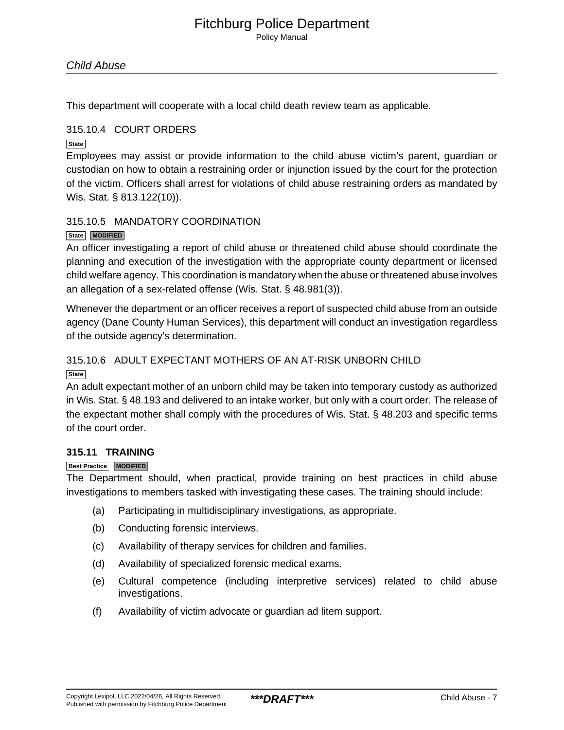This department will cooperate with a local child death review team as applicable.

### 315.10.4 COURT ORDERS

State

Employees may assist or provide information to the child abuse victim's parent, guardian or custodian on how to obtain a restraining order or injunction issued by the court for the protection of the victim. Officers shall arrest for violations of child abuse restraining orders as mandated by Wis. Stat. § 813.122(10)).

### 315.10.5 MANDATORY COORDINATION

State MODIFIED

An officer investigating a report of child abuse or threatened child abuse should coordinate the planning and execution of the investigation with the appropriate county department or licensed child welfare agency. This coordination is mandatory when the abuse or threatened abuse involves an allegation of a sex-related offense (Wis. Stat. § 48.981(3)).

Whenever the department or an officer receives a report of suspected child abuse from an outside agency (Dane County Human Services), this department will conduct an investigation regardless of the outside agency's determination.

### 315.10.6 ADULT EXPECTANT MOTHERS OF AN AT-RISK UNBORN CHILD

State

An adult expectant mother of an unborn child may be taken into temporary custody as authorized in Wis. Stat. § 48.193 and delivered to an intake worker, but only with a court order. The release of the expectant mother shall comply with the procedures of Wis. Stat. § 48.203 and specific terms of the court order.

## 315.11 TRAINING

Best Practice MODIFIED

The Department should, when practical, provide training on best practices in child abuse investigations to members tasked with investigating these cases. The training should include:

(a) Participating in multidisciplinary investigations, as appropriate.

(b) Conducting forensic interviews.

(c) Availability of therapy services for children and families.

(d) Availability of specialized forensic medical exams.

(e) Cultural competence (including interpretive services) related to child abuse investigations.

(f) Availability of victim advocate or guardian ad litem support.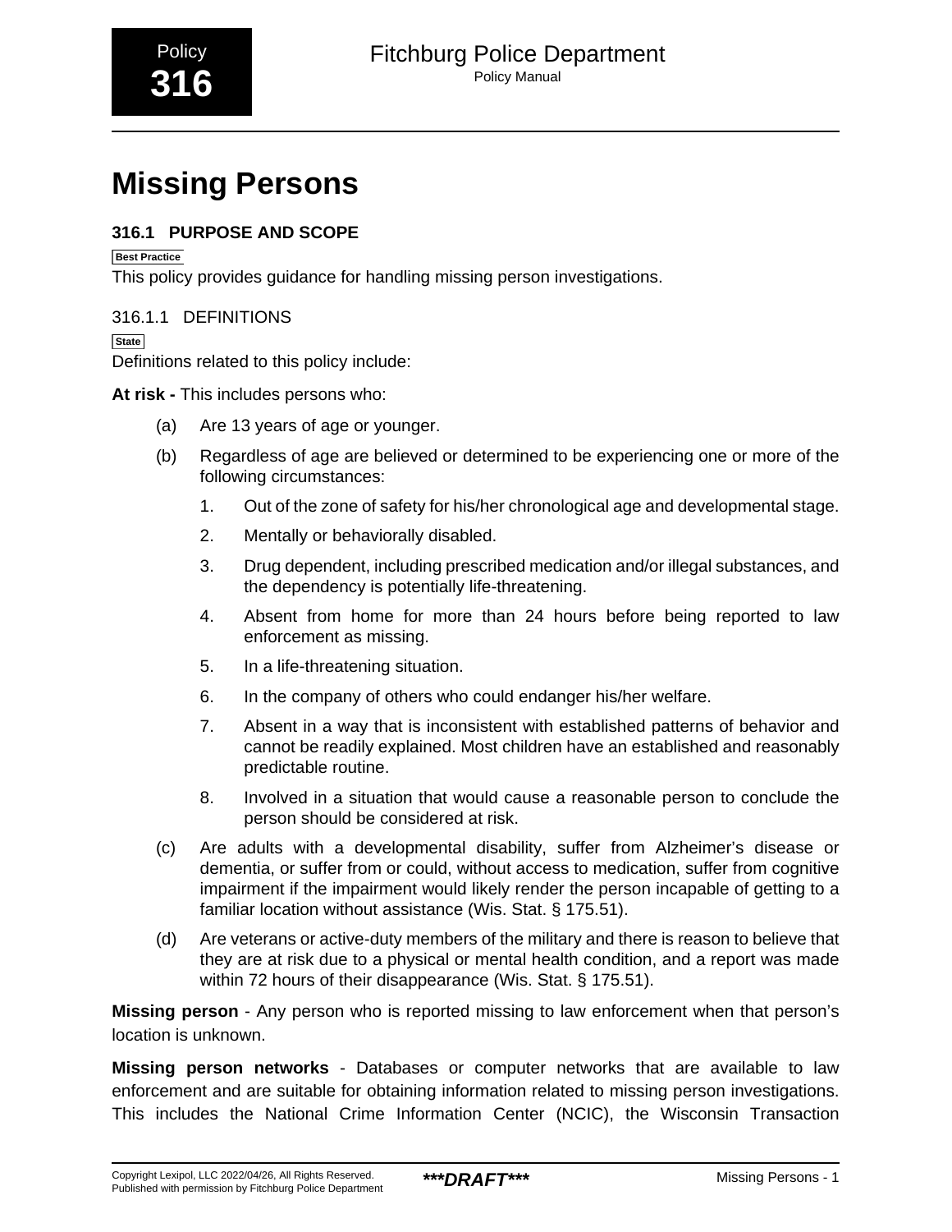Policy
**316**

# Missing Persons

## 316.1 PURPOSE AND SCOPE

Best Practice

This policy provides guidance for handling missing person investigations.

### 316.1.1 DEFINITIONS

State

Definitions related to this policy include:

**At risk -** This includes persons who:

(a) Are 13 years of age or younger.

(b) Regardless of age are believed or determined to be experiencing one or more of the following circumstances:

1. Out of the zone of safety for his/her chronological age and developmental stage.
2. Mentally or behaviorally disabled.
3. Drug dependent, including prescribed medication and/or illegal substances, and the dependency is potentially life-threatening.
4. Absent from home for more than 24 hours before being reported to law enforcement as missing.
5. In a life-threatening situation.
6. In the company of others who could endanger his/her welfare.
7. Absent in a way that is inconsistent with established patterns of behavior and cannot be readily explained. Most children have an established and reasonably predictable routine.
8. Involved in a situation that would cause a reasonable person to conclude the person should be considered at risk.

(c) Are adults with a developmental disability, suffer from Alzheimer's disease or dementia, or suffer from or could, without access to medication, suffer from cognitive impairment if the impairment would likely render the person incapable of getting to a familiar location without assistance (Wis. Stat. § 175.51).

(d) Are veterans or active-duty members of the military and there is reason to believe that they are at risk due to a physical or mental health condition, and a report was made within 72 hours of their disappearance (Wis. Stat. § 175.51).

**Missing person** - Any person who is reported missing to law enforcement when that person's location is unknown.

**Missing person networks** - Databases or computer networks that are available to law enforcement and are suitable for obtaining information related to missing person investigations. This includes the National Crime Information Center (NCIC), the Wisconsin Transaction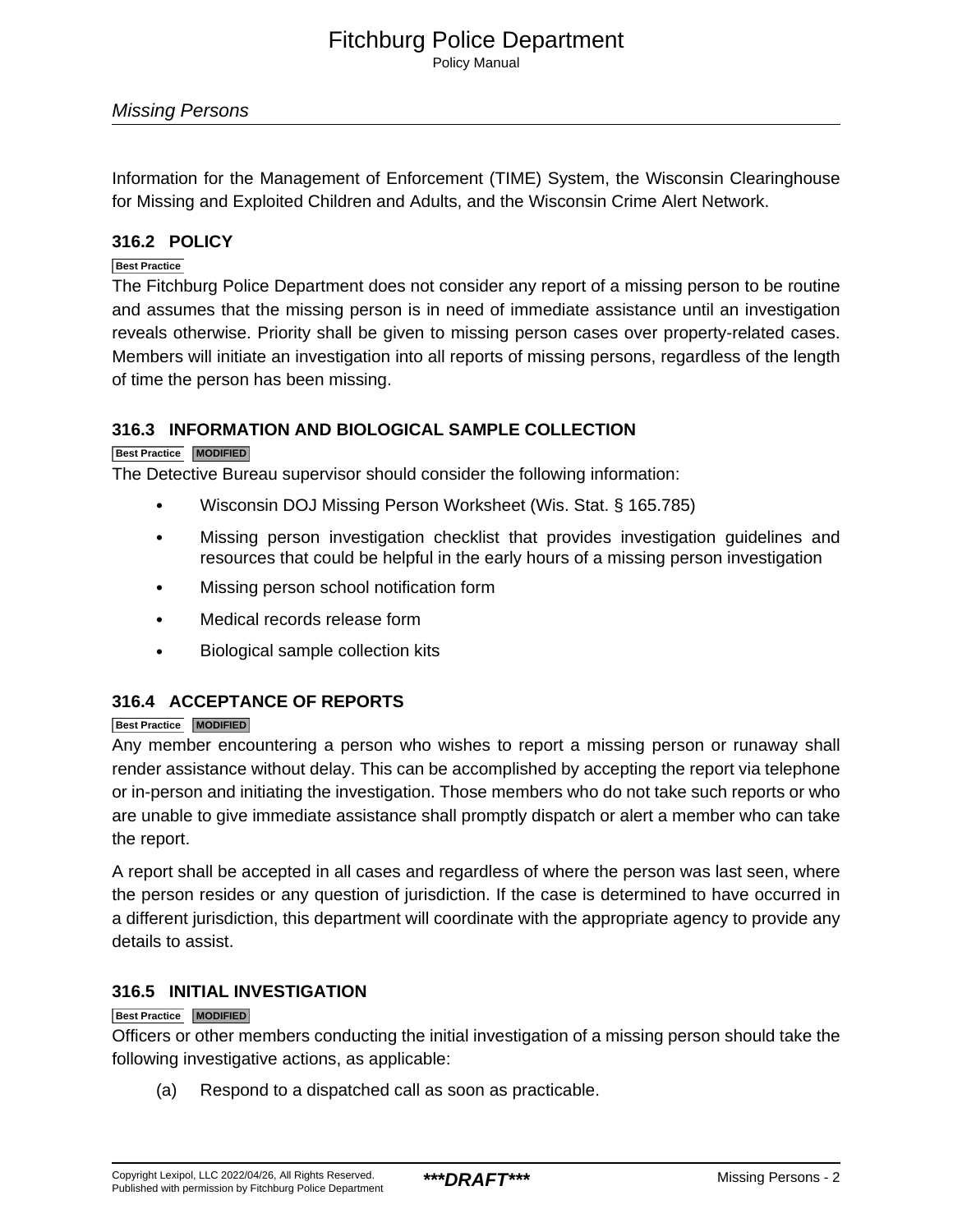Information for the Management of Enforcement (TIME) System, the Wisconsin Clearinghouse for Missing and Exploited Children and Adults, and the Wisconsin Crime Alert Network.

### 316.2 POLICY

Best Practice

The Fitchburg Police Department does not consider any report of a missing person to be routine and assumes that the missing person is in need of immediate assistance until an investigation reveals otherwise. Priority shall be given to missing person cases over property-related cases. Members will initiate an investigation into all reports of missing persons, regardless of the length of time the person has been missing.

### 316.3 INFORMATION AND BIOLOGICAL SAMPLE COLLECTION

Best Practice MODIFIED

The Detective Bureau supervisor should consider the following information:

- Wisconsin DOJ Missing Person Worksheet (Wis. Stat. § 165.785)
- Missing person investigation checklist that provides investigation guidelines and resources that could be helpful in the early hours of a missing person investigation
- Missing person school notification form
- Medical records release form
- Biological sample collection kits

### 316.4 ACCEPTANCE OF REPORTS

Best Practice MODIFIED

Any member encountering a person who wishes to report a missing person or runaway shall render assistance without delay. This can be accomplished by accepting the report via telephone or in-person and initiating the investigation. Those members who do not take such reports or who are unable to give immediate assistance shall promptly dispatch or alert a member who can take the report.

A report shall be accepted in all cases and regardless of where the person was last seen, where the person resides or any question of jurisdiction. If the case is determined to have occurred in a different jurisdiction, this department will coordinate with the appropriate agency to provide any details to assist.

### 316.5 INITIAL INVESTIGATION

Best Practice MODIFIED

Officers or other members conducting the initial investigation of a missing person should take the following investigative actions, as applicable:

(a) Respond to a dispatched call as soon as practicable.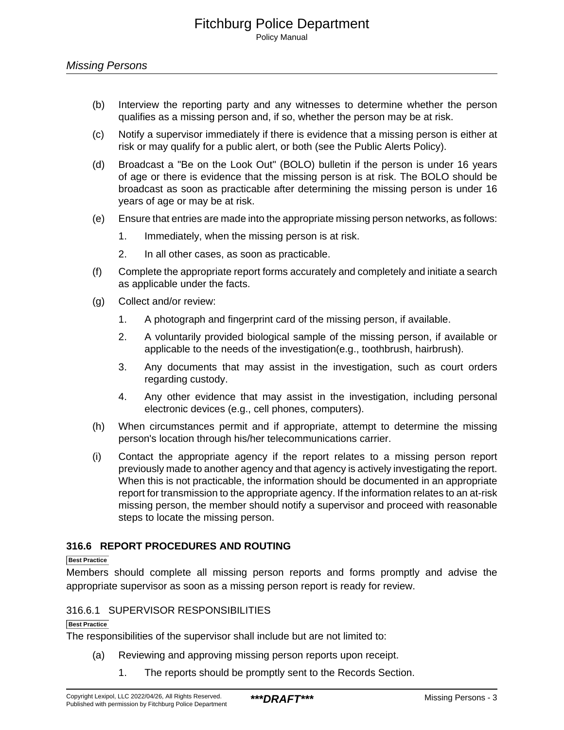(b) Interview the reporting party and any witnesses to determine whether the person qualifies as a missing person and, if so, whether the person may be at risk.

(c) Notify a supervisor immediately if there is evidence that a missing person is either at risk or may qualify for a public alert, or both (see the Public Alerts Policy).

(d) Broadcast a "Be on the Look Out" (BOLO) bulletin if the person is under 16 years of age or there is evidence that the missing person is at risk. The BOLO should be broadcast as soon as practicable after determining the missing person is under 16 years of age or may be at risk.

(e) Ensure that entries are made into the appropriate missing person networks, as follows:

   1. Immediately, when the missing person is at risk.

   2. In all other cases, as soon as practicable.

(f) Complete the appropriate report forms accurately and completely and initiate a search as applicable under the facts.

(g) Collect and/or review:

   1. A photograph and fingerprint card of the missing person, if available.

   2. A voluntarily provided biological sample of the missing person, if available or applicable to the needs of the investigation(e.g., toothbrush, hairbrush).

   3. Any documents that may assist in the investigation, such as court orders regarding custody.

   4. Any other evidence that may assist in the investigation, including personal electronic devices (e.g., cell phones, computers).

(h) When circumstances permit and if appropriate, attempt to determine the missing person's location through his/her telecommunications carrier.

(i) Contact the appropriate agency if the report relates to a missing person report previously made to another agency and that agency is actively investigating the report. When this is not practicable, the information should be documented in an appropriate report for transmission to the appropriate agency. If the information relates to an at-risk missing person, the member should notify a supervisor and proceed with reasonable steps to locate the missing person.

## 316.6 REPORT PROCEDURES AND ROUTING

Best Practice

Members should complete all missing person reports and forms promptly and advise the appropriate supervisor as soon as a missing person report is ready for review.

### 316.6.1 SUPERVISOR RESPONSIBILITIES

Best Practice

The responsibilities of the supervisor shall include but are not limited to:

(a) Reviewing and approving missing person reports upon receipt.

   1. The reports should be promptly sent to the Records Section.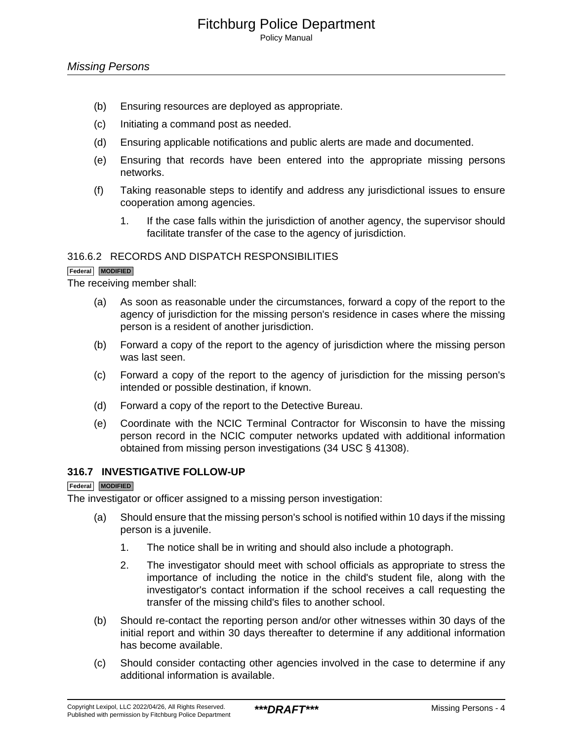(b) Ensuring resources are deployed as appropriate.

(c) Initiating a command post as needed.

(d) Ensuring applicable notifications and public alerts are made and documented.

(e) Ensuring that records have been entered into the appropriate missing persons networks.

(f) Taking reasonable steps to identify and address any jurisdictional issues to ensure cooperation among agencies.

1. If the case falls within the jurisdiction of another agency, the supervisor should facilitate transfer of the case to the agency of jurisdiction.

### 316.6.2 RECORDS AND DISPATCH RESPONSIBILITIES

Federal MODIFIED

The receiving member shall:

(a) As soon as reasonable under the circumstances, forward a copy of the report to the agency of jurisdiction for the missing person's residence in cases where the missing person is a resident of another jurisdiction.

(b) Forward a copy of the report to the agency of jurisdiction where the missing person was last seen.

(c) Forward a copy of the report to the agency of jurisdiction for the missing person's intended or possible destination, if known.

(d) Forward a copy of the report to the Detective Bureau.

(e) Coordinate with the NCIC Terminal Contractor for Wisconsin to have the missing person record in the NCIC computer networks updated with additional information obtained from missing person investigations (34 USC § 41308).

## 316.7 INVESTIGATIVE FOLLOW-UP

Federal MODIFIED

The investigator or officer assigned to a missing person investigation:

(a) Should ensure that the missing person's school is notified within 10 days if the missing person is a juvenile.

1. The notice shall be in writing and should also include a photograph.

2. The investigator should meet with school officials as appropriate to stress the importance of including the notice in the child's student file, along with the investigator's contact information if the school receives a call requesting the transfer of the missing child's files to another school.

(b) Should re-contact the reporting person and/or other witnesses within 30 days of the initial report and within 30 days thereafter to determine if any additional information has become available.

(c) Should consider contacting other agencies involved in the case to determine if any additional information is available.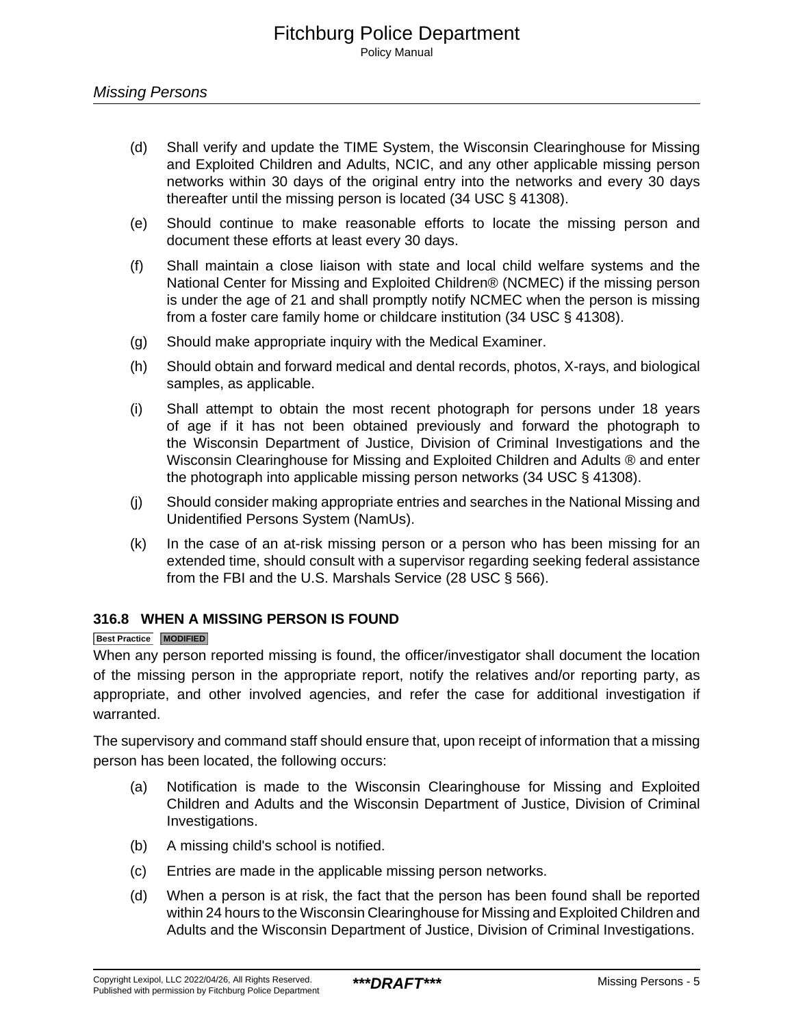(d) Shall verify and update the TIME System, the Wisconsin Clearinghouse for Missing and Exploited Children and Adults, NCIC, and any other applicable missing person networks within 30 days of the original entry into the networks and every 30 days thereafter until the missing person is located (34 USC § 41308).

(e) Should continue to make reasonable efforts to locate the missing person and document these efforts at least every 30 days.

(f) Shall maintain a close liaison with state and local child welfare systems and the National Center for Missing and Exploited Children® (NCMEC) if the missing person is under the age of 21 and shall promptly notify NCMEC when the person is missing from a foster care family home or childcare institution (34 USC § 41308).

(g) Should make appropriate inquiry with the Medical Examiner.

(h) Should obtain and forward medical and dental records, photos, X-rays, and biological samples, as applicable.

(i) Shall attempt to obtain the most recent photograph for persons under 18 years of age if it has not been obtained previously and forward the photograph to the Wisconsin Department of Justice, Division of Criminal Investigations and the Wisconsin Clearinghouse for Missing and Exploited Children and Adults ® and enter the photograph into applicable missing person networks (34 USC § 41308).

(j) Should consider making appropriate entries and searches in the National Missing and Unidentified Persons System (NamUs).

(k) In the case of an at-risk missing person or a person who has been missing for an extended time, should consult with a supervisor regarding seeking federal assistance from the FBI and the U.S. Marshals Service (28 USC § 566).

### 316.8 WHEN A MISSING PERSON IS FOUND

Best Practice | MODIFIED

When any person reported missing is found, the officer/investigator shall document the location of the missing person in the appropriate report, notify the relatives and/or reporting party, as appropriate, and other involved agencies, and refer the case for additional investigation if warranted.

The supervisory and command staff should ensure that, upon receipt of information that a missing person has been located, the following occurs:

(a) Notification is made to the Wisconsin Clearinghouse for Missing and Exploited Children and Adults and the Wisconsin Department of Justice, Division of Criminal Investigations.

(b) A missing child's school is notified.

(c) Entries are made in the applicable missing person networks.

(d) When a person is at risk, the fact that the person has been found shall be reported within 24 hours to the Wisconsin Clearinghouse for Missing and Exploited Children and Adults and the Wisconsin Department of Justice, Division of Criminal Investigations.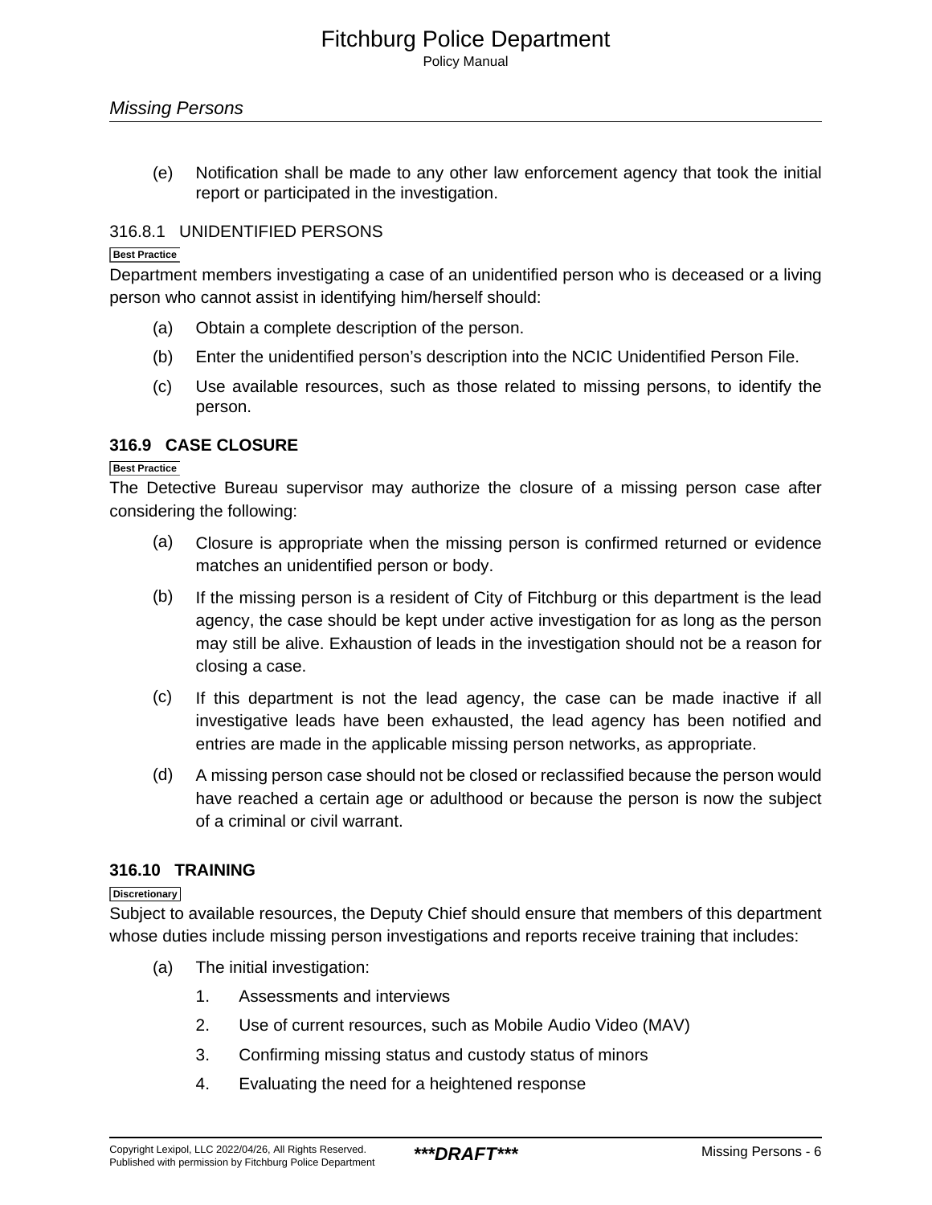(e) Notification shall be made to any other law enforcement agency that took the initial report or participated in the investigation.

### 316.8.1 UNIDENTIFIED PERSONS

Best Practice

Department members investigating a case of an unidentified person who is deceased or a living person who cannot assist in identifying him/herself should:

(a) Obtain a complete description of the person.

(b) Enter the unidentified person's description into the NCIC Unidentified Person File.

(c) Use available resources, such as those related to missing persons, to identify the person.

## 316.9 CASE CLOSURE

Best Practice

The Detective Bureau supervisor may authorize the closure of a missing person case after considering the following:

(a) Closure is appropriate when the missing person is confirmed returned or evidence matches an unidentified person or body.

(b) If the missing person is a resident of City of Fitchburg or this department is the lead agency, the case should be kept under active investigation for as long as the person may still be alive. Exhaustion of leads in the investigation should not be a reason for closing a case.

(c) If this department is not the lead agency, the case can be made inactive if all investigative leads have been exhausted, the lead agency has been notified and entries are made in the applicable missing person networks, as appropriate.

(d) A missing person case should not be closed or reclassified because the person would have reached a certain age or adulthood or because the person is now the subject of a criminal or civil warrant.

## 316.10 TRAINING

Discretionary

Subject to available resources, the Deputy Chief should ensure that members of this department whose duties include missing person investigations and reports receive training that includes:

(a) The initial investigation:

1. Assessments and interviews
2. Use of current resources, such as Mobile Audio Video (MAV)
3. Confirming missing status and custody status of minors
4. Evaluating the need for a heightened response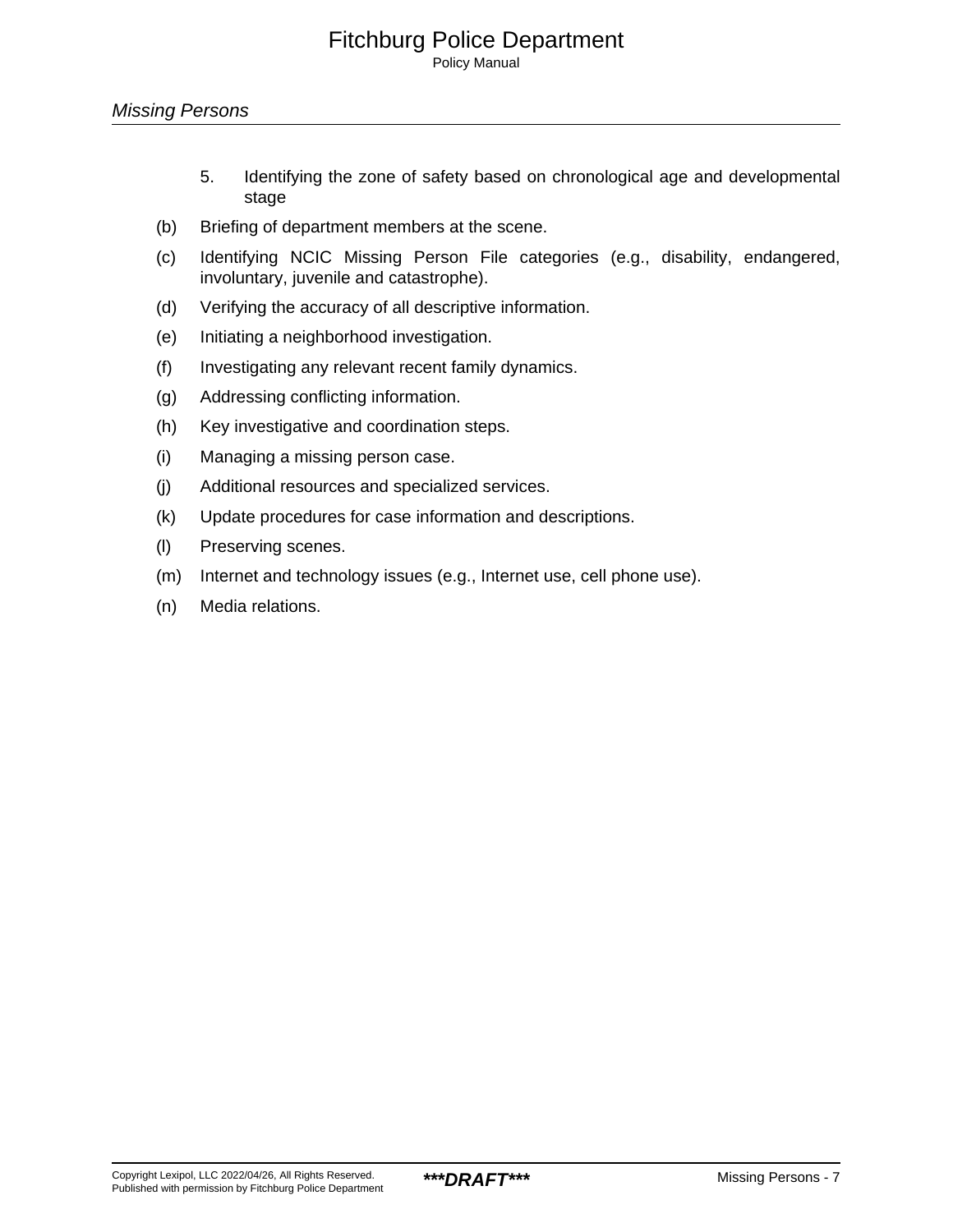5. Identifying the zone of safety based on chronological age and developmental stage

(b) Briefing of department members at the scene.

(c) Identifying NCIC Missing Person File categories (e.g., disability, endangered, involuntary, juvenile and catastrophe).

(d) Verifying the accuracy of all descriptive information.

(e) Initiating a neighborhood investigation.

(f) Investigating any relevant recent family dynamics.

(g) Addressing conflicting information.

(h) Key investigative and coordination steps.

(i) Managing a missing person case.

(j) Additional resources and specialized services.

(k) Update procedures for case information and descriptions.

(l) Preserving scenes.

(m) Internet and technology issues (e.g., Internet use, cell phone use).

(n) Media relations.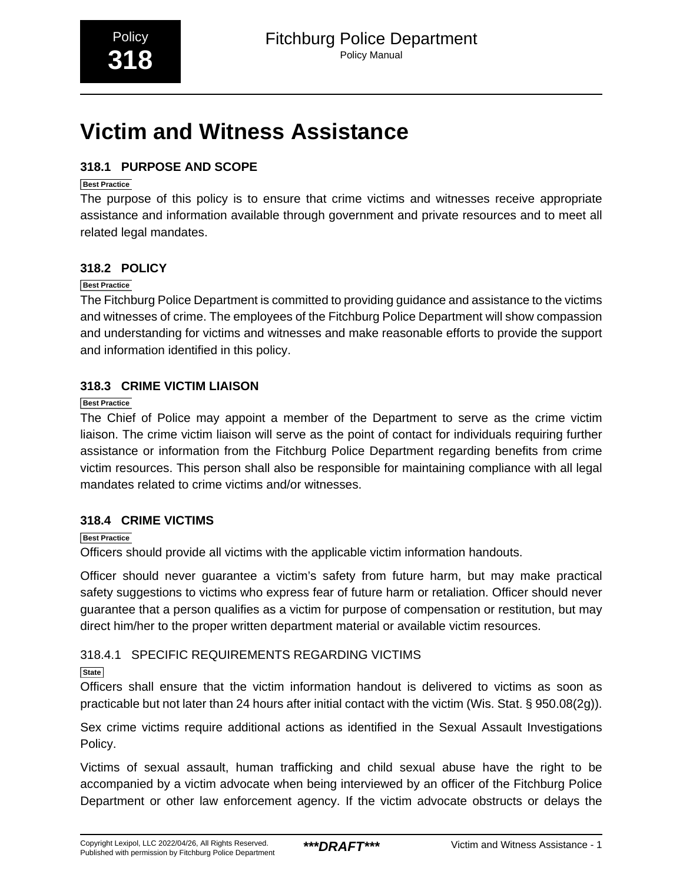# Victim and Witness Assistance

## 318.1 PURPOSE AND SCOPE

Best Practice

The purpose of this policy is to ensure that crime victims and witnesses receive appropriate assistance and information available through government and private resources and to meet all related legal mandates.

## 318.2 POLICY

Best Practice

The Fitchburg Police Department is committed to providing guidance and assistance to the victims and witnesses of crime. The employees of the Fitchburg Police Department will show compassion and understanding for victims and witnesses and make reasonable efforts to provide the support and information identified in this policy.

## 318.3 CRIME VICTIM LIAISON

Best Practice

The Chief of Police may appoint a member of the Department to serve as the crime victim liaison. The crime victim liaison will serve as the point of contact for individuals requiring further assistance or information from the Fitchburg Police Department regarding benefits from crime victim resources. This person shall also be responsible for maintaining compliance with all legal mandates related to crime victims and/or witnesses.

## 318.4 CRIME VICTIMS

Best Practice

Officers should provide all victims with the applicable victim information handouts.

Officer should never guarantee a victim's safety from future harm, but may make practical safety suggestions to victims who express fear of future harm or retaliation. Officer should never guarantee that a person qualifies as a victim for purpose of compensation or restitution, but may direct him/her to the proper written department material or available victim resources.

### 318.4.1 SPECIFIC REQUIREMENTS REGARDING VICTIMS

State

Officers shall ensure that the victim information handout is delivered to victims as soon as practicable but not later than 24 hours after initial contact with the victim (Wis. Stat. § 950.08(2g)).

Sex crime victims require additional actions as identified in the Sexual Assault Investigations Policy.

Victims of sexual assault, human trafficking and child sexual abuse have the right to be accompanied by a victim advocate when being interviewed by an officer of the Fitchburg Police Department or other law enforcement agency. If the victim advocate obstructs or delays the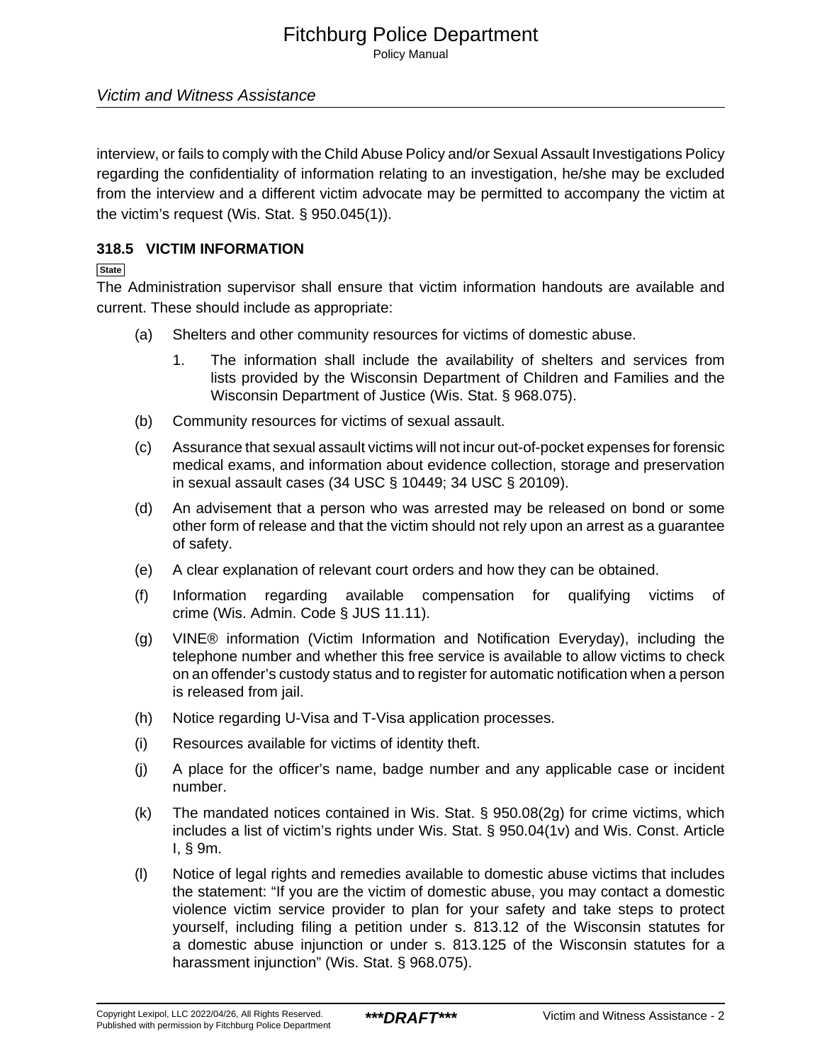interview, or fails to comply with the Child Abuse Policy and/or Sexual Assault Investigations Policy regarding the confidentiality of information relating to an investigation, he/she may be excluded from the interview and a different victim advocate may be permitted to accompany the victim at the victim's request (Wis. Stat. § 950.045(1)).

### 318.5 VICTIM INFORMATION

State

The Administration supervisor shall ensure that victim information handouts are available and current. These should include as appropriate:

(a) Shelters and other community resources for victims of domestic abuse.

1. The information shall include the availability of shelters and services from lists provided by the Wisconsin Department of Children and Families and the Wisconsin Department of Justice (Wis. Stat. § 968.075).

(b) Community resources for victims of sexual assault.

(c) Assurance that sexual assault victims will not incur out-of-pocket expenses for forensic medical exams, and information about evidence collection, storage and preservation in sexual assault cases (34 USC § 10449; 34 USC § 20109).

(d) An advisement that a person who was arrested may be released on bond or some other form of release and that the victim should not rely upon an arrest as a guarantee of safety.

(e) A clear explanation of relevant court orders and how they can be obtained.

(f) Information regarding available compensation for qualifying victims of crime (Wis. Admin. Code § JUS 11.11).

(g) VINE® information (Victim Information and Notification Everyday), including the telephone number and whether this free service is available to allow victims to check on an offender's custody status and to register for automatic notification when a person is released from jail.

(h) Notice regarding U-Visa and T-Visa application processes.

(i) Resources available for victims of identity theft.

(j) A place for the officer's name, badge number and any applicable case or incident number.

(k) The mandated notices contained in Wis. Stat. § 950.08(2g) for crime victims, which includes a list of victim's rights under Wis. Stat. § 950.04(1v) and Wis. Const. Article I, § 9m.

(l) Notice of legal rights and remedies available to domestic abuse victims that includes the statement: "If you are the victim of domestic abuse, you may contact a domestic violence victim service provider to plan for your safety and take steps to protect yourself, including filing a petition under s. 813.12 of the Wisconsin statutes for a domestic abuse injunction or under s. 813.125 of the Wisconsin statutes for a harassment injunction" (Wis. Stat. § 968.075).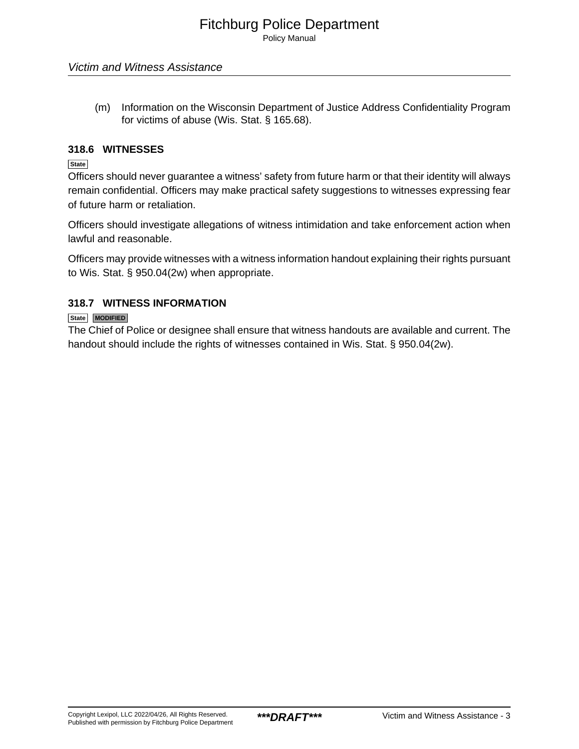(m) Information on the Wisconsin Department of Justice Address Confidentiality Program for victims of abuse (Wis. Stat. § 165.68).

## 318.6 WITNESSES

State

Officers should never guarantee a witness' safety from future harm or that their identity will always remain confidential. Officers may make practical safety suggestions to witnesses expressing fear of future harm or retaliation.

Officers should investigate allegations of witness intimidation and take enforcement action when lawful and reasonable.

Officers may provide witnesses with a witness information handout explaining their rights pursuant to Wis. Stat. § 950.04(2w) when appropriate.

## 318.7 WITNESS INFORMATION

State MODIFIED

The Chief of Police or designee shall ensure that witness handouts are available and current. The handout should include the rights of witnesses contained in Wis. Stat. § 950.04(2w).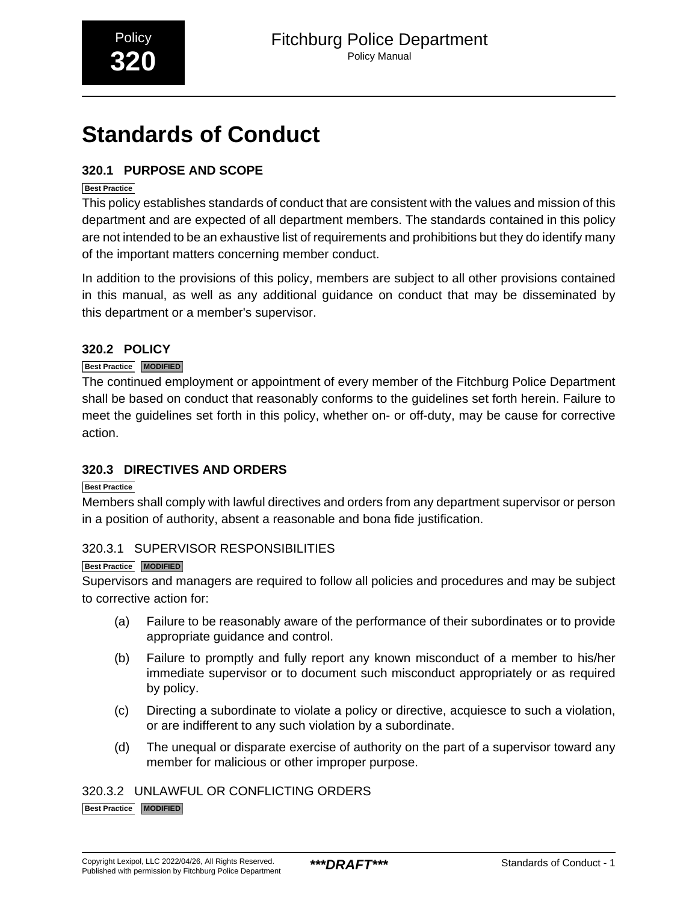# Standards of Conduct

## 320.1 PURPOSE AND SCOPE

Best Practice

This policy establishes standards of conduct that are consistent with the values and mission of this department and are expected of all department members. The standards contained in this policy are not intended to be an exhaustive list of requirements and prohibitions but they do identify many of the important matters concerning member conduct.

In addition to the provisions of this policy, members are subject to all other provisions contained in this manual, as well as any additional guidance on conduct that may be disseminated by this department or a member's supervisor.

## 320.2 POLICY

Best Practice MODIFIED

The continued employment or appointment of every member of the Fitchburg Police Department shall be based on conduct that reasonably conforms to the guidelines set forth herein. Failure to meet the guidelines set forth in this policy, whether on- or off-duty, may be cause for corrective action.

## 320.3 DIRECTIVES AND ORDERS

Best Practice

Members shall comply with lawful directives and orders from any department supervisor or person in a position of authority, absent a reasonable and bona fide justification.

### 320.3.1 SUPERVISOR RESPONSIBILITIES

Best Practice MODIFIED

Supervisors and managers are required to follow all policies and procedures and may be subject to corrective action for:

(a) Failure to be reasonably aware of the performance of their subordinates or to provide appropriate guidance and control.

(b) Failure to promptly and fully report any known misconduct of a member to his/her immediate supervisor or to document such misconduct appropriately or as required by policy.

(c) Directing a subordinate to violate a policy or directive, acquiesce to such a violation, or are indifferent to any such violation by a subordinate.

(d) The unequal or disparate exercise of authority on the part of a supervisor toward any member for malicious or other improper purpose.

### 320.3.2 UNLAWFUL OR CONFLICTING ORDERS

Best Practice MODIFIED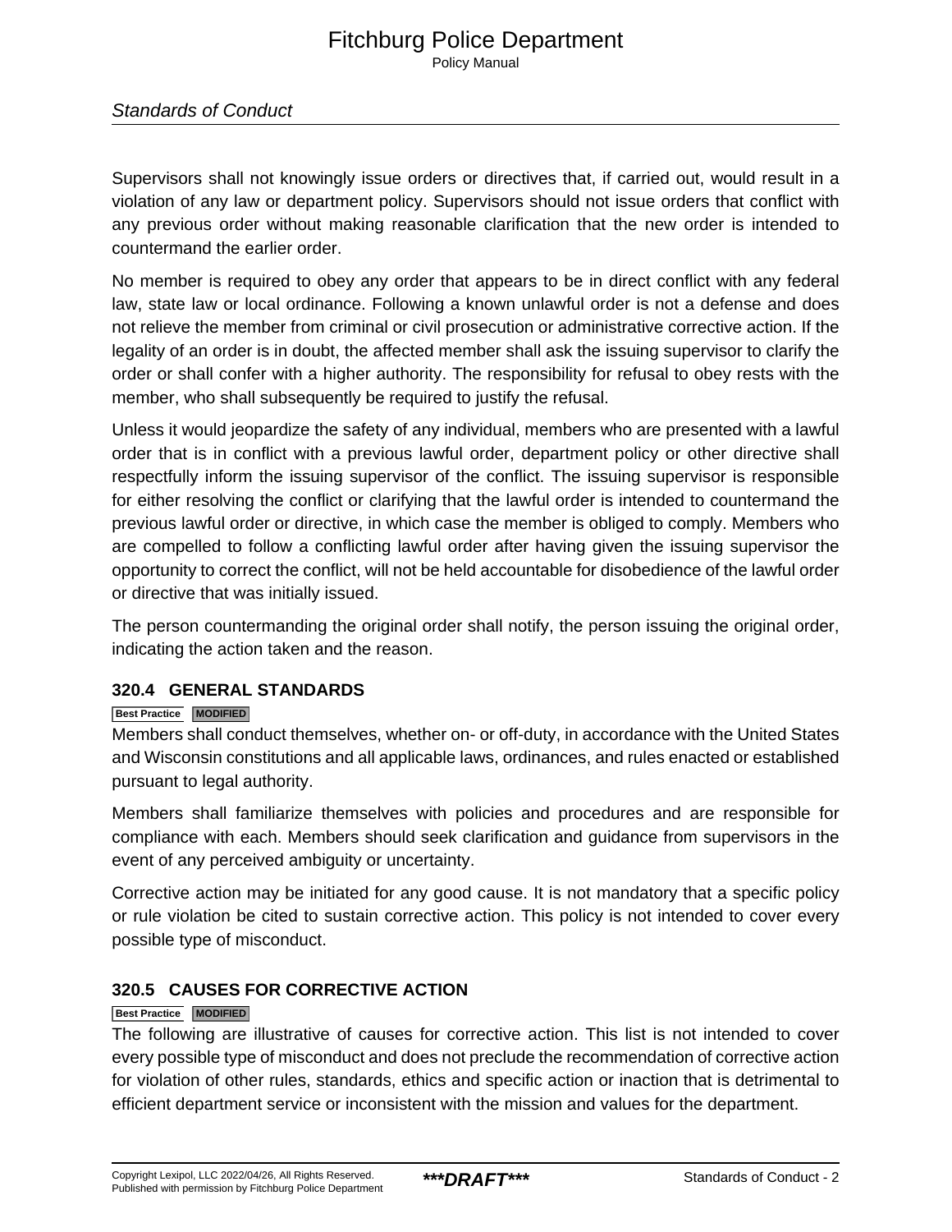Supervisors shall not knowingly issue orders or directives that, if carried out, would result in a violation of any law or department policy. Supervisors should not issue orders that conflict with any previous order without making reasonable clarification that the new order is intended to countermand the earlier order.

No member is required to obey any order that appears to be in direct conflict with any federal law, state law or local ordinance. Following a known unlawful order is not a defense and does not relieve the member from criminal or civil prosecution or administrative corrective action. If the legality of an order is in doubt, the affected member shall ask the issuing supervisor to clarify the order or shall confer with a higher authority. The responsibility for refusal to obey rests with the member, who shall subsequently be required to justify the refusal.

Unless it would jeopardize the safety of any individual, members who are presented with a lawful order that is in conflict with a previous lawful order, department policy or other directive shall respectfully inform the issuing supervisor of the conflict. The issuing supervisor is responsible for either resolving the conflict or clarifying that the lawful order is intended to countermand the previous lawful order or directive, in which case the member is obliged to comply. Members who are compelled to follow a conflicting lawful order after having given the issuing supervisor the opportunity to correct the conflict, will not be held accountable for disobedience of the lawful order or directive that was initially issued.

The person countermanding the original order shall notify, the person issuing the original order, indicating the action taken and the reason.

### 320.4 GENERAL STANDARDS

**Best Practice** **MODIFIED**

Members shall conduct themselves, whether on- or off-duty, in accordance with the United States and Wisconsin constitutions and all applicable laws, ordinances, and rules enacted or established pursuant to legal authority.

Members shall familiarize themselves with policies and procedures and are responsible for compliance with each. Members should seek clarification and guidance from supervisors in the event of any perceived ambiguity or uncertainty.

Corrective action may be initiated for any good cause. It is not mandatory that a specific policy or rule violation be cited to sustain corrective action. This policy is not intended to cover every possible type of misconduct.

### 320.5 CAUSES FOR CORRECTIVE ACTION

**Best Practice** **MODIFIED**

The following are illustrative of causes for corrective action. This list is not intended to cover every possible type of misconduct and does not preclude the recommendation of corrective action for violation of other rules, standards, ethics and specific action or inaction that is detrimental to efficient department service or inconsistent with the mission and values for the department.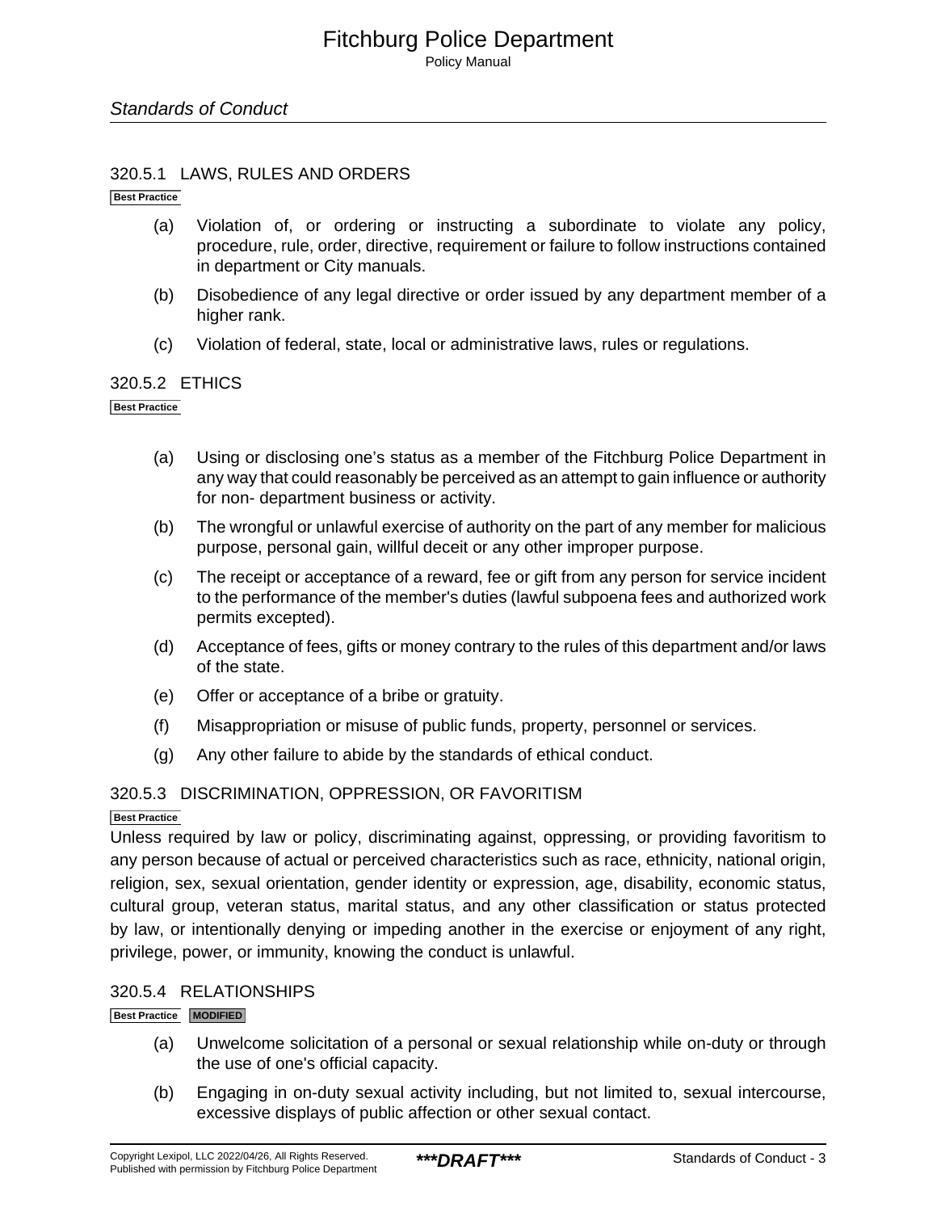### 320.5.1 LAWS, RULES AND ORDERS

Best Practice

(a) Violation of, or ordering or instructing a subordinate to violate any policy, procedure, rule, order, directive, requirement or failure to follow instructions contained in department or City manuals.

(b) Disobedience of any legal directive or order issued by any department member of a higher rank.

(c) Violation of federal, state, local or administrative laws, rules or regulations.

### 320.5.2 ETHICS

Best Practice

(a) Using or disclosing one's status as a member of the Fitchburg Police Department in any way that could reasonably be perceived as an attempt to gain influence or authority for non- department business or activity.

(b) The wrongful or unlawful exercise of authority on the part of any member for malicious purpose, personal gain, willful deceit or any other improper purpose.

(c) The receipt or acceptance of a reward, fee or gift from any person for service incident to the performance of the member's duties (lawful subpoena fees and authorized work permits excepted).

(d) Acceptance of fees, gifts or money contrary to the rules of this department and/or laws of the state.

(e) Offer or acceptance of a bribe or gratuity.

(f) Misappropriation or misuse of public funds, property, personnel or services.

(g) Any other failure to abide by the standards of ethical conduct.

### 320.5.3 DISCRIMINATION, OPPRESSION, OR FAVORITISM

Best Practice

Unless required by law or policy, discriminating against, oppressing, or providing favoritism to any person because of actual or perceived characteristics such as race, ethnicity, national origin, religion, sex, sexual orientation, gender identity or expression, age, disability, economic status, cultural group, veteran status, marital status, and any other classification or status protected by law, or intentionally denying or impeding another in the exercise or enjoyment of any right, privilege, power, or immunity, knowing the conduct is unlawful.

### 320.5.4 RELATIONSHIPS

Best Practice MODIFIED

(a) Unwelcome solicitation of a personal or sexual relationship while on-duty or through the use of one's official capacity.

(b) Engaging in on-duty sexual activity including, but not limited to, sexual intercourse, excessive displays of public affection or other sexual contact.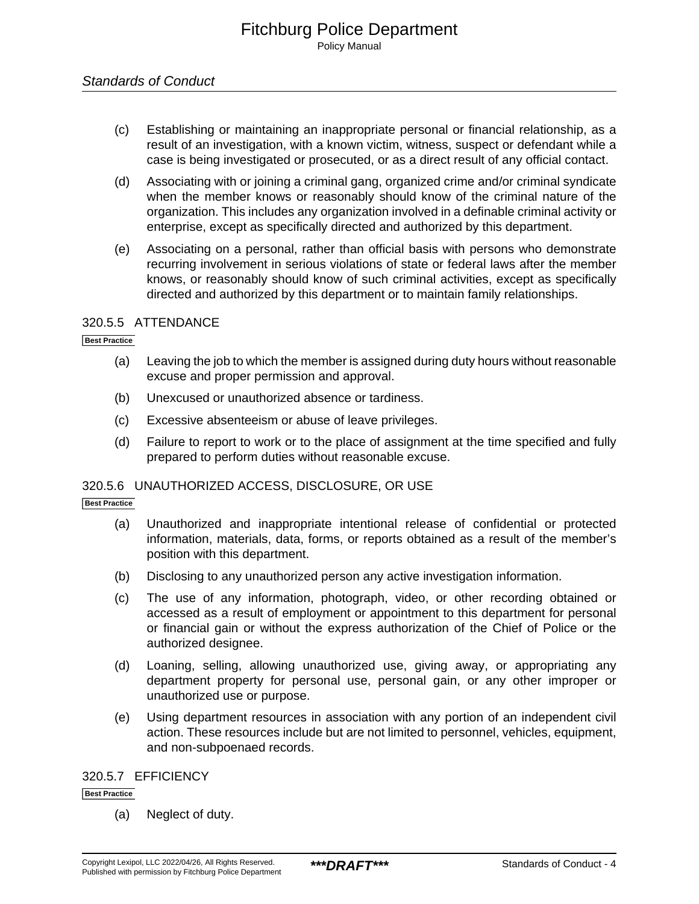(c) Establishing or maintaining an inappropriate personal or financial relationship, as a result of an investigation, with a known victim, witness, suspect or defendant while a case is being investigated or prosecuted, or as a direct result of any official contact.

(d) Associating with or joining a criminal gang, organized crime and/or criminal syndicate when the member knows or reasonably should know of the criminal nature of the organization. This includes any organization involved in a definable criminal activity or enterprise, except as specifically directed and authorized by this department.

(e) Associating on a personal, rather than official basis with persons who demonstrate recurring involvement in serious violations of state or federal laws after the member knows, or reasonably should know of such criminal activities, except as specifically directed and authorized by this department or to maintain family relationships.

### 320.5.5 ATTENDANCE

**Best Practice**

(a) Leaving the job to which the member is assigned during duty hours without reasonable excuse and proper permission and approval.

(b) Unexcused or unauthorized absence or tardiness.

(c) Excessive absenteeism or abuse of leave privileges.

(d) Failure to report to work or to the place of assignment at the time specified and fully prepared to perform duties without reasonable excuse.

### 320.5.6 UNAUTHORIZED ACCESS, DISCLOSURE, OR USE

**Best Practice**

(a) Unauthorized and inappropriate intentional release of confidential or protected information, materials, data, forms, or reports obtained as a result of the member's position with this department.

(b) Disclosing to any unauthorized person any active investigation information.

(c) The use of any information, photograph, video, or other recording obtained or accessed as a result of employment or appointment to this department for personal or financial gain or without the express authorization of the Chief of Police or the authorized designee.

(d) Loaning, selling, allowing unauthorized use, giving away, or appropriating any department property for personal use, personal gain, or any other improper or unauthorized use or purpose.

(e) Using department resources in association with any portion of an independent civil action. These resources include but are not limited to personnel, vehicles, equipment, and non-subpoenaed records.

### 320.5.7 EFFICIENCY

**Best Practice**

(a) Neglect of duty.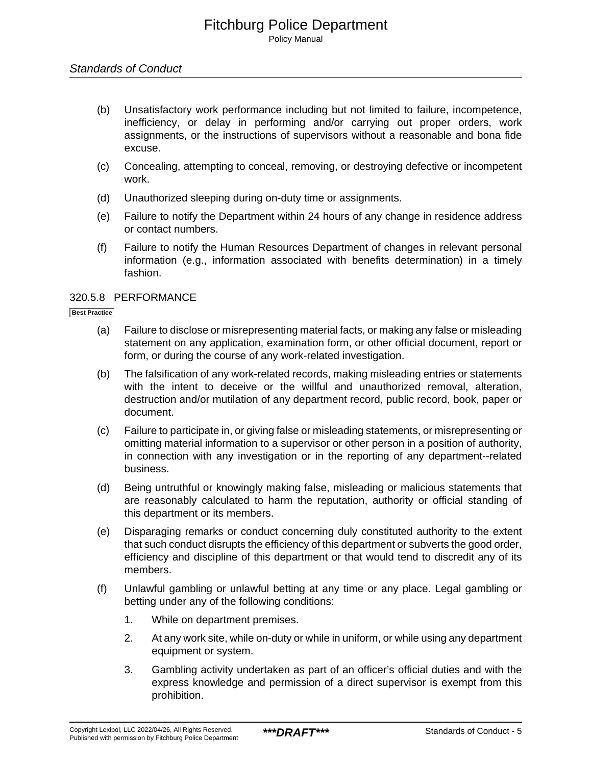(b) Unsatisfactory work performance including but not limited to failure, incompetence, inefficiency, or delay in performing and/or carrying out proper orders, work assignments, or the instructions of supervisors without a reasonable and bona fide excuse.

(c) Concealing, attempting to conceal, removing, or destroying defective or incompetent work.

(d) Unauthorized sleeping during on-duty time or assignments.

(e) Failure to notify the Department within 24 hours of any change in residence address or contact numbers.

(f) Failure to notify the Human Resources Department of changes in relevant personal information (e.g., information associated with benefits determination) in a timely fashion.

### 320.5.8 PERFORMANCE

Best Practice

(a) Failure to disclose or misrepresenting material facts, or making any false or misleading statement on any application, examination form, or other official document, report or form, or during the course of any work-related investigation.

(b) The falsification of any work-related records, making misleading entries or statements with the intent to deceive or the willful and unauthorized removal, alteration, destruction and/or mutilation of any department record, public record, book, paper or document.

(c) Failure to participate in, or giving false or misleading statements, or misrepresenting or omitting material information to a supervisor or other person in a position of authority, in connection with any investigation or in the reporting of any department--related business.

(d) Being untruthful or knowingly making false, misleading or malicious statements that are reasonably calculated to harm the reputation, authority or official standing of this department or its members.

(e) Disparaging remarks or conduct concerning duly constituted authority to the extent that such conduct disrupts the efficiency of this department or subverts the good order, efficiency and discipline of this department or that would tend to discredit any of its members.

(f) Unlawful gambling or unlawful betting at any time or any place. Legal gambling or betting under any of the following conditions:

1. While on department premises.

2. At any work site, while on-duty or while in uniform, or while using any department equipment or system.

3. Gambling activity undertaken as part of an officer's official duties and with the express knowledge and permission of a direct supervisor is exempt from this prohibition.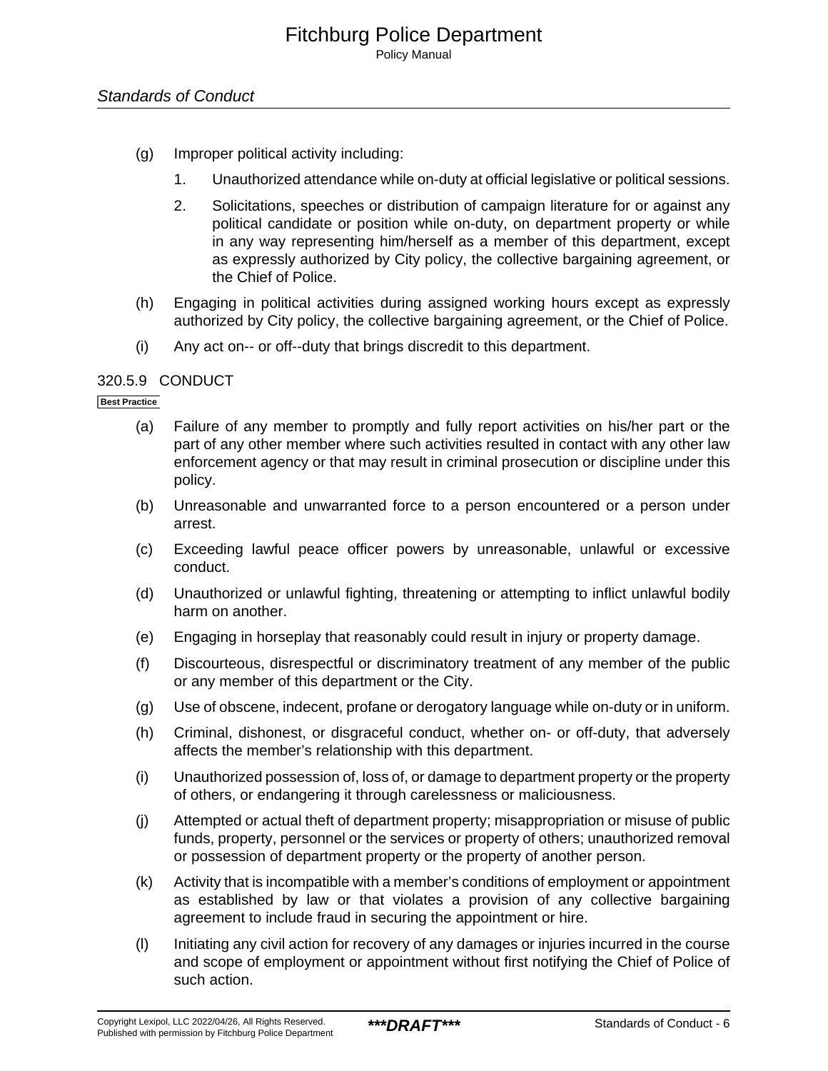(g) Improper political activity including:

1. Unauthorized attendance while on-duty at official legislative or political sessions.

2. Solicitations, speeches or distribution of campaign literature for or against any political candidate or position while on-duty, on department property or while in any way representing him/herself as a member of this department, except as expressly authorized by City policy, the collective bargaining agreement, or the Chief of Police.

(h) Engaging in political activities during assigned working hours except as expressly authorized by City policy, the collective bargaining agreement, or the Chief of Police.

(i) Any act on-- or off--duty that brings discredit to this department.

### 320.5.9 CONDUCT

**Best Practice**

(a) Failure of any member to promptly and fully report activities on his/her part or the part of any other member where such activities resulted in contact with any other law enforcement agency or that may result in criminal prosecution or discipline under this policy.

(b) Unreasonable and unwarranted force to a person encountered or a person under arrest.

(c) Exceeding lawful peace officer powers by unreasonable, unlawful or excessive conduct.

(d) Unauthorized or unlawful fighting, threatening or attempting to inflict unlawful bodily harm on another.

(e) Engaging in horseplay that reasonably could result in injury or property damage.

(f) Discourteous, disrespectful or discriminatory treatment of any member of the public or any member of this department or the City.

(g) Use of obscene, indecent, profane or derogatory language while on-duty or in uniform.

(h) Criminal, dishonest, or disgraceful conduct, whether on- or off-duty, that adversely affects the member's relationship with this department.

(i) Unauthorized possession of, loss of, or damage to department property or the property of others, or endangering it through carelessness or maliciousness.

(j) Attempted or actual theft of department property; misappropriation or misuse of public funds, property, personnel or the services or property of others; unauthorized removal or possession of department property or the property of another person.

(k) Activity that is incompatible with a member's conditions of employment or appointment as established by law or that violates a provision of any collective bargaining agreement to include fraud in securing the appointment or hire.

(l) Initiating any civil action for recovery of any damages or injuries incurred in the course and scope of employment or appointment without first notifying the Chief of Police of such action.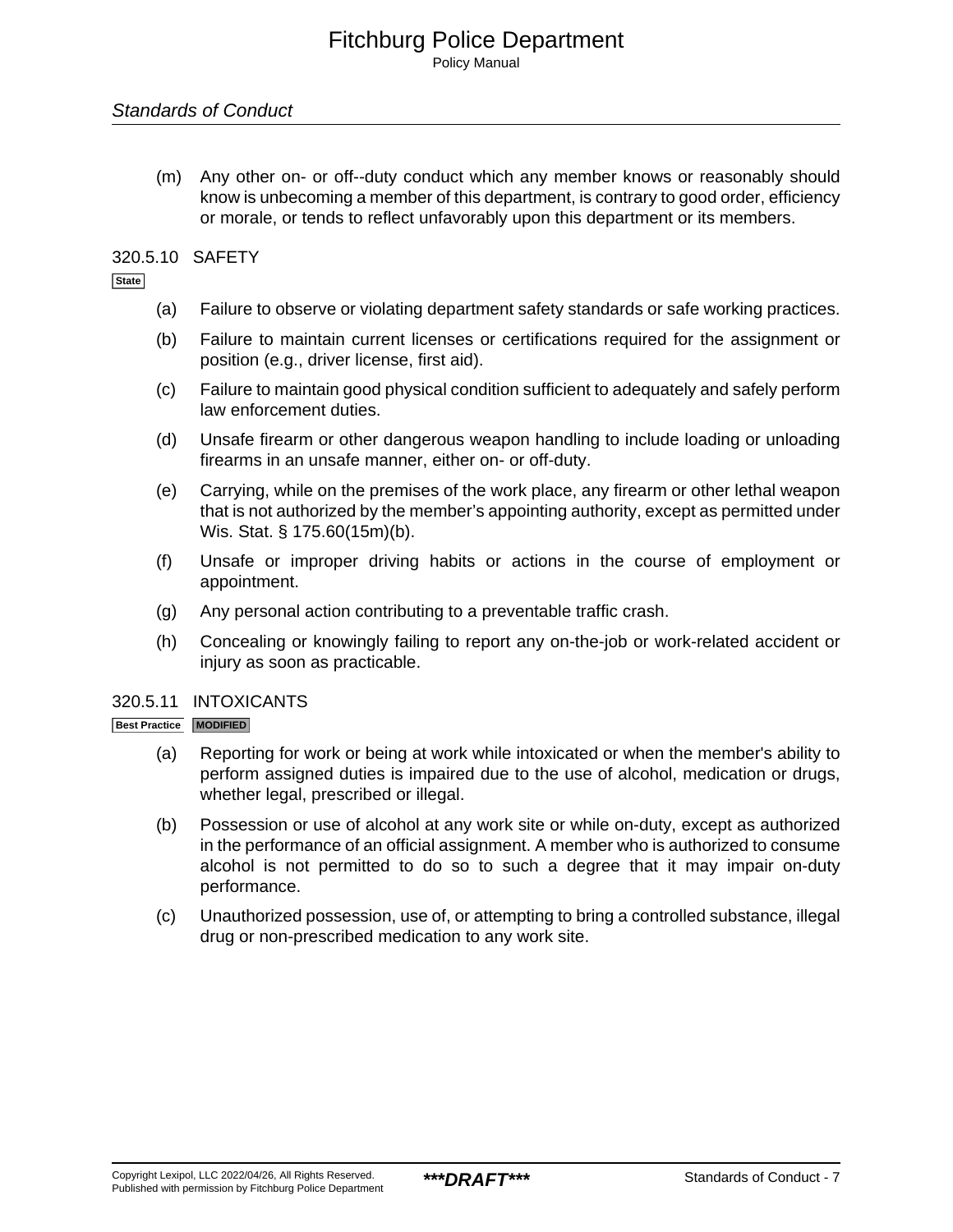(m) Any other on- or off--duty conduct which any member knows or reasonably should know is unbecoming a member of this department, is contrary to good order, efficiency or morale, or tends to reflect unfavorably upon this department or its members.

### 320.5.10 SAFETY

State

(a) Failure to observe or violating department safety standards or safe working practices.

(b) Failure to maintain current licenses or certifications required for the assignment or position (e.g., driver license, first aid).

(c) Failure to maintain good physical condition sufficient to adequately and safely perform law enforcement duties.

(d) Unsafe firearm or other dangerous weapon handling to include loading or unloading firearms in an unsafe manner, either on- or off-duty.

(e) Carrying, while on the premises of the work place, any firearm or other lethal weapon that is not authorized by the member's appointing authority, except as permitted under Wis. Stat. § 175.60(15m)(b).

(f) Unsafe or improper driving habits or actions in the course of employment or appointment.

(g) Any personal action contributing to a preventable traffic crash.

(h) Concealing or knowingly failing to report any on-the-job or work-related accident or injury as soon as practicable.

### 320.5.11 INTOXICANTS

Best Practice MODIFIED

(a) Reporting for work or being at work while intoxicated or when the member's ability to perform assigned duties is impaired due to the use of alcohol, medication or drugs, whether legal, prescribed or illegal.

(b) Possession or use of alcohol at any work site or while on-duty, except as authorized in the performance of an official assignment. A member who is authorized to consume alcohol is not permitted to do so to such a degree that it may impair on-duty performance.

(c) Unauthorized possession, use of, or attempting to bring a controlled substance, illegal drug or non-prescribed medication to any work site.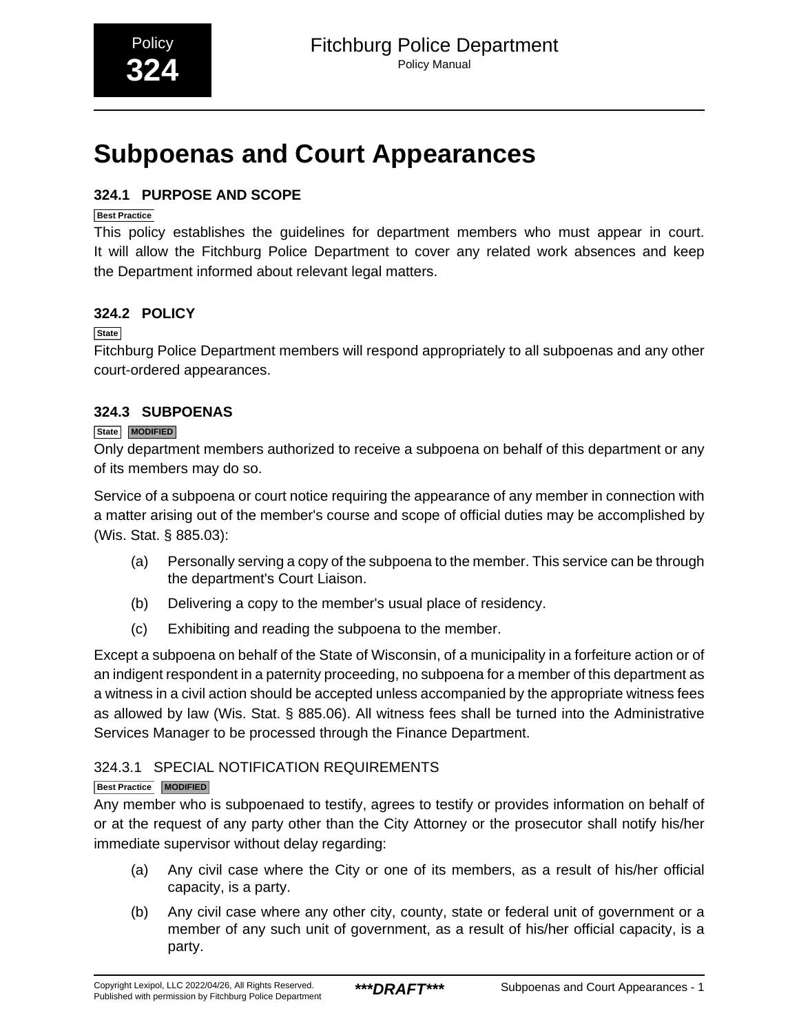Policy
**324**

# Subpoenas and Court Appearances

## 324.1 PURPOSE AND SCOPE

Best Practice

This policy establishes the guidelines for department members who must appear in court. It will allow the Fitchburg Police Department to cover any related work absences and keep the Department informed about relevant legal matters.

## 324.2 POLICY

State

Fitchburg Police Department members will respond appropriately to all subpoenas and any other court-ordered appearances.

## 324.3 SUBPOENAS

State MODIFIED

Only department members authorized to receive a subpoena on behalf of this department or any of its members may do so.

Service of a subpoena or court notice requiring the appearance of any member in connection with a matter arising out of the member's course and scope of official duties may be accomplished by (Wis. Stat. § 885.03):

(a) Personally serving a copy of the subpoena to the member. This service can be through the department's Court Liaison.

(b) Delivering a copy to the member's usual place of residency.

(c) Exhibiting and reading the subpoena to the member.

Except a subpoena on behalf of the State of Wisconsin, of a municipality in a forfeiture action or of an indigent respondent in a paternity proceeding, no subpoena for a member of this department as a witness in a civil action should be accepted unless accompanied by the appropriate witness fees as allowed by law (Wis. Stat. § 885.06). All witness fees shall be turned into the Administrative Services Manager to be processed through the Finance Department.

### 324.3.1 SPECIAL NOTIFICATION REQUIREMENTS

Best Practice MODIFIED

Any member who is subpoenaed to testify, agrees to testify or provides information on behalf of or at the request of any party other than the City Attorney or the prosecutor shall notify his/her immediate supervisor without delay regarding:

(a) Any civil case where the City or one of its members, as a result of his/her official capacity, is a party.

(b) Any civil case where any other city, county, state or federal unit of government or a member of any such unit of government, as a result of his/her official capacity, is a party.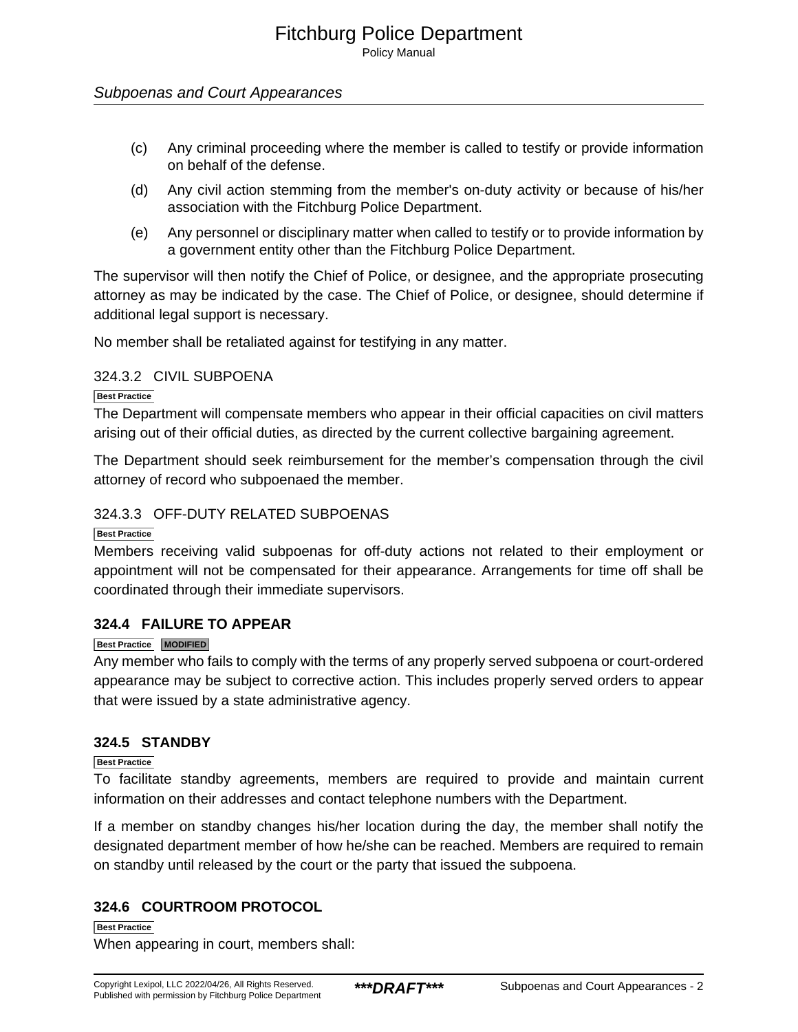(c) Any criminal proceeding where the member is called to testify or provide information on behalf of the defense.

(d) Any civil action stemming from the member's on-duty activity or because of his/her association with the Fitchburg Police Department.

(e) Any personnel or disciplinary matter when called to testify or to provide information by a government entity other than the Fitchburg Police Department.

The supervisor will then notify the Chief of Police, or designee, and the appropriate prosecuting attorney as may be indicated by the case. The Chief of Police, or designee, should determine if additional legal support is necessary.

No member shall be retaliated against for testifying in any matter.

### 324.3.2 CIVIL SUBPOENA

**Best Practice**

The Department will compensate members who appear in their official capacities on civil matters arising out of their official duties, as directed by the current collective bargaining agreement.

The Department should seek reimbursement for the member's compensation through the civil attorney of record who subpoenaed the member.

### 324.3.3 OFF-DUTY RELATED SUBPOENAS

**Best Practice**

Members receiving valid subpoenas for off-duty actions not related to their employment or appointment will not be compensated for their appearance. Arrangements for time off shall be coordinated through their immediate supervisors.

## 324.4 FAILURE TO APPEAR

**Best Practice** **MODIFIED**

Any member who fails to comply with the terms of any properly served subpoena or court-ordered appearance may be subject to corrective action. This includes properly served orders to appear that were issued by a state administrative agency.

## 324.5 STANDBY

**Best Practice**

To facilitate standby agreements, members are required to provide and maintain current information on their addresses and contact telephone numbers with the Department.

If a member on standby changes his/her location during the day, the member shall notify the designated department member of how he/she can be reached. Members are required to remain on standby until released by the court or the party that issued the subpoena.

## 324.6 COURTROOM PROTOCOL

**Best Practice**

When appearing in court, members shall: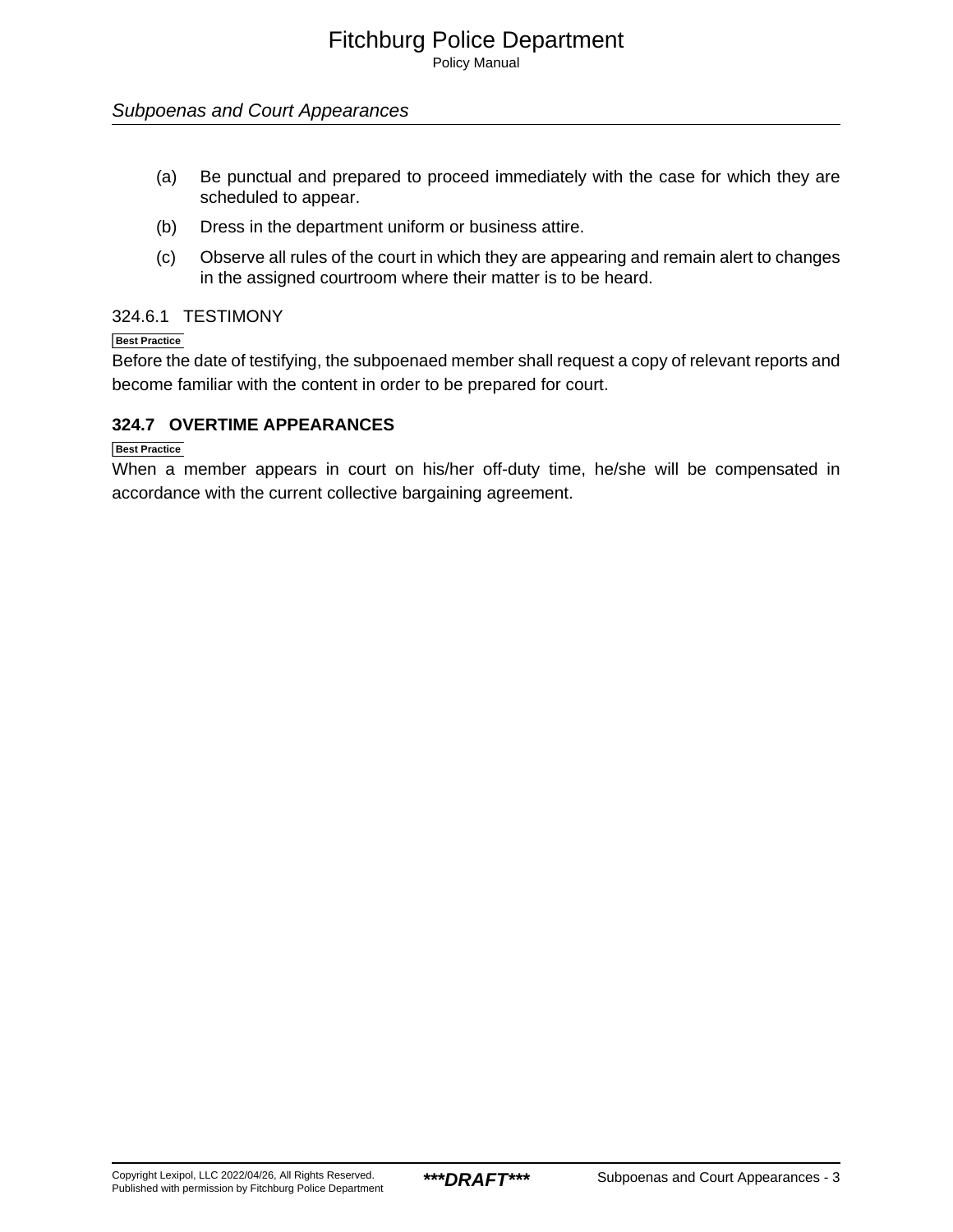(a) Be punctual and prepared to proceed immediately with the case for which they are scheduled to appear.

(b) Dress in the department uniform or business attire.

(c) Observe all rules of the court in which they are appearing and remain alert to changes in the assigned courtroom where their matter is to be heard.

### 324.6.1 TESTIMONY

Best Practice

Before the date of testifying, the subpoenaed member shall request a copy of relevant reports and become familiar with the content in order to be prepared for court.

## 324.7 OVERTIME APPEARANCES

Best Practice

When a member appears in court on his/her off-duty time, he/she will be compensated in accordance with the current collective bargaining agreement.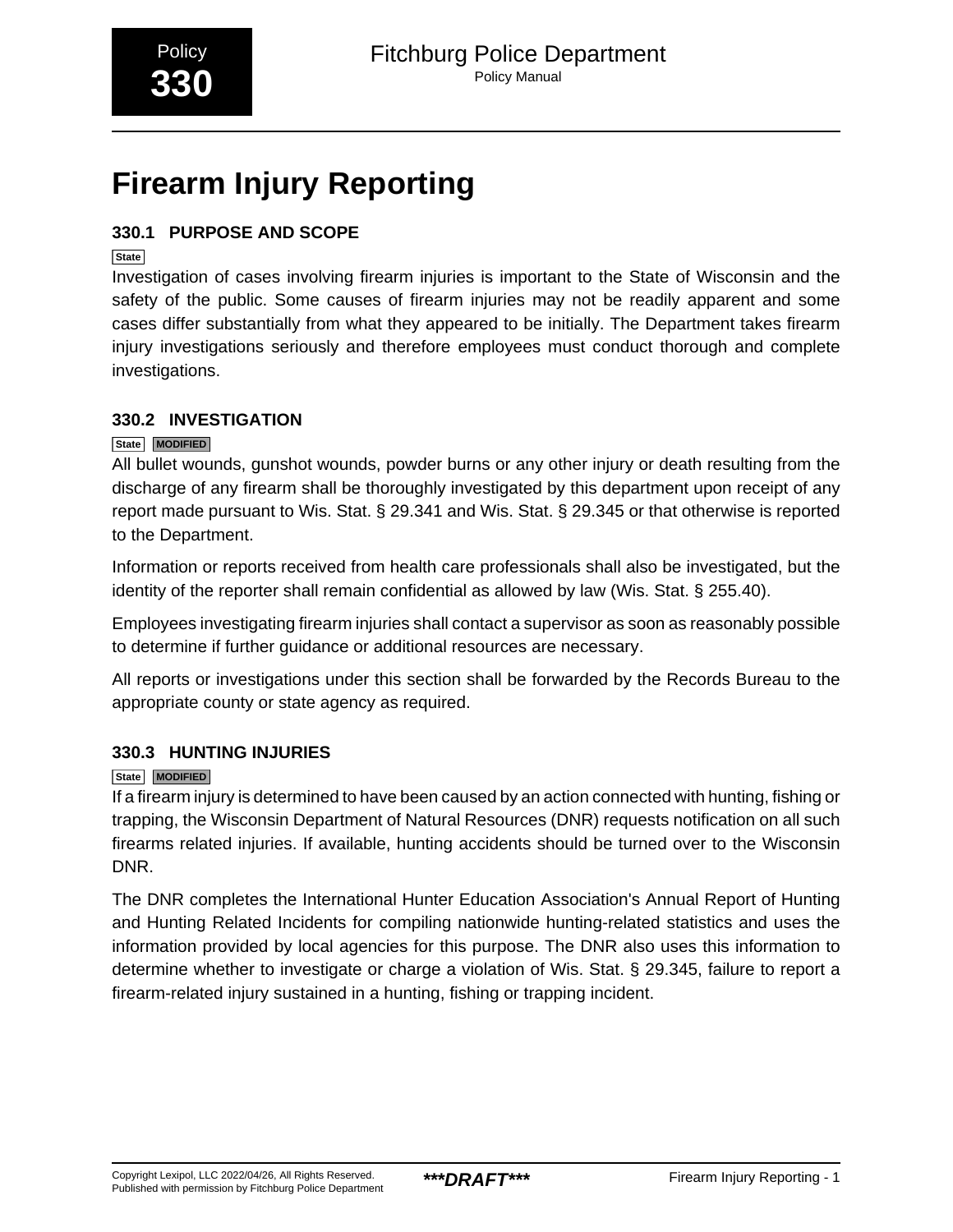# Firearm Injury Reporting

## 330.1 PURPOSE AND SCOPE

State

Investigation of cases involving firearm injuries is important to the State of Wisconsin and the safety of the public. Some causes of firearm injuries may not be readily apparent and some cases differ substantially from what they appeared to be initially. The Department takes firearm injury investigations seriously and therefore employees must conduct thorough and complete investigations.

## 330.2 INVESTIGATION

State MODIFIED

All bullet wounds, gunshot wounds, powder burns or any other injury or death resulting from the discharge of any firearm shall be thoroughly investigated by this department upon receipt of any report made pursuant to Wis. Stat. § 29.341 and Wis. Stat. § 29.345 or that otherwise is reported to the Department.

Information or reports received from health care professionals shall also be investigated, but the identity of the reporter shall remain confidential as allowed by law (Wis. Stat. § 255.40).

Employees investigating firearm injuries shall contact a supervisor as soon as reasonably possible to determine if further guidance or additional resources are necessary.

All reports or investigations under this section shall be forwarded by the Records Bureau to the appropriate county or state agency as required.

## 330.3 HUNTING INJURIES

State MODIFIED

If a firearm injury is determined to have been caused by an action connected with hunting, fishing or trapping, the Wisconsin Department of Natural Resources (DNR) requests notification on all such firearms related injuries. If available, hunting accidents should be turned over to the Wisconsin DNR.

The DNR completes the International Hunter Education Association's Annual Report of Hunting and Hunting Related Incidents for compiling nationwide hunting-related statistics and uses the information provided by local agencies for this purpose. The DNR also uses this information to determine whether to investigate or charge a violation of Wis. Stat. § 29.345, failure to report a firearm-related injury sustained in a hunting, fishing or trapping incident.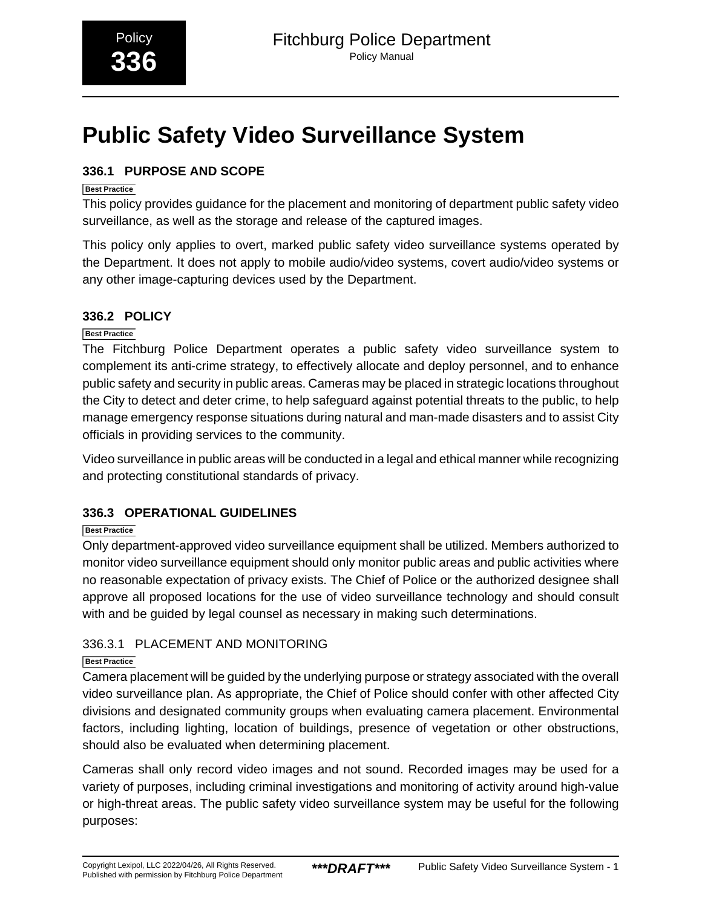Policy **336**

# Public Safety Video Surveillance System

## 336.1 PURPOSE AND SCOPE

Best Practice

This policy provides guidance for the placement and monitoring of department public safety video surveillance, as well as the storage and release of the captured images.

This policy only applies to overt, marked public safety video surveillance systems operated by the Department. It does not apply to mobile audio/video systems, covert audio/video systems or any other image-capturing devices used by the Department.

## 336.2 POLICY

Best Practice

The Fitchburg Police Department operates a public safety video surveillance system to complement its anti-crime strategy, to effectively allocate and deploy personnel, and to enhance public safety and security in public areas. Cameras may be placed in strategic locations throughout the City to detect and deter crime, to help safeguard against potential threats to the public, to help manage emergency response situations during natural and man-made disasters and to assist City officials in providing services to the community.

Video surveillance in public areas will be conducted in a legal and ethical manner while recognizing and protecting constitutional standards of privacy.

## 336.3 OPERATIONAL GUIDELINES

Best Practice

Only department-approved video surveillance equipment shall be utilized. Members authorized to monitor video surveillance equipment should only monitor public areas and public activities where no reasonable expectation of privacy exists. The Chief of Police or the authorized designee shall approve all proposed locations for the use of video surveillance technology and should consult with and be guided by legal counsel as necessary in making such determinations.

### 336.3.1 PLACEMENT AND MONITORING

Best Practice

Camera placement will be guided by the underlying purpose or strategy associated with the overall video surveillance plan. As appropriate, the Chief of Police should confer with other affected City divisions and designated community groups when evaluating camera placement. Environmental factors, including lighting, location of buildings, presence of vegetation or other obstructions, should also be evaluated when determining placement.

Cameras shall only record video images and not sound. Recorded images may be used for a variety of purposes, including criminal investigations and monitoring of activity around high-value or high-threat areas. The public safety video surveillance system may be useful for the following purposes: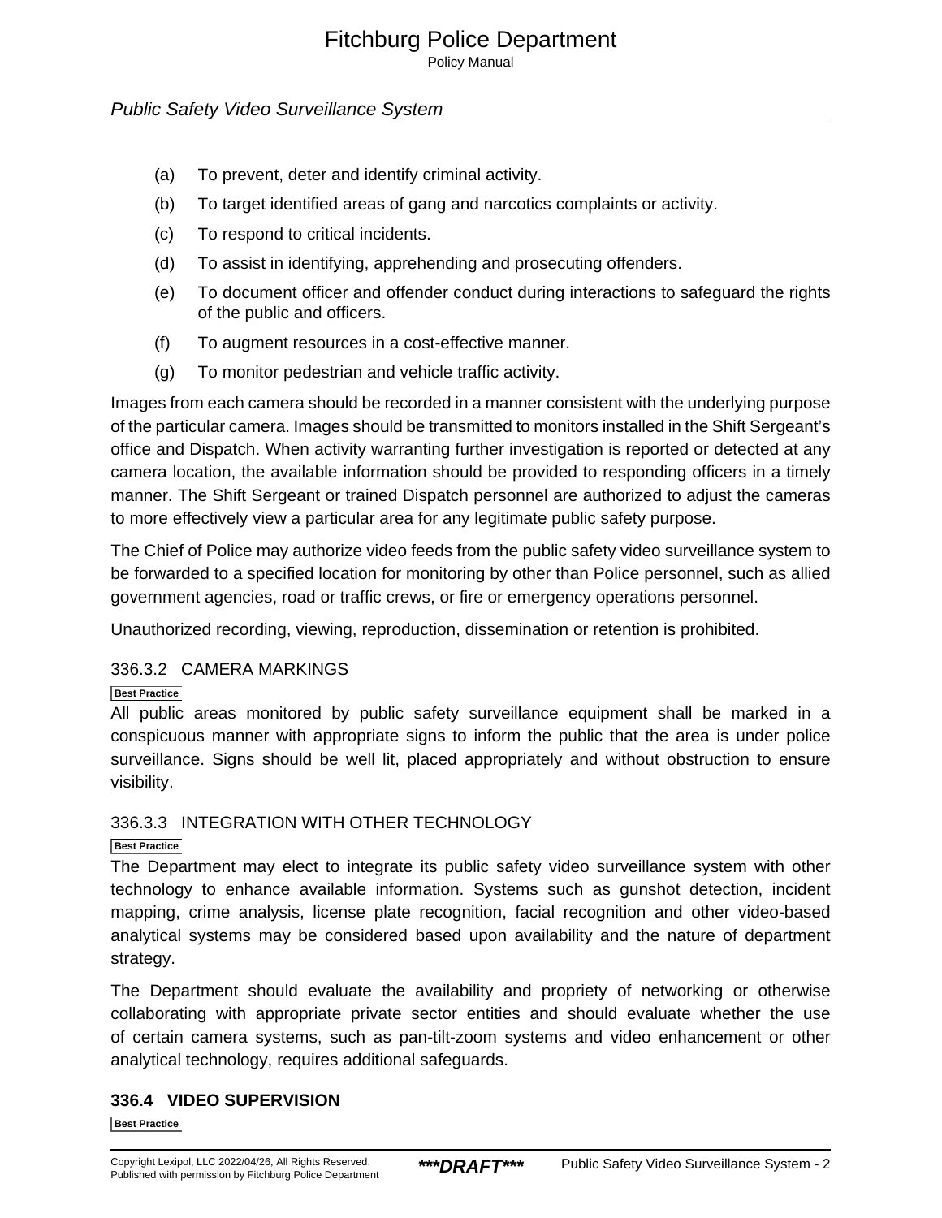(a) To prevent, deter and identify criminal activity.

(b) To target identified areas of gang and narcotics complaints or activity.

(c) To respond to critical incidents.

(d) To assist in identifying, apprehending and prosecuting offenders.

(e) To document officer and offender conduct during interactions to safeguard the rights of the public and officers.

(f) To augment resources in a cost-effective manner.

(g) To monitor pedestrian and vehicle traffic activity.

Images from each camera should be recorded in a manner consistent with the underlying purpose of the particular camera. Images should be transmitted to monitors installed in the Shift Sergeant's office and Dispatch. When activity warranting further investigation is reported or detected at any camera location, the available information should be provided to responding officers in a timely manner. The Shift Sergeant or trained Dispatch personnel are authorized to adjust the cameras to more effectively view a particular area for any legitimate public safety purpose.

The Chief of Police may authorize video feeds from the public safety video surveillance system to be forwarded to a specified location for monitoring by other than Police personnel, such as allied government agencies, road or traffic crews, or fire or emergency operations personnel.

Unauthorized recording, viewing, reproduction, dissemination or retention is prohibited.

### 336.3.2 CAMERA MARKINGS

Best Practice

All public areas monitored by public safety surveillance equipment shall be marked in a conspicuous manner with appropriate signs to inform the public that the area is under police surveillance. Signs should be well lit, placed appropriately and without obstruction to ensure visibility.

### 336.3.3 INTEGRATION WITH OTHER TECHNOLOGY

Best Practice

The Department may elect to integrate its public safety video surveillance system with other technology to enhance available information. Systems such as gunshot detection, incident mapping, crime analysis, license plate recognition, facial recognition and other video-based analytical systems may be considered based upon availability and the nature of department strategy.

The Department should evaluate the availability and propriety of networking or otherwise collaborating with appropriate private sector entities and should evaluate whether the use of certain camera systems, such as pan-tilt-zoom systems and video enhancement or other analytical technology, requires additional safeguards.

## 336.4 VIDEO SUPERVISION

Best Practice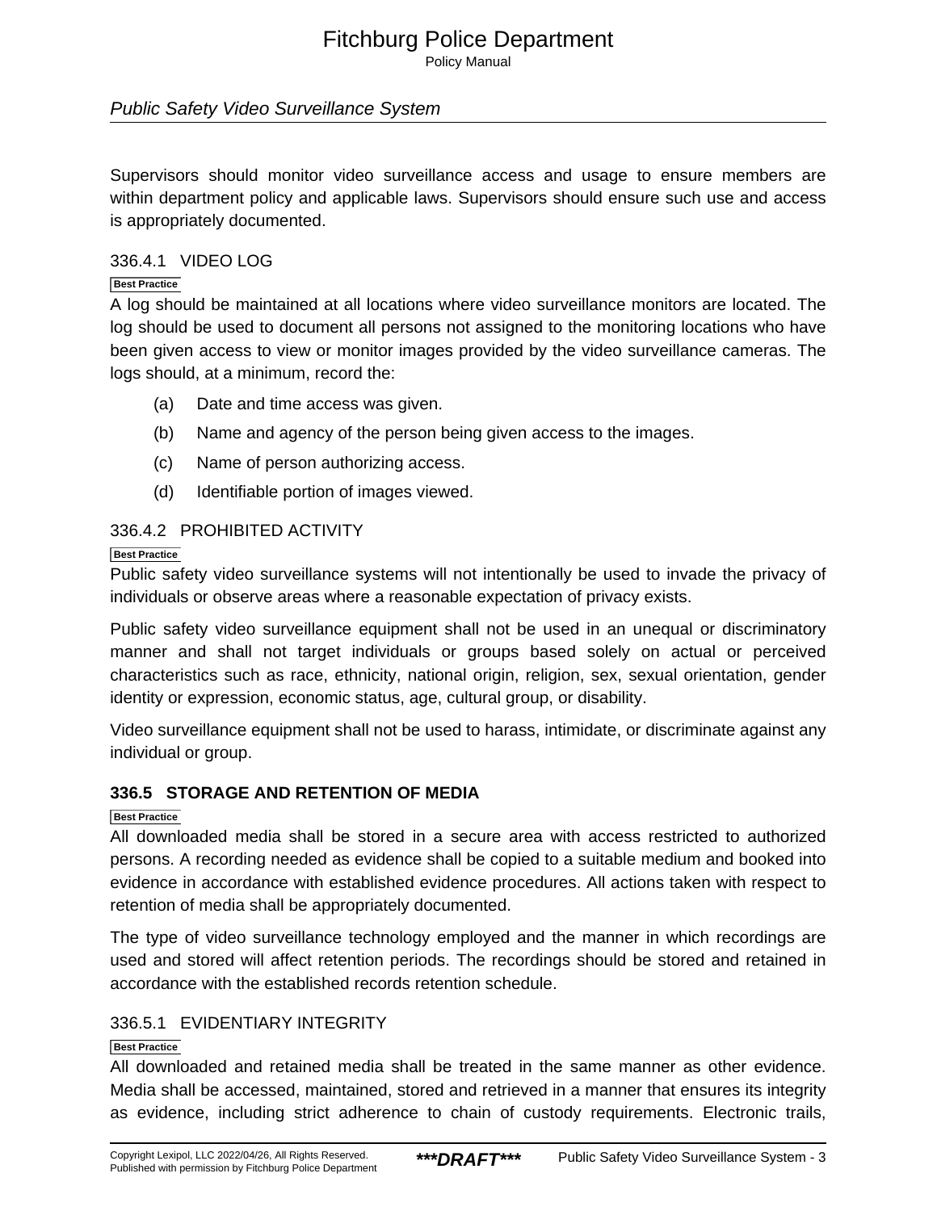Supervisors should monitor video surveillance access and usage to ensure members are within department policy and applicable laws. Supervisors should ensure such use and access is appropriately documented.

### 336.4.1 VIDEO LOG

Best Practice

A log should be maintained at all locations where video surveillance monitors are located. The log should be used to document all persons not assigned to the monitoring locations who have been given access to view or monitor images provided by the video surveillance cameras. The logs should, at a minimum, record the:

(a) Date and time access was given.

(b) Name and agency of the person being given access to the images.

(c) Name of person authorizing access.

(d) Identifiable portion of images viewed.

### 336.4.2 PROHIBITED ACTIVITY

Best Practice

Public safety video surveillance systems will not intentionally be used to invade the privacy of individuals or observe areas where a reasonable expectation of privacy exists.

Public safety video surveillance equipment shall not be used in an unequal or discriminatory manner and shall not target individuals or groups based solely on actual or perceived characteristics such as race, ethnicity, national origin, religion, sex, sexual orientation, gender identity or expression, economic status, age, cultural group, or disability.

Video surveillance equipment shall not be used to harass, intimidate, or discriminate against any individual or group.

## 336.5 STORAGE AND RETENTION OF MEDIA

Best Practice

All downloaded media shall be stored in a secure area with access restricted to authorized persons. A recording needed as evidence shall be copied to a suitable medium and booked into evidence in accordance with established evidence procedures. All actions taken with respect to retention of media shall be appropriately documented.

The type of video surveillance technology employed and the manner in which recordings are used and stored will affect retention periods. The recordings should be stored and retained in accordance with the established records retention schedule.

### 336.5.1 EVIDENTIARY INTEGRITY

Best Practice

All downloaded and retained media shall be treated in the same manner as other evidence. Media shall be accessed, maintained, stored and retrieved in a manner that ensures its integrity as evidence, including strict adherence to chain of custody requirements. Electronic trails,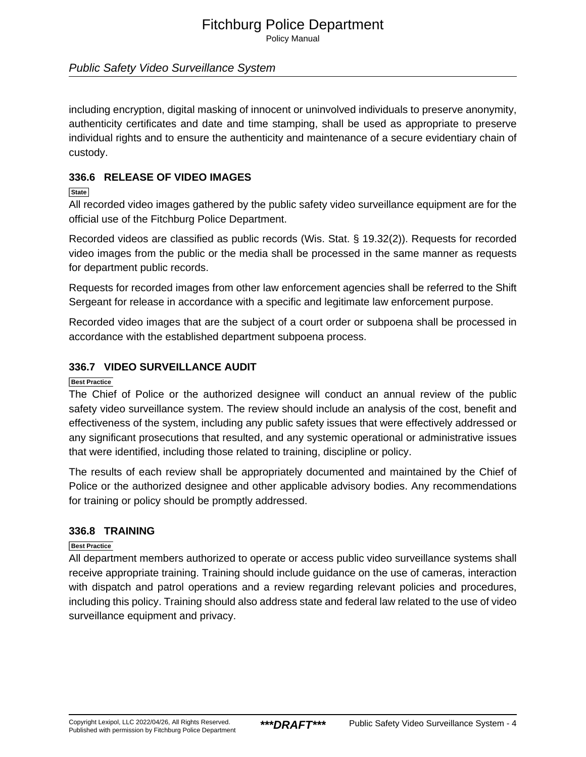including encryption, digital masking of innocent or uninvolved individuals to preserve anonymity, authenticity certificates and date and time stamping, shall be used as appropriate to preserve individual rights and to ensure the authenticity and maintenance of a secure evidentiary chain of custody.

### 336.6 RELEASE OF VIDEO IMAGES

State

All recorded video images gathered by the public safety video surveillance equipment are for the official use of the Fitchburg Police Department.

Recorded videos are classified as public records (Wis. Stat. § 19.32(2)). Requests for recorded video images from the public or the media shall be processed in the same manner as requests for department public records.

Requests for recorded images from other law enforcement agencies shall be referred to the Shift Sergeant for release in accordance with a specific and legitimate law enforcement purpose.

Recorded video images that are the subject of a court order or subpoena shall be processed in accordance with the established department subpoena process.

### 336.7 VIDEO SURVEILLANCE AUDIT

Best Practice

The Chief of Police or the authorized designee will conduct an annual review of the public safety video surveillance system. The review should include an analysis of the cost, benefit and effectiveness of the system, including any public safety issues that were effectively addressed or any significant prosecutions that resulted, and any systemic operational or administrative issues that were identified, including those related to training, discipline or policy.

The results of each review shall be appropriately documented and maintained by the Chief of Police or the authorized designee and other applicable advisory bodies. Any recommendations for training or policy should be promptly addressed.

### 336.8 TRAINING

Best Practice

All department members authorized to operate or access public video surveillance systems shall receive appropriate training. Training should include guidance on the use of cameras, interaction with dispatch and patrol operations and a review regarding relevant policies and procedures, including this policy. Training should also address state and federal law related to the use of video surveillance equipment and privacy.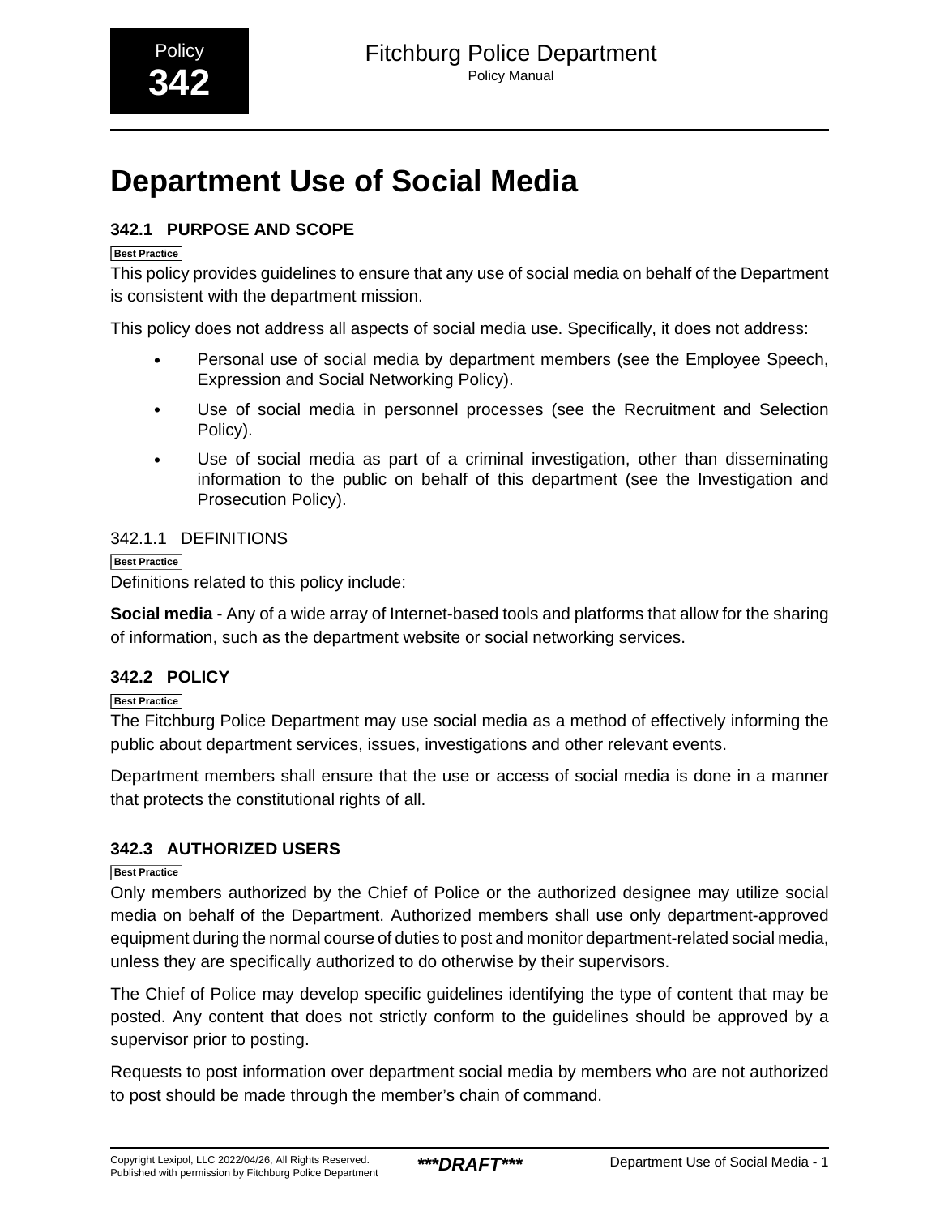Policy **342**

# Department Use of Social Media

## 342.1 PURPOSE AND SCOPE

Best Practice

This policy provides guidelines to ensure that any use of social media on behalf of the Department is consistent with the department mission.

This policy does not address all aspects of social media use. Specifically, it does not address:

- Personal use of social media by department members (see the Employee Speech, Expression and Social Networking Policy).
- Use of social media in personnel processes (see the Recruitment and Selection Policy).
- Use of social media as part of a criminal investigation, other than disseminating information to the public on behalf of this department (see the Investigation and Prosecution Policy).

### 342.1.1 DEFINITIONS

Best Practice

Definitions related to this policy include:

**Social media** - Any of a wide array of Internet-based tools and platforms that allow for the sharing of information, such as the department website or social networking services.

## 342.2 POLICY

Best Practice

The Fitchburg Police Department may use social media as a method of effectively informing the public about department services, issues, investigations and other relevant events.

Department members shall ensure that the use or access of social media is done in a manner that protects the constitutional rights of all.

## 342.3 AUTHORIZED USERS

Best Practice

Only members authorized by the Chief of Police or the authorized designee may utilize social media on behalf of the Department. Authorized members shall use only department-approved equipment during the normal course of duties to post and monitor department-related social media, unless they are specifically authorized to do otherwise by their supervisors.

The Chief of Police may develop specific guidelines identifying the type of content that may be posted. Any content that does not strictly conform to the guidelines should be approved by a supervisor prior to posting.

Requests to post information over department social media by members who are not authorized to post should be made through the member's chain of command.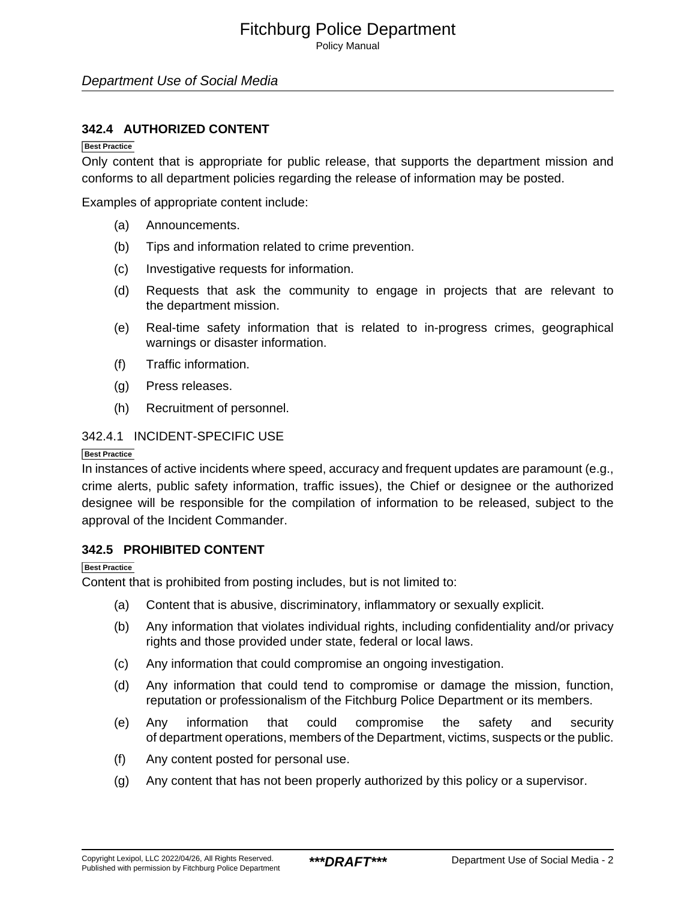## 342.4 AUTHORIZED CONTENT

Best Practice

Only content that is appropriate for public release, that supports the department mission and conforms to all department policies regarding the release of information may be posted.

Examples of appropriate content include:

(a) Announcements.

(b) Tips and information related to crime prevention.

(c) Investigative requests for information.

(d) Requests that ask the community to engage in projects that are relevant to the department mission.

(e) Real-time safety information that is related to in-progress crimes, geographical warnings or disaster information.

(f) Traffic information.

(g) Press releases.

(h) Recruitment of personnel.

### 342.4.1 INCIDENT-SPECIFIC USE

Best Practice

In instances of active incidents where speed, accuracy and frequent updates are paramount (e.g., crime alerts, public safety information, traffic issues), the Chief or designee or the authorized designee will be responsible for the compilation of information to be released, subject to the approval of the Incident Commander.

## 342.5 PROHIBITED CONTENT

Best Practice

Content that is prohibited from posting includes, but is not limited to:

(a) Content that is abusive, discriminatory, inflammatory or sexually explicit.

(b) Any information that violates individual rights, including confidentiality and/or privacy rights and those provided under state, federal or local laws.

(c) Any information that could compromise an ongoing investigation.

(d) Any information that could tend to compromise or damage the mission, function, reputation or professionalism of the Fitchburg Police Department or its members.

(e) Any information that could compromise the safety and security of department operations, members of the Department, victims, suspects or the public.

(f) Any content posted for personal use.

(g) Any content that has not been properly authorized by this policy or a supervisor.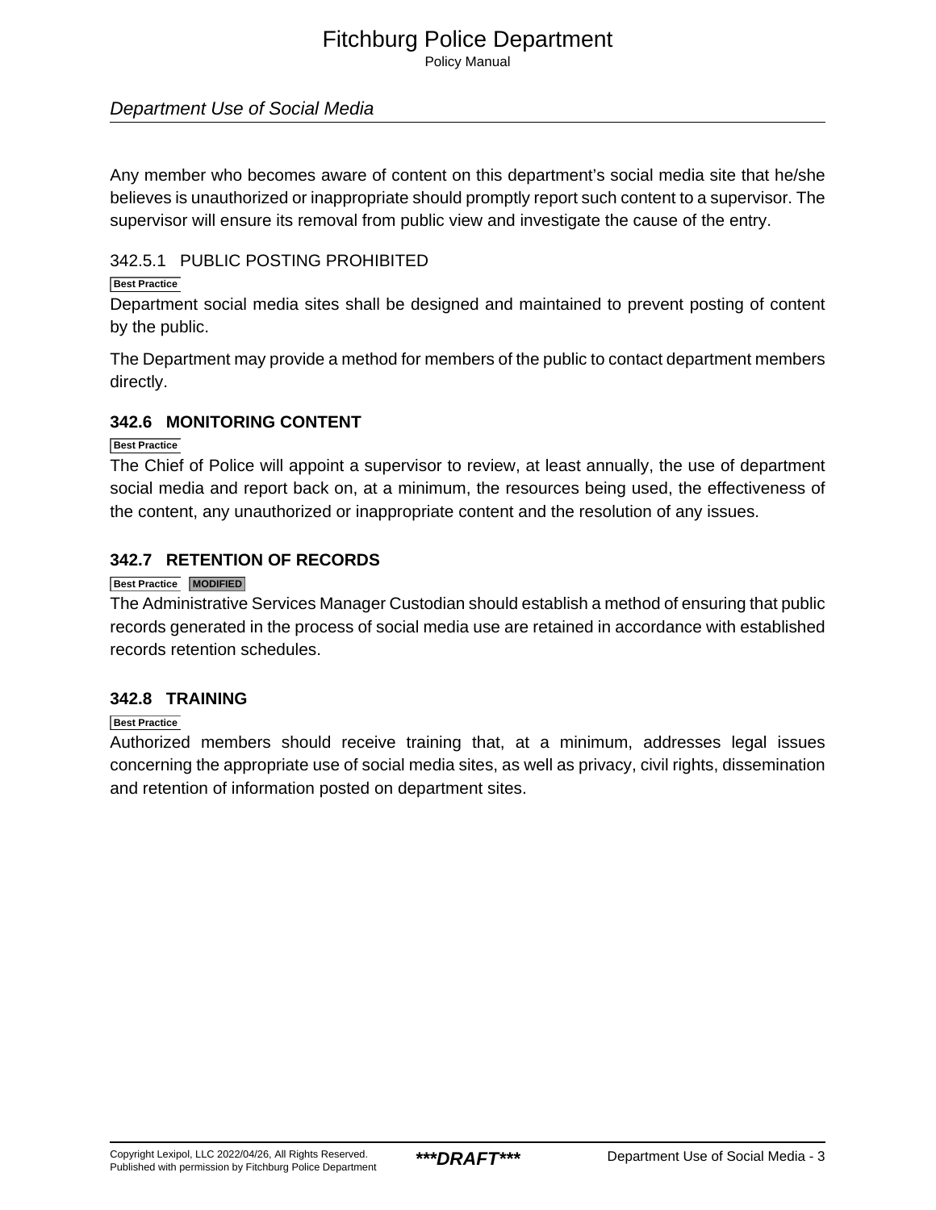Any member who becomes aware of content on this department's social media site that he/she believes is unauthorized or inappropriate should promptly report such content to a supervisor. The supervisor will ensure its removal from public view and investigate the cause of the entry.

### 342.5.1 PUBLIC POSTING PROHIBITED

Best Practice

Department social media sites shall be designed and maintained to prevent posting of content by the public.

The Department may provide a method for members of the public to contact department members directly.

## 342.6 MONITORING CONTENT

Best Practice

The Chief of Police will appoint a supervisor to review, at least annually, the use of department social media and report back on, at a minimum, the resources being used, the effectiveness of the content, any unauthorized or inappropriate content and the resolution of any issues.

## 342.7 RETENTION OF RECORDS

Best Practice MODIFIED

The Administrative Services Manager Custodian should establish a method of ensuring that public records generated in the process of social media use are retained in accordance with established records retention schedules.

## 342.8 TRAINING

Best Practice

Authorized members should receive training that, at a minimum, addresses legal issues concerning the appropriate use of social media sites, as well as privacy, civil rights, dissemination and retention of information posted on department sites.